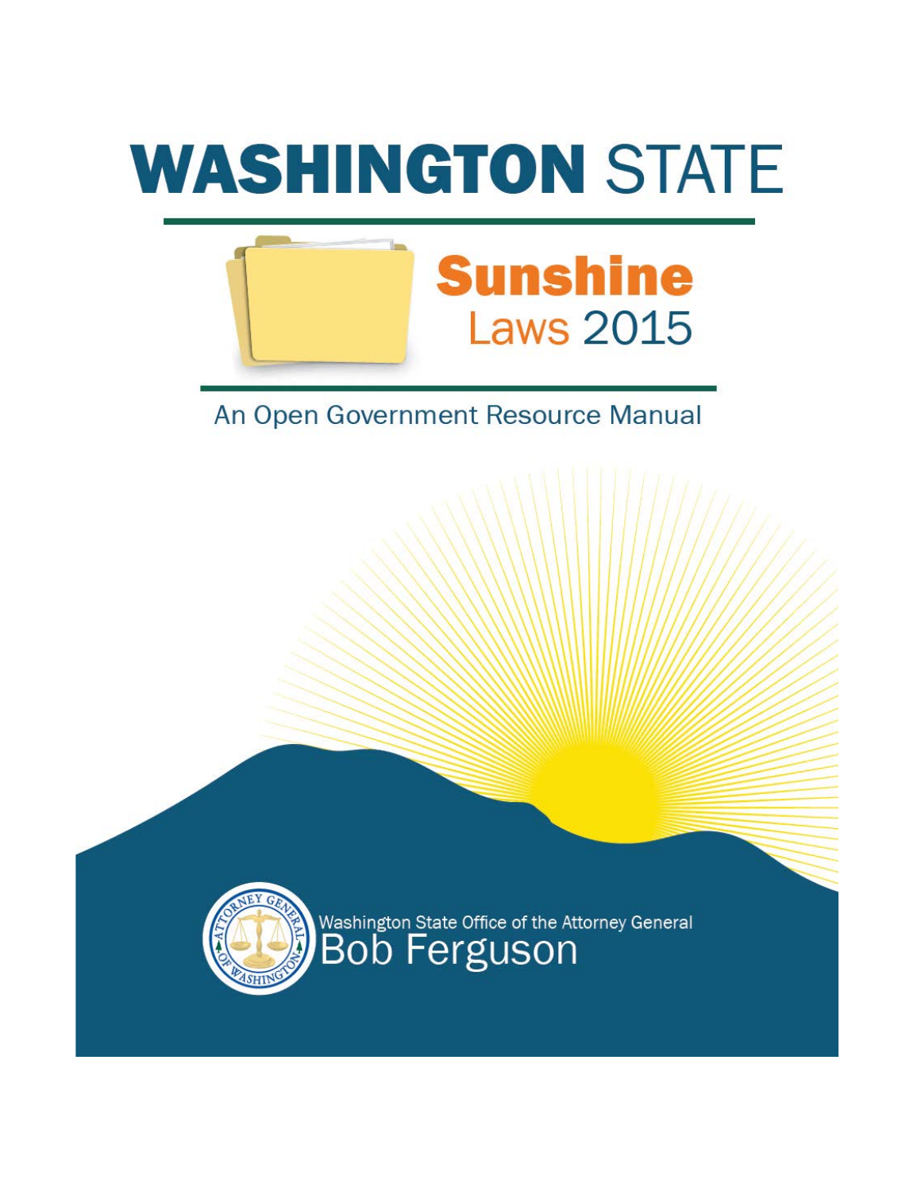# WASHINGTON STATE

## Sunshine Laws 2015

An Open Government Resource Manual

Washington State Office of the Attorney General
Bob Ferguson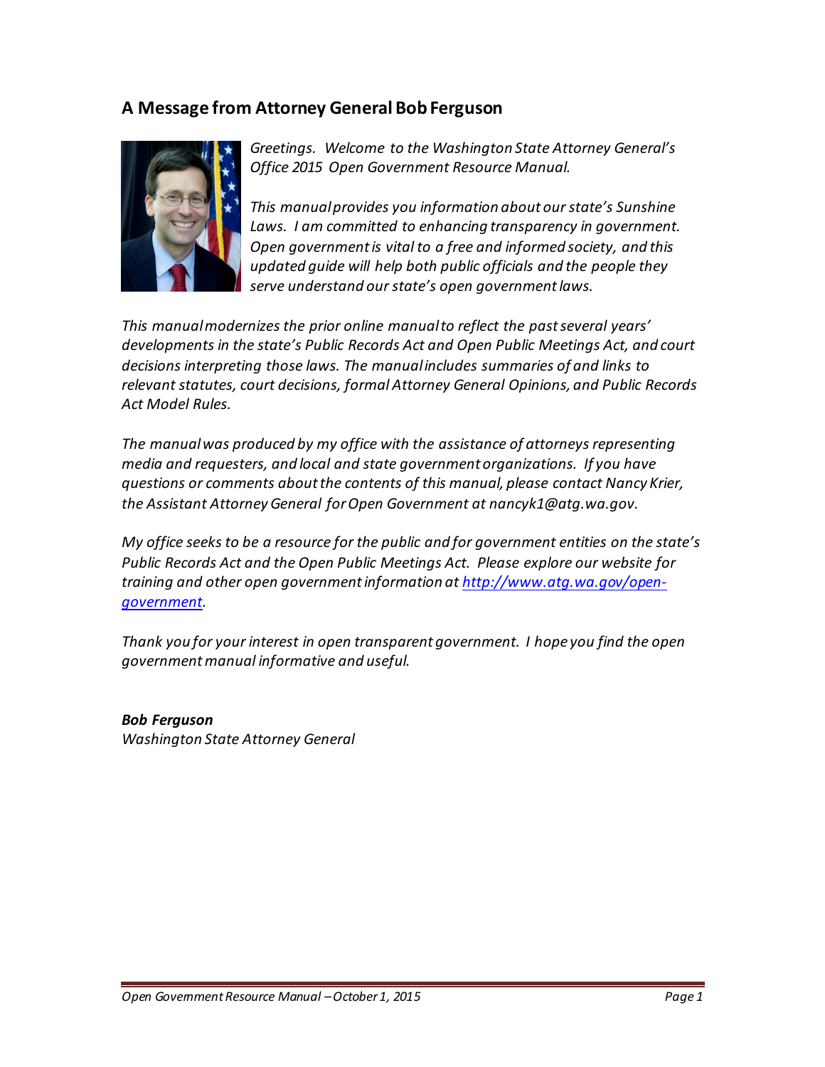## A Message from Attorney General Bob Ferguson

*Greetings. Welcome to the Washington State Attorney General's Office 2015 Open Government Resource Manual.*

*This manual provides you information about our state's Sunshine Laws. I am committed to enhancing transparency in government. Open government is vital to a free and informed society, and this updated guide will help both public officials and the people they serve understand our state's open government laws.*

*This manual modernizes the prior online manual to reflect the past several years' developments in the state's Public Records Act and Open Public Meetings Act, and court decisions interpreting those laws. The manual includes summaries of and links to relevant statutes, court decisions, formal Attorney General Opinions, and Public Records Act Model Rules.*

*The manual was produced by my office with the assistance of attorneys representing media and requesters, and local and state government organizations. If you have questions or comments about the contents of this manual, please contact Nancy Krier, the Assistant Attorney General for Open Government at nancyk1@atg.wa.gov.*

*My office seeks to be a resource for the public and for government entities on the state's Public Records Act and the Open Public Meetings Act. Please explore our website for training and other open government information at [http://www.atg.wa.gov/open-government](http://www.atg.wa.gov/open-government).*

*Thank you for your interest in open transparent government. I hope you find the open government manual informative and useful.*

***Bob Ferguson***
*Washington State Attorney General*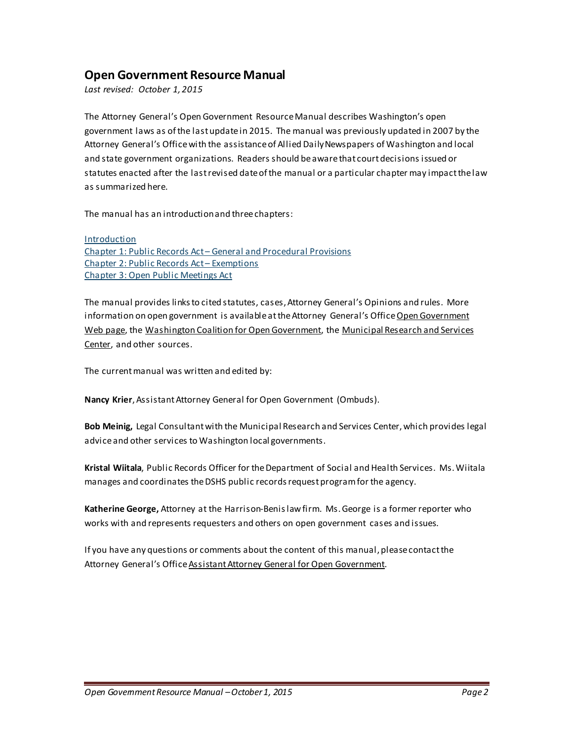# Open Government Resource Manual

*Last revised: October 1, 2015*

The Attorney General's Open Government Resource Manual describes Washington's open government laws as of the last update in 2015. The manual was previously updated in 2007 by the Attorney General's Office with the assistance of Allied Daily Newspapers of Washington and local and state government organizations. Readers should be aware that court decisions issued or statutes enacted after the last revised date of the manual or a particular chapter may impact the law as summarized here.

The manual has an introduction and three chapters:

Introduction
Chapter 1: Public Records Act – General and Procedural Provisions
Chapter 2: Public Records Act – Exemptions
Chapter 3: Open Public Meetings Act

The manual provides links to cited statutes, cases, Attorney General's Opinions and rules. More information on open government is available at the Attorney General's Office Open Government Web page, the Washington Coalition for Open Government, the Municipal Research and Services Center, and other sources.

The current manual was written and edited by:

**Nancy Krier**, Assistant Attorney General for Open Government (Ombuds).

**Bob Meinig,** Legal Consultant with the Municipal Research and Services Center, which provides legal advice and other services to Washington local governments.

**Kristal Wiitala**, Public Records Officer for the Department of Social and Health Services. Ms. Wiitala manages and coordinates the DSHS public records request program for the agency.

**Katherine George,** Attorney at the Harrison-Benis law firm. Ms. George is a former reporter who works with and represents requesters and others on open government cases and issues.

If you have any questions or comments about the content of this manual, please contact the Attorney General's Office Assistant Attorney General for Open Government.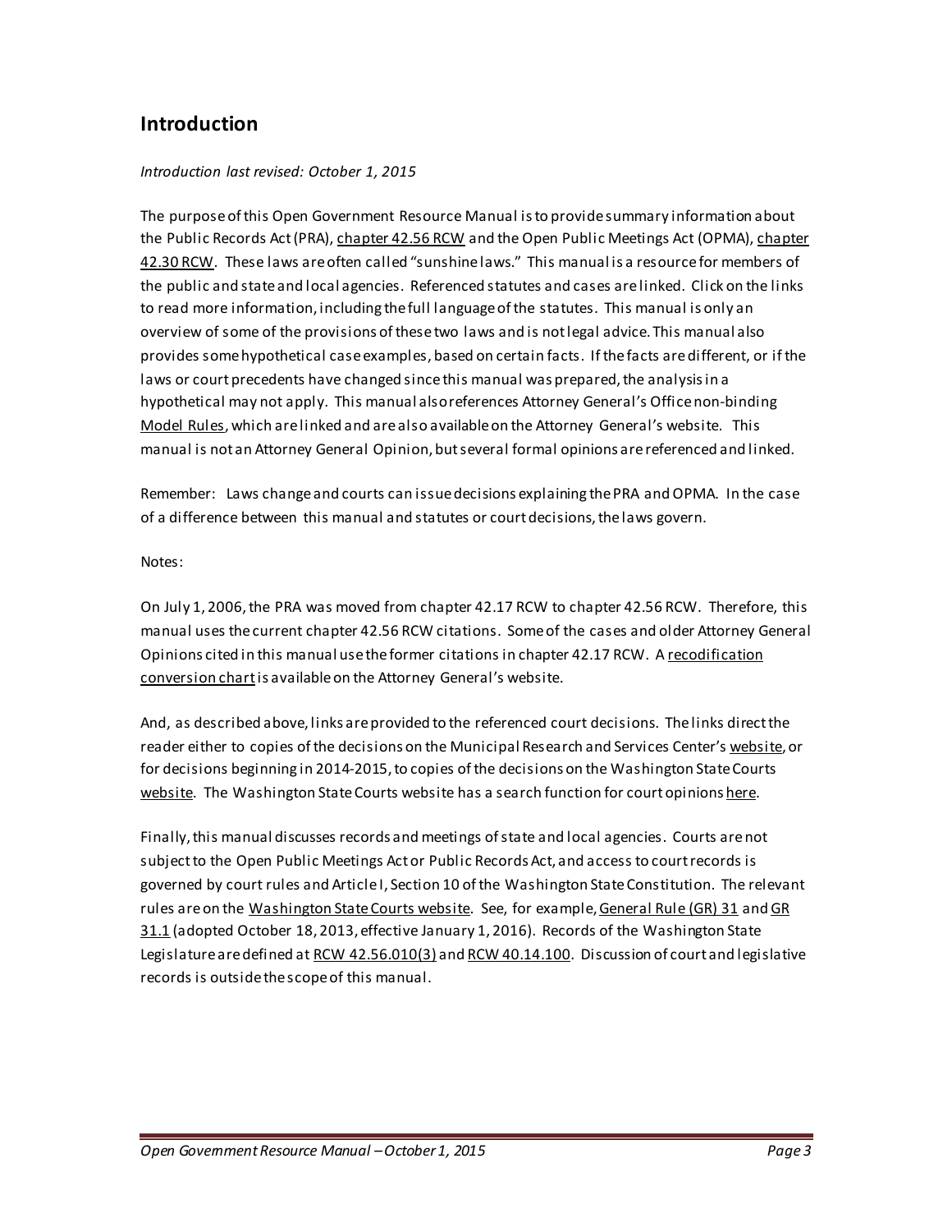## Introduction

*Introduction last revised: October 1, 2015*

The purpose of this Open Government Resource Manual is to provide summary information about the Public Records Act (PRA), chapter 42.56 RCW and the Open Public Meetings Act (OPMA), chapter 42.30 RCW. These laws are often called "sunshine laws." This manual is a resource for members of the public and state and local agencies. Referenced statutes and cases are linked. Click on the links to read more information, including the full language of the statutes. This manual is only an overview of some of the provisions of these two laws and is not legal advice. This manual also provides some hypothetical case examples, based on certain facts. If the facts are different, or if the laws or court precedents have changed since this manual was prepared, the analysis in a hypothetical may not apply. This manual also references Attorney General's Office non-binding Model Rules, which are linked and are also available on the Attorney General's website. This manual is not an Attorney General Opinion, but several formal opinions are referenced and linked.

Remember: Laws change and courts can issue decisions explaining the PRA and OPMA. In the case of a difference between this manual and statutes or court decisions, the laws govern.

Notes:

On July 1, 2006, the PRA was moved from chapter 42.17 RCW to chapter 42.56 RCW. Therefore, this manual uses the current chapter 42.56 RCW citations. Some of the cases and older Attorney General Opinions cited in this manual use the former citations in chapter 42.17 RCW. A recodification conversion chart is available on the Attorney General's website.

And, as described above, links are provided to the referenced court decisions. The links direct the reader either to copies of the decisions on the Municipal Research and Services Center's website, or for decisions beginning in 2014-2015, to copies of the decisions on the Washington State Courts website. The Washington State Courts website has a search function for court opinions here.

Finally, this manual discusses records and meetings of state and local agencies. Courts are not subject to the Open Public Meetings Act or Public Records Act, and access to court records is governed by court rules and Article I, Section 10 of the Washington State Constitution. The relevant rules are on the Washington State Courts website. See, for example, General Rule (GR) 31 and GR 31.1 (adopted October 18, 2013, effective January 1, 2016). Records of the Washington State Legislature are defined at RCW 42.56.010(3) and RCW 40.14.100. Discussion of court and legislative records is outside the scope of this manual.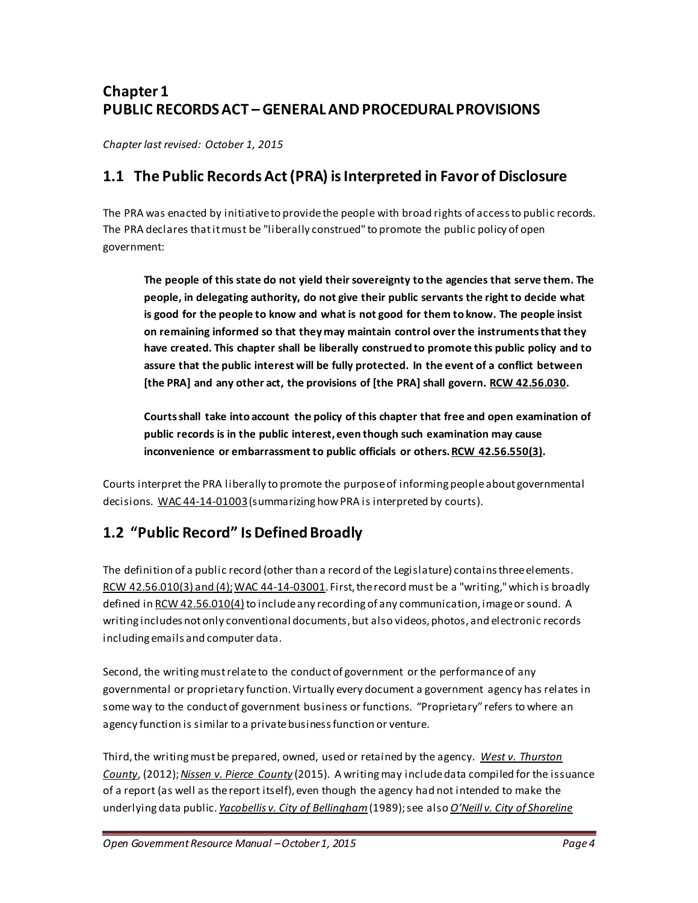## Chapter 1
## PUBLIC RECORDS ACT – GENERAL AND PROCEDURAL PROVISIONS

*Chapter last revised: October 1, 2015*

## 1.1 The Public Records Act (PRA) is Interpreted in Favor of Disclosure

The PRA was enacted by initiative to provide the people with broad rights of access to public records. The PRA declares that it must be "liberally construed" to promote the public policy of open government:

> **The people of this state do not yield their sovereignty to the agencies that serve them. The people, in delegating authority, do not give their public servants the right to decide what is good for the people to know and what is not good for them to know. The people insist on remaining informed so that they may maintain control over the instruments that they have created. This chapter shall be liberally construed to promote this public policy and to assure that the public interest will be fully protected. In the event of a conflict between [the PRA] and any other act, the provisions of [the PRA] shall govern. RCW 42.56.030.**
>
> **Courts shall take into account the policy of this chapter that free and open examination of public records is in the public interest, even though such examination may cause inconvenience or embarrassment to public officials or others. RCW 42.56.550(3).**

Courts interpret the PRA liberally to promote the purpose of informing people about governmental decisions. WAC 44-14-01003 (summarizing how PRA is interpreted by courts).

## 1.2 "Public Record" Is Defined Broadly

The definition of a public record (other than a record of the Legislature) contains three elements. RCW 42.56.010(3) and (4); WAC 44-14-03001. First, the record must be a "writing," which is broadly defined in RCW 42.56.010(4) to include any recording of any communication, image or sound. A writing includes not only conventional documents, but also videos, photos, and electronic records including emails and computer data.

Second, the writing must relate to the conduct of government or the performance of any governmental or proprietary function. Virtually every document a government agency has relates in some way to the conduct of government business or functions. "Proprietary" refers to where an agency function is similar to a private business function or venture.

Third, the writing must be prepared, owned, used or retained by the agency. *West v. Thurston County*, (2012); *Nissen v. Pierce County* (2015). A writing may include data compiled for the issuance of a report (as well as the report itself), even though the agency had not intended to make the underlying data public. *Yacobellis v. City of Bellingham* (1989); see also *O'Neill v. City of Shoreline*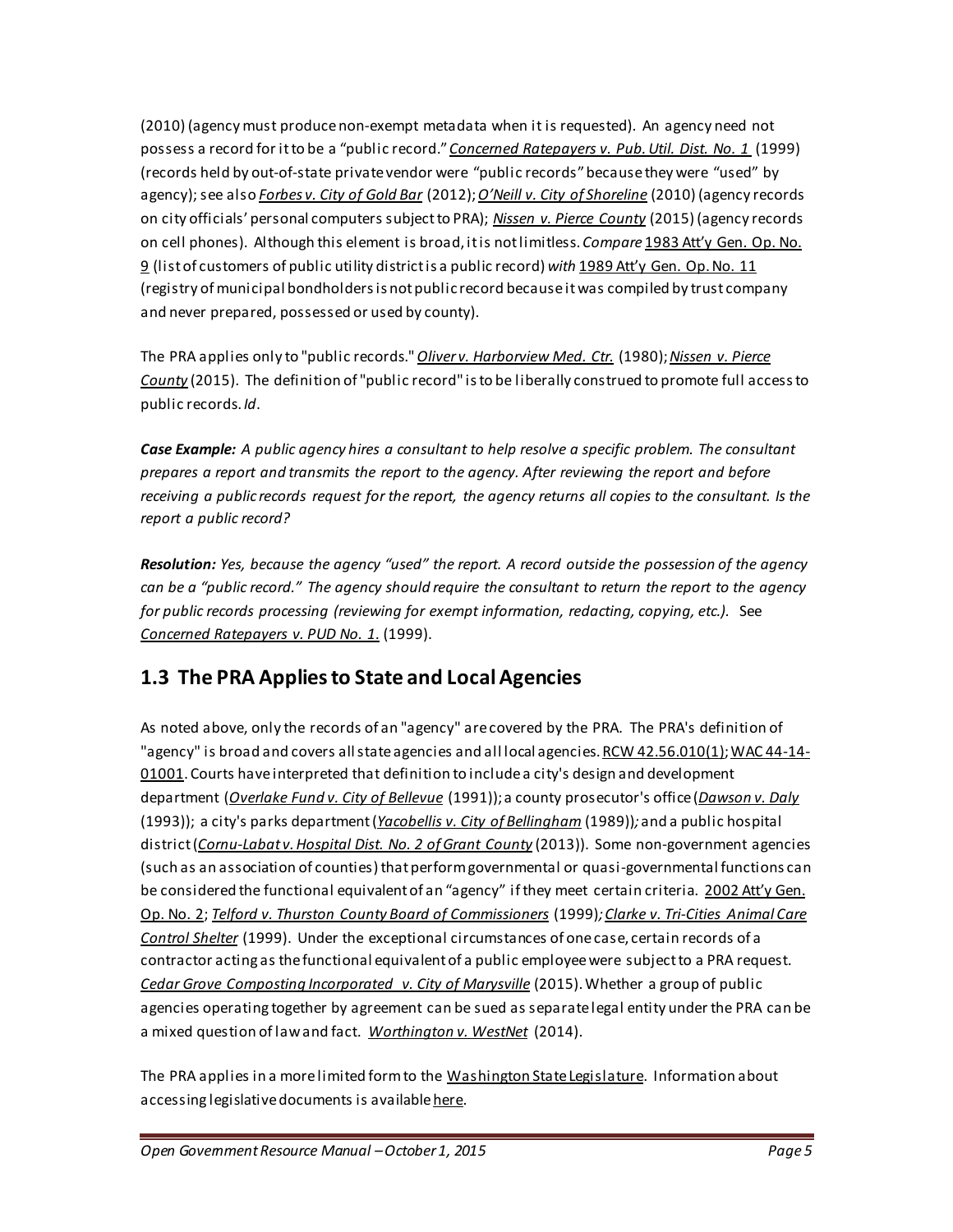(2010) (agency must produce non-exempt metadata when it is requested). An agency need not possess a record for it to be a "public record." *Concerned Ratepayers v. Pub. Util. Dist. No. 1* (1999) (records held by out-of-state private vendor were "public records" because they were "used" by agency); see also *Forbes v. City of Gold Bar* (2012); *O'Neill v. City of Shoreline* (2010) (agency records on city officials' personal computers subject to PRA); *Nissen v. Pierce County* (2015) (agency records on cell phones). Although this element is broad, it is not limitless. *Compare* 1983 Att'y Gen. Op. No. 9 (list of customers of public utility district is a public record) *with* 1989 Att'y Gen. Op. No. 11 (registry of municipal bondholders is not public record because it was compiled by trust company and never prepared, possessed or used by county).

The PRA applies only to "public records." *Oliver v. Harborview Med. Ctr.* (1980); *Nissen v. Pierce County* (2015). The definition of "public record" is to be liberally construed to promote full access to public records. *Id*.

***Case Example:*** *A public agency hires a consultant to help resolve a specific problem. The consultant prepares a report and transmits the report to the agency. After reviewing the report and before receiving a public records request for the report, the agency returns all copies to the consultant. Is the report a public record?*

***Resolution:*** *Yes, because the agency "used" the report. A record outside the possession of the agency can be a "public record." The agency should require the consultant to return the report to the agency for public records processing (reviewing for exempt information, redacting, copying, etc.).* See *Concerned Ratepayers v. PUD No. 1.* (1999).

## 1.3 The PRA Applies to State and Local Agencies

As noted above, only the records of an "agency" are covered by the PRA. The PRA's definition of "agency" is broad and covers all state agencies and all local agencies. RCW 42.56.010(1); WAC 44-14-01001. Courts have interpreted that definition to include a city's design and development department (*Overlake Fund v. City of Bellevue* (1991)); a county prosecutor's office (*Dawson v. Daly* (1993)); a city's parks department (*Yacobellis v. City of Bellingham* (1989))*;* and a public hospital district (*Cornu-Labat v. Hospital Dist. No. 2 of Grant County* (2013)). Some non-government agencies (such as an association of counties) that perform governmental or quasi-governmental functions can be considered the functional equivalent of an "agency" if they meet certain criteria. 2002 Att'y Gen. Op. No. 2; *Telford v. Thurston County Board of Commissioners* (1999)*; Clarke v. Tri-Cities Animal Care Control Shelter* (1999). Under the exceptional circumstances of one case, certain records of a contractor acting as the functional equivalent of a public employee were subject to a PRA request. *Cedar Grove Composting Incorporated v. City of Marysville* (2015). Whether a group of public agencies operating together by agreement can be sued as separate legal entity under the PRA can be a mixed question of law and fact. *Worthington v. WestNet* (2014).

The PRA applies in a more limited form to the Washington State Legislature. Information about accessing legislative documents is available here.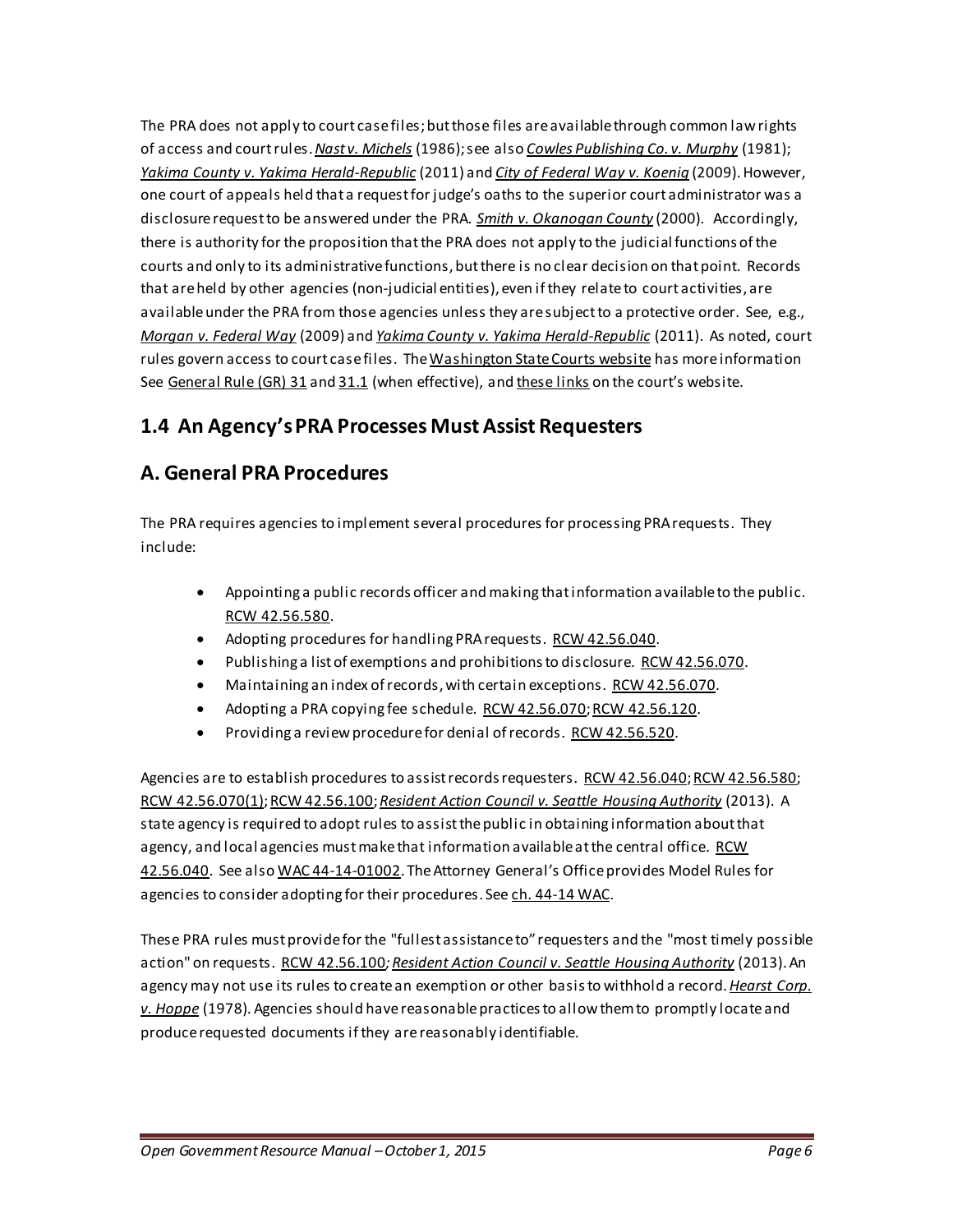The PRA does not apply to court case files; but those files are available through common law rights of access and court rules. *Nast v. Michels* (1986); see also *Cowles Publishing Co. v. Murphy* (1981); *Yakima County v. Yakima Herald-Republic* (2011) and *City of Federal Way v. Koenig* (2009). However, one court of appeals held that a request for judge's oaths to the superior court administrator was a disclosure request to be answered under the PRA. *Smith v. Okanogan County* (2000). Accordingly, there is authority for the proposition that the PRA does not apply to the judicial functions of the courts and only to its administrative functions, but there is no clear decision on that point. Records that are held by other agencies (non-judicial entities), even if they relate to court activities, are available under the PRA from those agencies unless they are subject to a protective order. See, e.g., *Morgan v. Federal Way* (2009) and *Yakima County v. Yakima Herald-Republic* (2011). As noted, court rules govern access to court case files. The Washington State Courts website has more information See General Rule (GR) 31 and 31.1 (when effective), and these links on the court's website.

## 1.4 An Agency's PRA Processes Must Assist Requesters

## A. General PRA Procedures

The PRA requires agencies to implement several procedures for processing PRA requests. They include:

- Appointing a public records officer and making that information available to the public. RCW 42.56.580.
- Adopting procedures for handling PRA requests. RCW 42.56.040.
- Publishing a list of exemptions and prohibitions to disclosure. RCW 42.56.070.
- Maintaining an index of records, with certain exceptions. RCW 42.56.070.
- Adopting a PRA copying fee schedule. RCW 42.56.070; RCW 42.56.120.
- Providing a review procedure for denial of records. RCW 42.56.520.

Agencies are to establish procedures to assist records requesters. RCW 42.56.040; RCW 42.56.580; RCW 42.56.070(1); RCW 42.56.100; *Resident Action Council v. Seattle Housing Authority* (2013). A state agency is required to adopt rules to assist the public in obtaining information about that agency, and local agencies must make that information available at the central office. RCW 42.56.040. See also WAC 44-14-01002. The Attorney General's Office provides Model Rules for agencies to consider adopting for their procedures. See ch. 44-14 WAC.

These PRA rules must provide for the "fullest assistance to" requesters and the "most timely possible action" on requests. RCW 42.56.100; *Resident Action Council v. Seattle Housing Authority* (2013). An agency may not use its rules to create an exemption or other basis to withhold a record. *Hearst Corp. v. Hoppe* (1978). Agencies should have reasonable practices to allow them to promptly locate and produce requested documents if they are reasonably identifiable.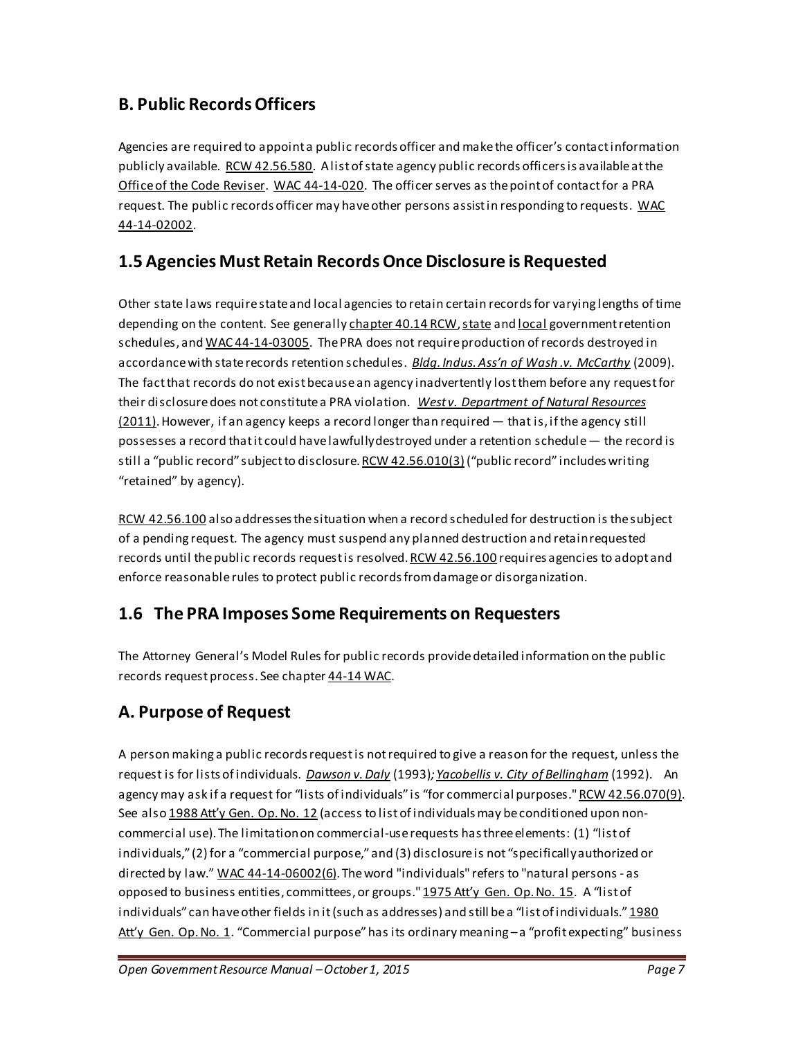## B. Public Records Officers

Agencies are required to appoint a public records officer and make the officer's contact information publicly available. RCW 42.56.580. A list of state agency public records officers is available at the Office of the Code Reviser. WAC 44-14-020. The officer serves as the point of contact for a PRA request. The public records officer may have other persons assist in responding to requests. WAC 44-14-02002.

## 1.5 Agencies Must Retain Records Once Disclosure is Requested

Other state laws require state and local agencies to retain certain records for varying lengths of time depending on the content. See generally chapter 40.14 RCW, state and local government retention schedules, and WAC 44-14-03005. The PRA does not require production of records destroyed in accordance with state records retention schedules. *Bldg. Indus. Ass'n of Wash .v. McCarthy* (2009). The fact that records do not exist because an agency inadvertently lost them before any request for their disclosure does not constitute a PRA violation. *West v. Department of Natural Resources* (2011). However, if an agency keeps a record longer than required — that is, if the agency still possesses a record that it could have lawfully destroyed under a retention schedule — the record is still a "public record" subject to disclosure. RCW 42.56.010(3) ("public record" includes writing "retained" by agency).

RCW 42.56.100 also addresses the situation when a record scheduled for destruction is the subject of a pending request. The agency must suspend any planned destruction and retain requested records until the public records request is resolved. RCW 42.56.100 requires agencies to adopt and enforce reasonable rules to protect public records from damage or disorganization.

## 1.6 The PRA Imposes Some Requirements on Requesters

The Attorney General's Model Rules for public records provide detailed information on the public records request process. See chapter 44-14 WAC.

## A. Purpose of Request

A person making a public records request is not required to give a reason for the request, unless the request is for lists of individuals. *Dawson v. Daly* (1993)*; Yacobellis v. City of Bellingham* (1992). An agency may ask if a request for "lists of individuals" is "for commercial purposes." RCW 42.56.070(9). See also 1988 Att'y Gen. Op. No. 12 (access to list of individuals may be conditioned upon non-commercial use). The limitation on commercial-use requests has three elements: (1) "list of individuals," (2) for a "commercial purpose," and (3) disclosure is not "specifically authorized or directed by law." WAC 44-14-06002(6). The word "individuals" refers to "natural persons - as opposed to business entities, committees, or groups." 1975 Att'y Gen. Op. No. 15. A "list of individuals" can have other fields in it (such as addresses) and still be a "list of individuals." 1980 Att'y Gen. Op. No. 1. "Commercial purpose" has its ordinary meaning – a "profit expecting" business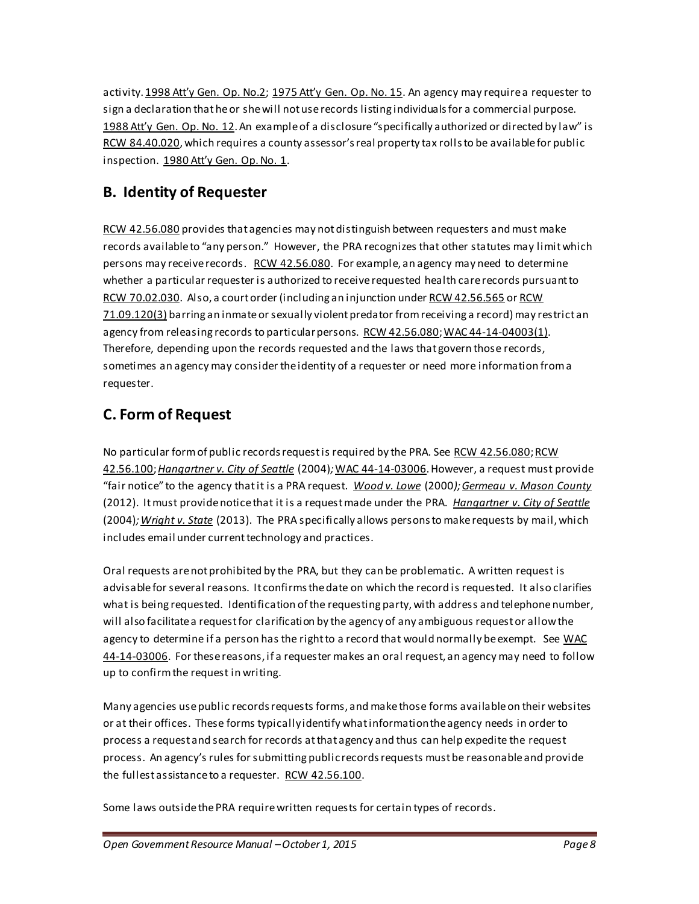activity. 1998 Att'y Gen. Op. No.2; 1975 Att'y Gen. Op. No. 15. An agency may require a requester to sign a declaration that he or she will not use records listing individuals for a commercial purpose. 1988 Att'y Gen. Op. No. 12. An example of a disclosure "specifically authorized or directed by law" is RCW 84.40.020, which requires a county assessor's real property tax rolls to be available for public inspection. 1980 Att'y Gen. Op. No. 1.

## B. Identity of Requester

RCW 42.56.080 provides that agencies may not distinguish between requesters and must make records available to "any person." However, the PRA recognizes that other statutes may limit which persons may receive records. RCW 42.56.080. For example, an agency may need to determine whether a particular requester is authorized to receive requested health care records pursuant to RCW 70.02.030. Also, a court order (including an injunction under RCW 42.56.565 or RCW 71.09.120(3) barring an inmate or sexually violent predator from receiving a record) may restrict an agency from releasing records to particular persons. RCW 42.56.080; WAC 44-14-04003(1). Therefore, depending upon the records requested and the laws that govern those records, sometimes an agency may consider the identity of a requester or need more information from a requester.

## C. Form of Request

No particular form of public records request is required by the PRA. See RCW 42.56.080; RCW 42.56.100; *Hangartner v. City of Seattle* (2004); WAC 44-14-03006. However, a request must provide "fair notice" to the agency that it is a PRA request. *Wood v. Lowe* (2000); *Germeau v. Mason County* (2012). It must provide notice that it is a request made under the PRA. *Hangartner v. City of Seattle* (2004); *Wright v. State* (2013). The PRA specifically allows persons to make requests by mail, which includes email under current technology and practices.

Oral requests are not prohibited by the PRA, but they can be problematic. A written request is advisable for several reasons. It confirms the date on which the record is requested. It also clarifies what is being requested. Identification of the requesting party, with address and telephone number, will also facilitate a request for clarification by the agency of any ambiguous request or allow the agency to determine if a person has the right to a record that would normally be exempt. See WAC 44-14-03006. For these reasons, if a requester makes an oral request, an agency may need to follow up to confirm the request in writing.

Many agencies use public records requests forms, and make those forms available on their websites or at their offices. These forms typically identify what information the agency needs in order to process a request and search for records at that agency and thus can help expedite the request process. An agency's rules for submitting public records requests must be reasonable and provide the fullest assistance to a requester. RCW 42.56.100.

Some laws outside the PRA require written requests for certain types of records.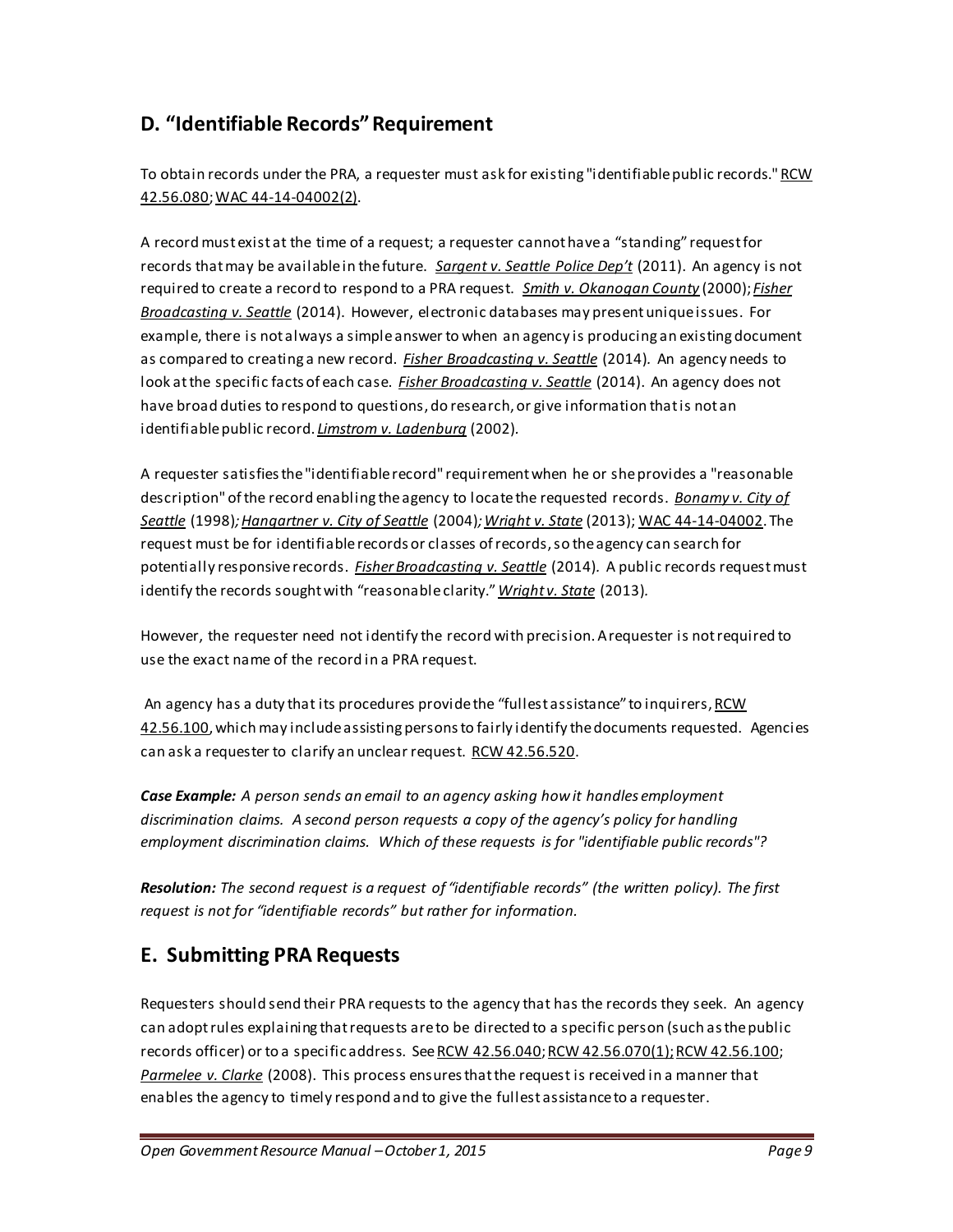## D. "Identifiable Records" Requirement

To obtain records under the PRA, a requester must ask for existing "identifiable public records." RCW 42.56.080; WAC 44-14-04002(2).

A record must exist at the time of a request; a requester cannot have a "standing" request for records that may be available in the future. *Sargent v. Seattle Police Dep't* (2011). An agency is not required to create a record to respond to a PRA request. *Smith v. Okanogan County* (2000); *Fisher Broadcasting v. Seattle* (2014). However, electronic databases may present unique issues. For example, there is not always a simple answer to when an agency is producing an existing document as compared to creating a new record. *Fisher Broadcasting v. Seattle* (2014). An agency needs to look at the specific facts of each case. *Fisher Broadcasting v. Seattle* (2014). An agency does not have broad duties to respond to questions, do research, or give information that is not an identifiable public record. *Limstrom v. Ladenburg* (2002).

A requester satisfies the "identifiable record" requirement when he or she provides a "reasonable description" of the record enabling the agency to locate the requested records. *Bonamy v. City of Seattle* (1998); *Hangartner v. City of Seattle* (2004); *Wright v. State* (2013); WAC 44-14-04002. The request must be for identifiable records or classes of records, so the agency can search for potentially responsive records. *Fisher Broadcasting v. Seattle* (2014). A public records request must identify the records sought with "reasonable clarity." *Wright v. State* (2013).

However, the requester need not identify the record with precision. A requester is not required to use the exact name of the record in a PRA request.

An agency has a duty that its procedures provide the "fullest assistance" to inquirers, RCW 42.56.100, which may include assisting persons to fairly identify the documents requested. Agencies can ask a requester to clarify an unclear request. RCW 42.56.520.

***Case Example:*** *A person sends an email to an agency asking how it handles employment discrimination claims. A second person requests a copy of the agency's policy for handling employment discrimination claims. Which of these requests is for "identifiable public records"?*

***Resolution:*** *The second request is a request of "identifiable records" (the written policy). The first request is not for "identifiable records" but rather for information.*

## E. Submitting PRA Requests

Requesters should send their PRA requests to the agency that has the records they seek. An agency can adopt rules explaining that requests are to be directed to a specific person (such as the public records officer) or to a specific address. See RCW 42.56.040; RCW 42.56.070(1); RCW 42.56.100; *Parmelee v. Clarke* (2008). This process ensures that the request is received in a manner that enables the agency to timely respond and to give the fullest assistance to a requester.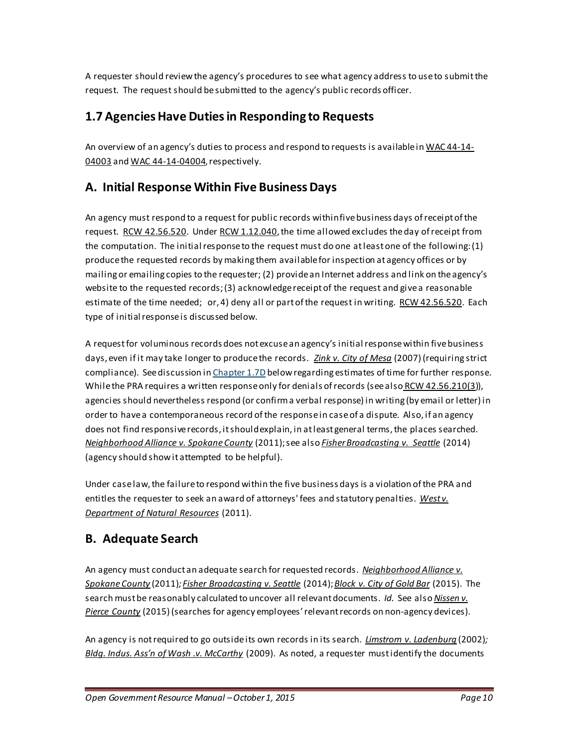A requester should review the agency's procedures to see what agency address to use to submit the request. The request should be submitted to the agency's public records officer.

## 1.7 Agencies Have Duties in Responding to Requests

An overview of an agency's duties to process and respond to requests is available in WAC 44-14-04003 and WAC 44-14-04004, respectively.

## A. Initial Response Within Five Business Days

An agency must respond to a request for public records within five business days of receipt of the request. RCW 42.56.520. Under RCW 1.12.040, the time allowed excludes the day of receipt from the computation. The initial response to the request must do one at least one of the following: (1) produce the requested records by making them available for inspection at agency offices or by mailing or emailing copies to the requester; (2) provide an Internet address and link on the agency's website to the requested records; (3) acknowledge receipt of the request and give a reasonable estimate of the time needed; or, 4) deny all or part of the request in writing. RCW 42.56.520. Each type of initial response is discussed below.

A request for voluminous records does not excuse an agency's initial response within five business days, even if it may take longer to produce the records. *Zink v. City of Mesa* (2007) (requiring strict compliance). See discussion in Chapter 1.7D below regarding estimates of time for further response. While the PRA requires a written response only for denials of records (see also RCW 42.56.210(3)), agencies should nevertheless respond (or confirm a verbal response) in writing (by email or letter) in order to have a contemporaneous record of the response in case of a dispute. Also, if an agency does not find responsive records, it should explain, in at least general terms, the places searched. *Neighborhood Alliance v. Spokane County* (2011); see also *Fisher Broadcasting v. Seattle* (2014) (agency should show it attempted to be helpful).

Under case law, the failure to respond within the five business days is a violation of the PRA and entitles the requester to seek an award of attorneys' fees and statutory penalties. *West v. Department of Natural Resources* (2011).

## B. Adequate Search

An agency must conduct an adequate search for requested records. *Neighborhood Alliance v. Spokane County* (2011); *Fisher Broadcasting v. Seattle* (2014); *Block v. City of Gold Bar* (2015). The search must be reasonably calculated to uncover all relevant documents. *Id.* See also *Nissen v. Pierce County* (2015) (searches for agency employees' relevant records on non-agency devices).

An agency is not required to go outside its own records in its search. *Limstrom v. Ladenburg* (2002); *Bldg. Indus. Ass'n of Wash .v. McCarthy* (2009). As noted, a requester must identify the documents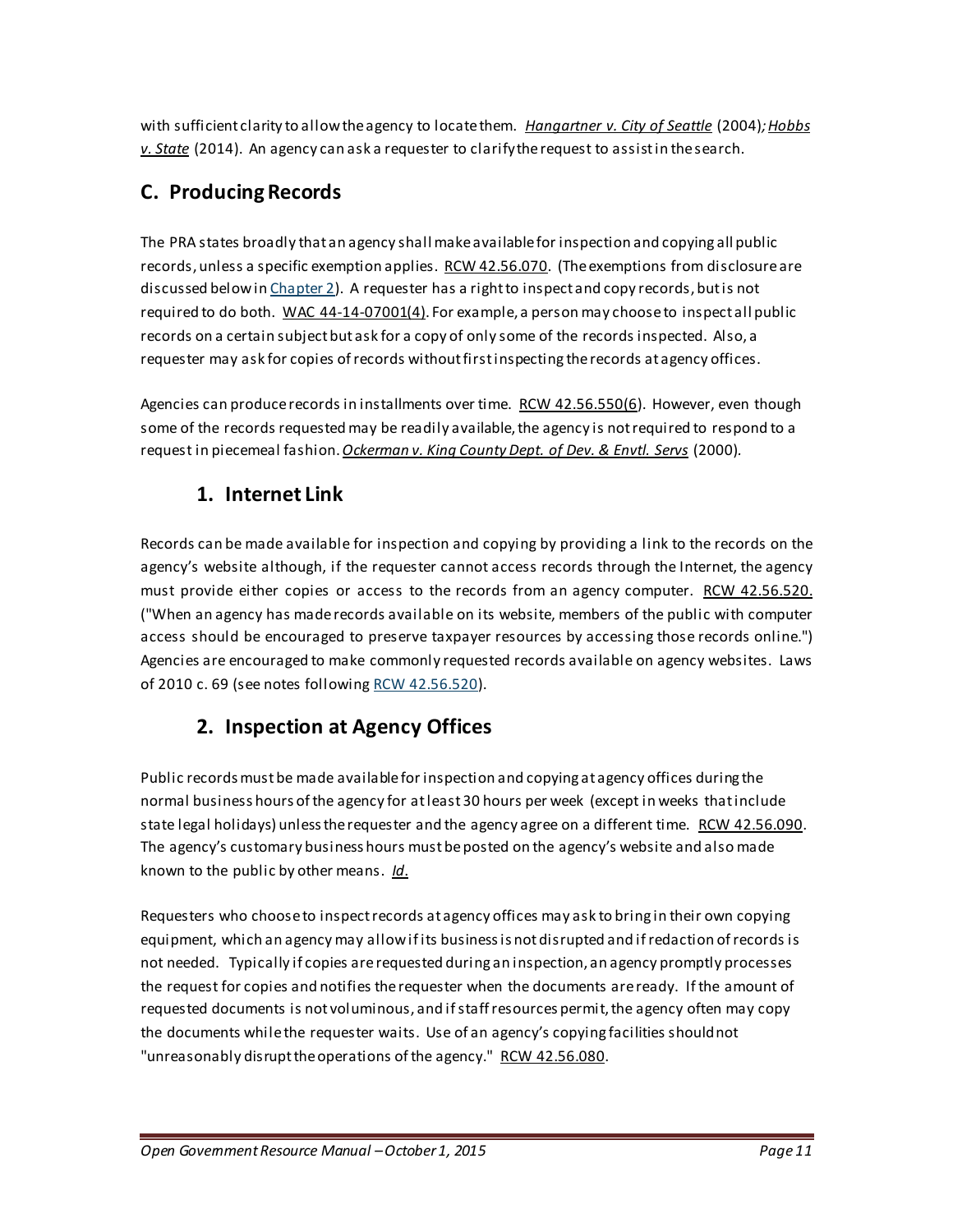with sufficient clarity to allow the agency to locate them. *Hangartner v. City of Seattle* (2004); *Hobbs v. State* (2014). An agency can ask a requester to clarify the request to assist in the search.

## C. Producing Records

The PRA states broadly that an agency shall make available for inspection and copying all public records, unless a specific exemption applies. RCW 42.56.070. (The exemptions from disclosure are discussed below in Chapter 2). A requester has a right to inspect and copy records, but is not required to do both. WAC 44-14-07001(4). For example, a person may choose to inspect all public records on a certain subject but ask for a copy of only some of the records inspected. Also, a requester may ask for copies of records without first inspecting the records at agency offices.

Agencies can produce records in installments over time. RCW 42.56.550(6). However, even though some of the records requested may be readily available, the agency is not required to respond to a request in piecemeal fashion. ***Ockerman v. King County Dept. of Dev. & Envtl. Servs*** (2000).

### 1. Internet Link

Records can be made available for inspection and copying by providing a link to the records on the agency's website although, if the requester cannot access records through the Internet, the agency must provide either copies or access to the records from an agency computer. RCW 42.56.520. ("When an agency has made records available on its website, members of the public with computer access should be encouraged to preserve taxpayer resources by accessing those records online.") Agencies are encouraged to make commonly requested records available on agency websites. Laws of 2010 c. 69 (see notes following RCW 42.56.520).

### 2. Inspection at Agency Offices

Public records must be made available for inspection and copying at agency offices during the normal business hours of the agency for at least 30 hours per week (except in weeks that include state legal holidays) unless the requester and the agency agree on a different time. RCW 42.56.090. The agency's customary business hours must be posted on the agency's website and also made known to the public by other means. *Id*.

Requesters who choose to inspect records at agency offices may ask to bring in their own copying equipment, which an agency may allow if its business is not disrupted and if redaction of records is not needed. Typically if copies are requested during an inspection, an agency promptly processes the request for copies and notifies the requester when the documents are ready. If the amount of requested documents is not voluminous, and if staff resources permit, the agency often may copy the documents while the requester waits. Use of an agency's copying facilities should not "unreasonably disrupt the operations of the agency." RCW 42.56.080.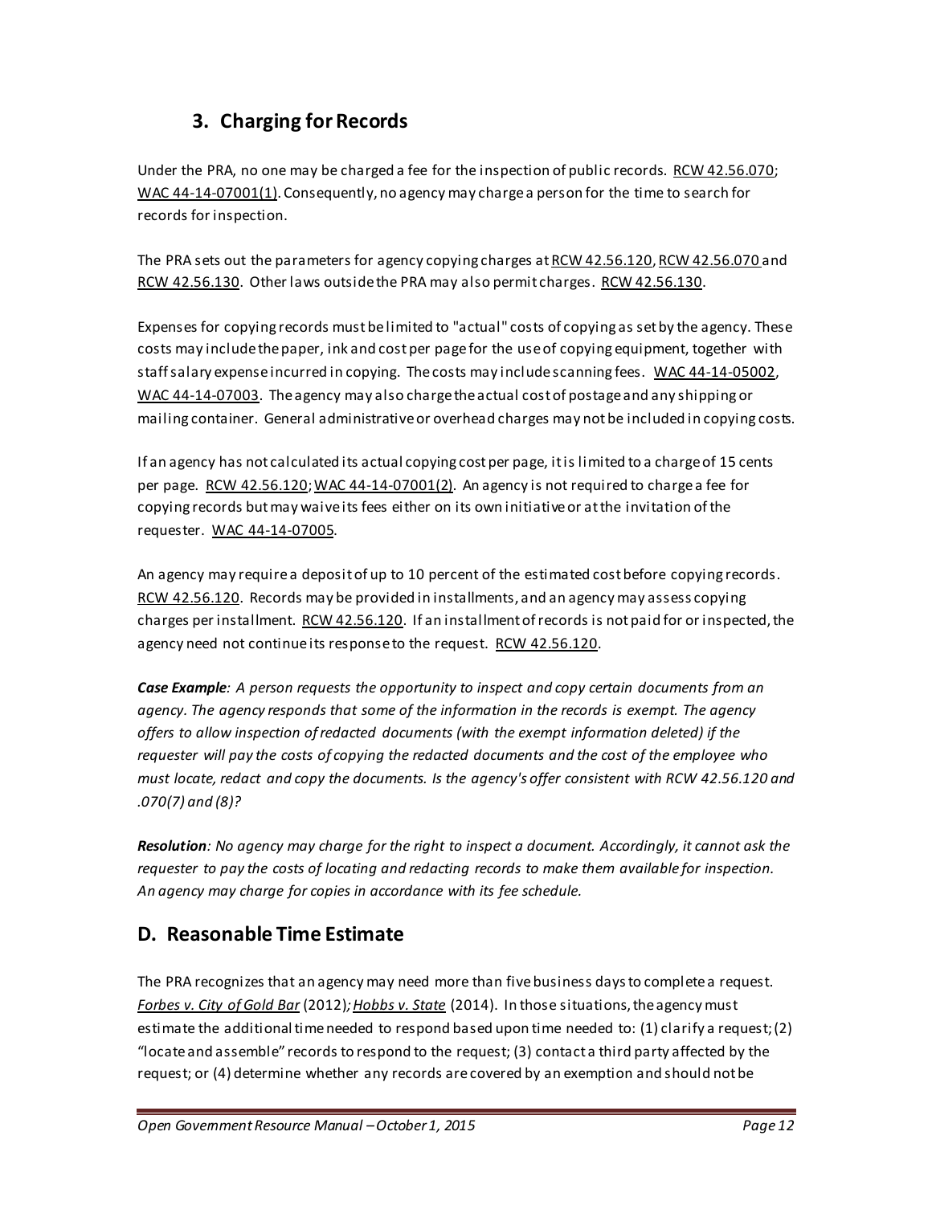### 3. Charging for Records

Under the PRA, no one may be charged a fee for the inspection of public records. RCW 42.56.070; WAC 44-14-07001(1). Consequently, no agency may charge a person for the time to search for records for inspection.

The PRA sets out the parameters for agency copying charges at RCW 42.56.120, RCW 42.56.070 and RCW 42.56.130. Other laws outside the PRA may also permit charges. RCW 42.56.130.

Expenses for copying records must be limited to "actual" costs of copying as set by the agency. These costs may include the paper, ink and cost per page for the use of copying equipment, together with staff salary expense incurred in copying. The costs may include scanning fees. WAC 44-14-05002, WAC 44-14-07003. The agency may also charge the actual cost of postage and any shipping or mailing container. General administrative or overhead charges may not be included in copying costs.

If an agency has not calculated its actual copying cost per page, it is limited to a charge of 15 cents per page. RCW 42.56.120; WAC 44-14-07001(2). An agency is not required to charge a fee for copying records but may waive its fees either on its own initiative or at the invitation of the requester. WAC 44-14-07005.

An agency may require a deposit of up to 10 percent of the estimated cost before copying records. RCW 42.56.120. Records may be provided in installments, and an agency may assess copying charges per installment. RCW 42.56.120. If an installment of records is not paid for or inspected, the agency need not continue its response to the request. RCW 42.56.120.

***Case Example**: A person requests the opportunity to inspect and copy certain documents from an agency. The agency responds that some of the information in the records is exempt. The agency offers to allow inspection of redacted documents (with the exempt information deleted) if the requester will pay the costs of copying the redacted documents and the cost of the employee who must locate, redact and copy the documents. Is the agency's offer consistent with RCW 42.56.120 and .070(7) and (8)?*

***Resolution**: No agency may charge for the right to inspect a document. Accordingly, it cannot ask the requester to pay the costs of locating and redacting records to make them available for inspection. An agency may charge for copies in accordance with its fee schedule.*

## D. Reasonable Time Estimate

The PRA recognizes that an agency may need more than five business days to complete a request. *Forbes v. City of Gold Bar* (2012); *Hobbs v. State* (2014). In those situations, the agency must estimate the additional time needed to respond based upon time needed to: (1) clarify a request; (2) "locate and assemble" records to respond to the request; (3) contact a third party affected by the request; or (4) determine whether any records are covered by an exemption and should not be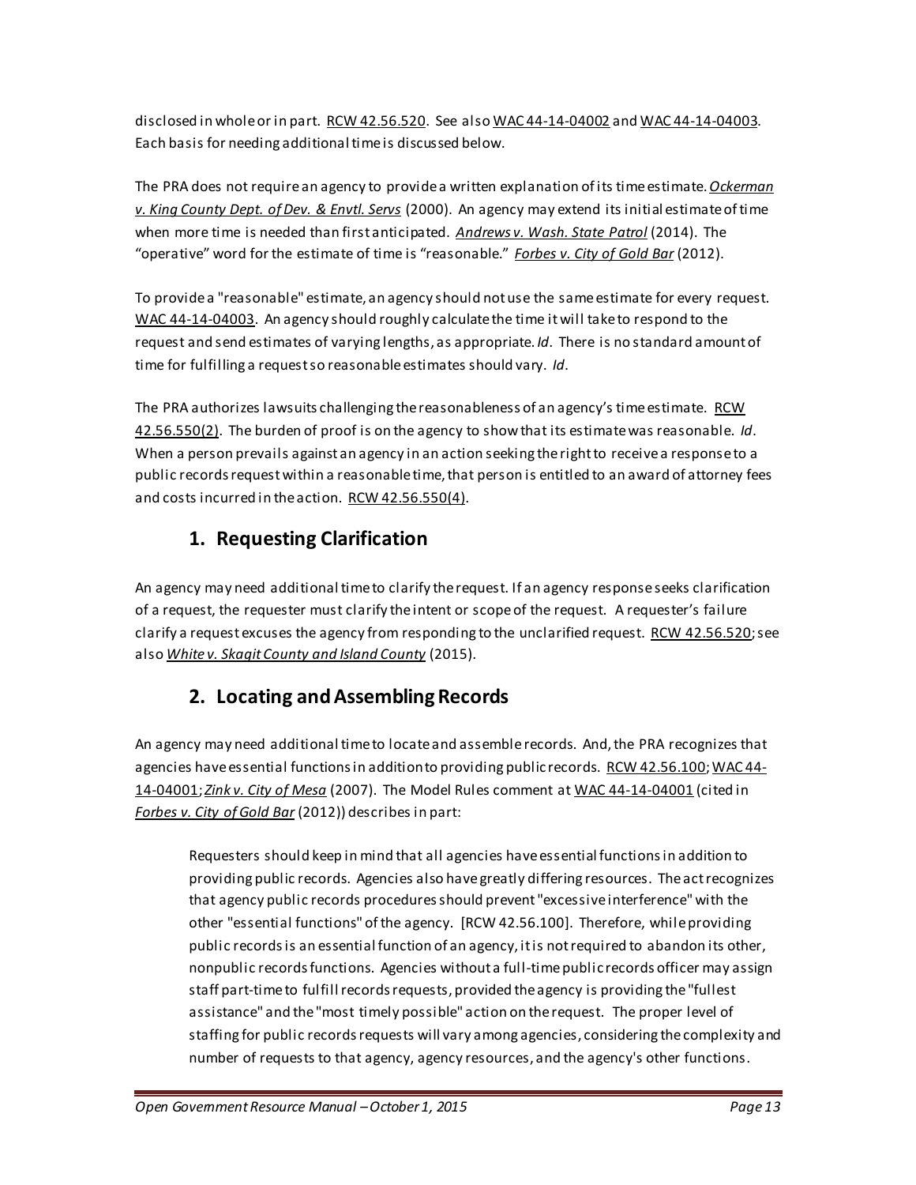disclosed in whole or in part. RCW 42.56.520. See also WAC 44-14-04002 and WAC 44-14-04003. Each basis for needing additional time is discussed below.

The PRA does not require an agency to provide a written explanation of its time estimate. *Ockerman v. King County Dept. of Dev. & Envtl. Servs* (2000). An agency may extend its initial estimate of time when more time is needed than first anticipated. *Andrews v. Wash. State Patrol* (2014). The "operative" word for the estimate of time is "reasonable." *Forbes v. City of Gold Bar* (2012).

To provide a "reasonable" estimate, an agency should not use the same estimate for every request. WAC 44-14-04003. An agency should roughly calculate the time it will take to respond to the request and send estimates of varying lengths, as appropriate. *Id*. There is no standard amount of time for fulfilling a request so reasonable estimates should vary. *Id*.

The PRA authorizes lawsuits challenging the reasonableness of an agency's time estimate. RCW 42.56.550(2). The burden of proof is on the agency to show that its estimate was reasonable. *Id*. When a person prevails against an agency in an action seeking the right to receive a response to a public records request within a reasonable time, that person is entitled to an award of attorney fees and costs incurred in the action. RCW 42.56.550(4).

## 1. Requesting Clarification

An agency may need additional time to clarify the request. If an agency response seeks clarification of a request, the requester must clarify the intent or scope of the request. A requester's failure clarify a request excuses the agency from responding to the unclarified request. RCW 42.56.520; see also *White v. Skagit County and Island County* (2015).

## 2. Locating and Assembling Records

An agency may need additional time to locate and assemble records. And, the PRA recognizes that agencies have essential functions in addition to providing public records. RCW 42.56.100; WAC 44-14-04001; *Zink v. City of Mesa* (2007). The Model Rules comment at WAC 44-14-04001 (cited in *Forbes v. City of Gold Bar* (2012)) describes in part:

> Requesters should keep in mind that all agencies have essential functions in addition to providing public records. Agencies also have greatly differing resources. The act recognizes that agency public records procedures should prevent "excessive interference" with the other "essential functions" of the agency. [RCW 42.56.100]. Therefore, while providing public records is an essential function of an agency, it is not required to abandon its other, nonpublic records functions. Agencies without a full-time public records officer may assign staff part-time to fulfill records requests, provided the agency is providing the "fullest assistance" and the "most timely possible" action on the request. The proper level of staffing for public records requests will vary among agencies, considering the complexity and number of requests to that agency, agency resources, and the agency's other functions.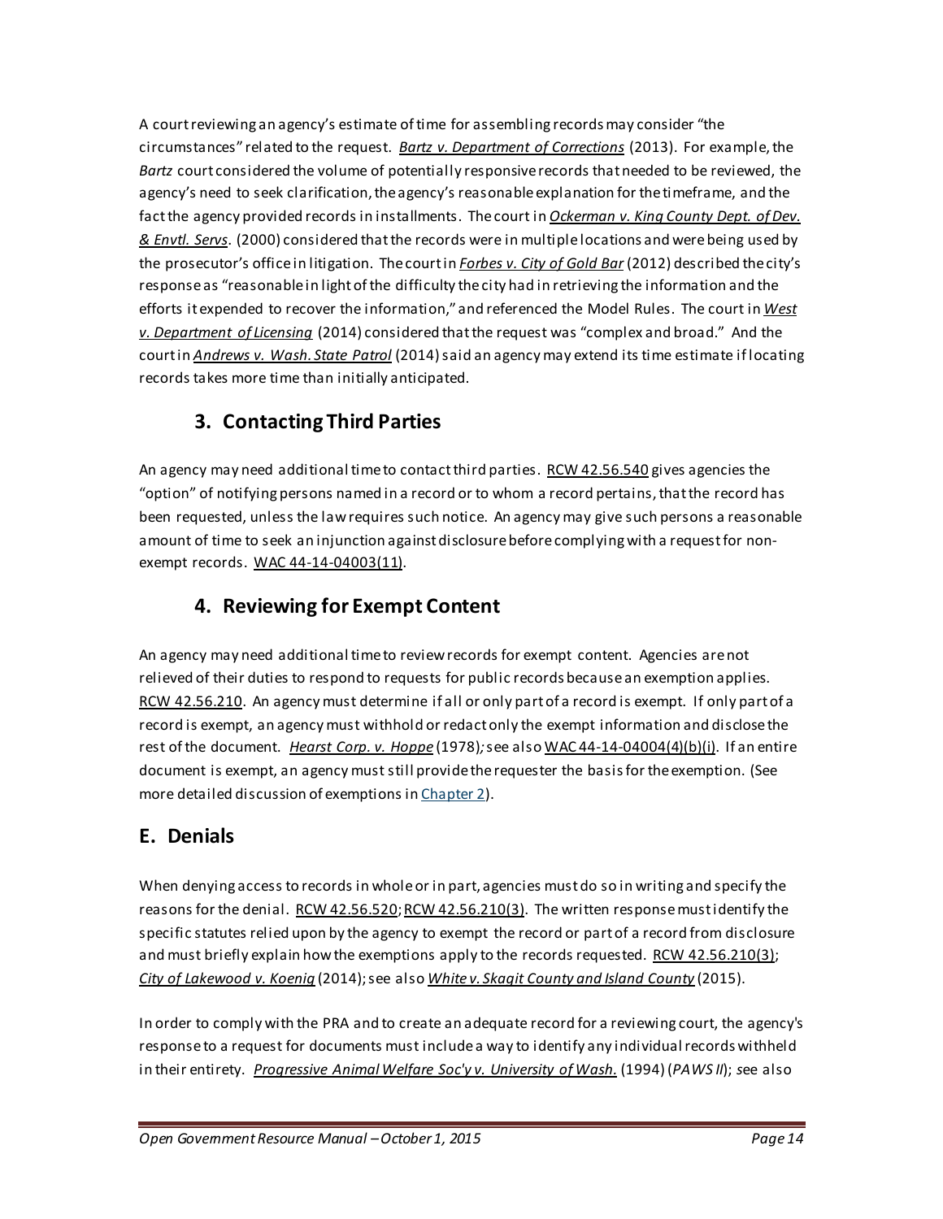A court reviewing an agency's estimate of time for assembling records may consider "the circumstances" related to the request. *Bartz v. Department of Corrections* (2013). For example, the *Bartz* court considered the volume of potentially responsive records that needed to be reviewed, the agency's need to seek clarification, the agency's reasonable explanation for the timeframe, and the fact the agency provided records in installments. The court in *Ockerman v. King County Dept. of Dev. & Envtl. Servs*. (2000) considered that the records were in multiple locations and were being used by the prosecutor's office in litigation. The court in *Forbes v. City of Gold Bar* (2012) described the city's response as "reasonable in light of the difficulty the city had in retrieving the information and the efforts it expended to recover the information," and referenced the Model Rules. The court in *West v. Department of Licensing* (2014) considered that the request was "complex and broad." And the court in *Andrews v. Wash. State Patrol* (2014) said an agency may extend its time estimate if locating records takes more time than initially anticipated.

### 3. Contacting Third Parties

An agency may need additional time to contact third parties. RCW 42.56.540 gives agencies the "option" of notifying persons named in a record or to whom a record pertains, that the record has been requested, unless the law requires such notice. An agency may give such persons a reasonable amount of time to seek an injunction against disclosure before complying with a request for non-exempt records. WAC 44-14-04003(11).

### 4. Reviewing for Exempt Content

An agency may need additional time to review records for exempt content. Agencies are not relieved of their duties to respond to requests for public records because an exemption applies. RCW 42.56.210. An agency must determine if all or only part of a record is exempt. If only part of a record is exempt, an agency must withhold or redact only the exempt information and disclose the rest of the document. *Hearst Corp. v. Hoppe* (1978); see also WAC 44-14-04004(4)(b)(i). If an entire document is exempt, an agency must still provide the requester the basis for the exemption. (See more detailed discussion of exemptions in Chapter 2).

## E. Denials

When denying access to records in whole or in part, agencies must do so in writing and specify the reasons for the denial. RCW 42.56.520; RCW 42.56.210(3). The written response must identify the specific statutes relied upon by the agency to exempt the record or part of a record from disclosure and must briefly explain how the exemptions apply to the records requested. RCW 42.56.210(3); *City of Lakewood v. Koenig* (2014); see also *White v. Skagit County and Island County* (2015).

In order to comply with the PRA and to create an adequate record for a reviewing court, the agency's response to a request for documents must include a way to identify any individual records withheld in their entirety. *Progressive Animal Welfare Soc'y v. University of Wash.* (1994) (*PAWS II*); see also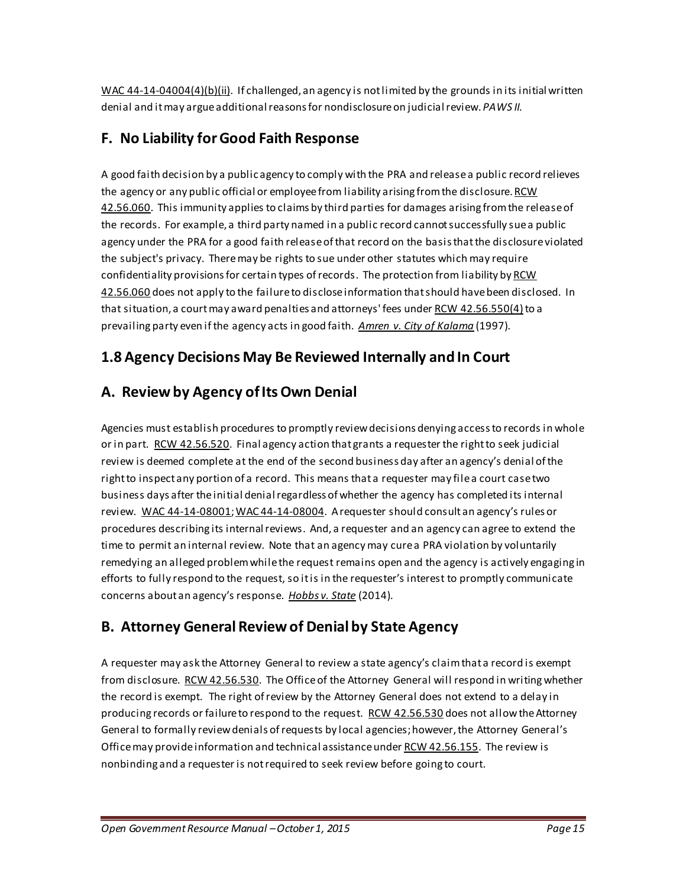WAC 44-14-04004(4)(b)(ii). If challenged, an agency is not limited by the grounds in its initial written denial and it may argue additional reasons for nondisclosure on judicial review. *PAWS II.*

## F. No Liability for Good Faith Response

A good faith decision by a public agency to comply with the PRA and release a public record relieves the agency or any public official or employee from liability arising from the disclosure. RCW 42.56.060. This immunity applies to claims by third parties for damages arising from the release of the records. For example, a third party named in a public record cannot successfully sue a public agency under the PRA for a good faith release of that record on the basis that the disclosure violated the subject's privacy. There may be rights to sue under other statutes which may require confidentiality provisions for certain types of records. The protection from liability by RCW 42.56.060 does not apply to the failure to disclose information that should have been disclosed. In that situation, a court may award penalties and attorneys' fees under RCW 42.56.550(4) to a prevailing party even if the agency acts in good faith. *Amren v. City of Kalama* (1997).

# 1.8 Agency Decisions May Be Reviewed Internally and In Court

## A. Review by Agency of Its Own Denial

Agencies must establish procedures to promptly review decisions denying access to records in whole or in part. RCW 42.56.520. Final agency action that grants a requester the right to seek judicial review is deemed complete at the end of the second business day after an agency's denial of the right to inspect any portion of a record. This means that a requester may file a court case two business days after the initial denial regardless of whether the agency has completed its internal review. WAC 44-14-08001; WAC 44-14-08004. A requester should consult an agency's rules or procedures describing its internal reviews. And, a requester and an agency can agree to extend the time to permit an internal review. Note that an agency may cure a PRA violation by voluntarily remedying an alleged problem while the request remains open and the agency is actively engaging in efforts to fully respond to the request, so it is in the requester's interest to promptly communicate concerns about an agency's response. *Hobbs v. State* (2014).

## B. Attorney General Review of Denial by State Agency

A requester may ask the Attorney General to review a state agency's claim that a record is exempt from disclosure. RCW 42.56.530. The Office of the Attorney General will respond in writing whether the record is exempt. The right of review by the Attorney General does not extend to a delay in producing records or failure to respond to the request. RCW 42.56.530 does not allow the Attorney General to formally review denials of requests by local agencies; however, the Attorney General's Office may provide information and technical assistance under RCW 42.56.155. The review is nonbinding and a requester is not required to seek review before going to court.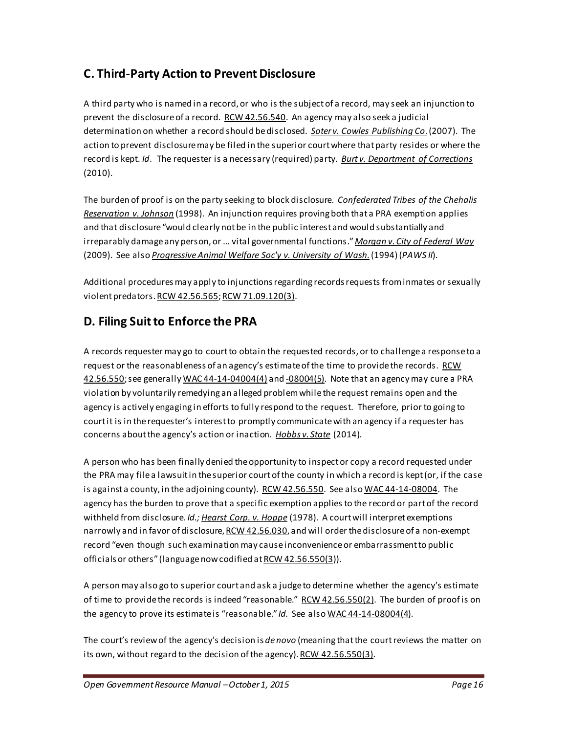## C. Third-Party Action to Prevent Disclosure

A third party who is named in a record, or who is the subject of a record, may seek an injunction to prevent the disclosure of a record. RCW 42.56.540. An agency may also seek a judicial determination on whether a record should be disclosed. *Soter v. Cowles Publishing Co.* (2007). The action to prevent disclosure may be filed in the superior court where that party resides or where the record is kept. *Id*. The requester is a necessary (required) party. *Burt v. Department of Corrections* (2010).

The burden of proof is on the party seeking to block disclosure. *Confederated Tribes of the Chehalis Reservation v. Johnson* (1998). An injunction requires proving both that a PRA exemption applies and that disclosure "would clearly not be in the public interest and would substantially and irreparably damage any person, or … vital governmental functions." *Morgan v. City of Federal Way* (2009). See also *Progressive Animal Welfare Soc'y v. University of Wash.* (1994) (*PAWS II*).

Additional procedures may apply to injunctions regarding records requests from inmates or sexually violent predators. RCW 42.56.565; RCW 71.09.120(3).

## D. Filing Suit to Enforce the PRA

A records requester may go to court to obtain the requested records, or to challenge a response to a request or the reasonableness of an agency's estimate of the time to provide the records. RCW 42.56.550; see generally WAC 44-14-04004(4) and -08004(5). Note that an agency may cure a PRA violation by voluntarily remedying an alleged problem while the request remains open and the agency is actively engaging in efforts to fully respond to the request. Therefore, prior to going to court it is in the requester's interest to promptly communicate with an agency if a requester has concerns about the agency's action or inaction. *Hobbs v. State* (2014).

A person who has been finally denied the opportunity to inspect or copy a record requested under the PRA may file a lawsuit in the superior court of the county in which a record is kept (or, if the case is against a county, in the adjoining county). RCW 42.56.550. See also WAC 44-14-08004. The agency has the burden to prove that a specific exemption applies to the record or part of the record withheld from disclosure. *Id.; Hearst Corp. v. Hoppe* (1978). A court will interpret exemptions narrowly and in favor of disclosure, RCW 42.56.030, and will order the disclosure of a non-exempt record "even though such examination may cause inconvenience or embarrassment to public officials or others" (language now codified at RCW 42.56.550(3)).

A person may also go to superior court and ask a judge to determine whether the agency's estimate of time to provide the records is indeed "reasonable." RCW 42.56.550(2). The burden of proof is on the agency to prove its estimate is "reasonable." *Id.* See also WAC 44-14-08004(4).

The court's review of the agency's decision is *de novo* (meaning that the court reviews the matter on its own, without regard to the decision of the agency). RCW 42.56.550(3).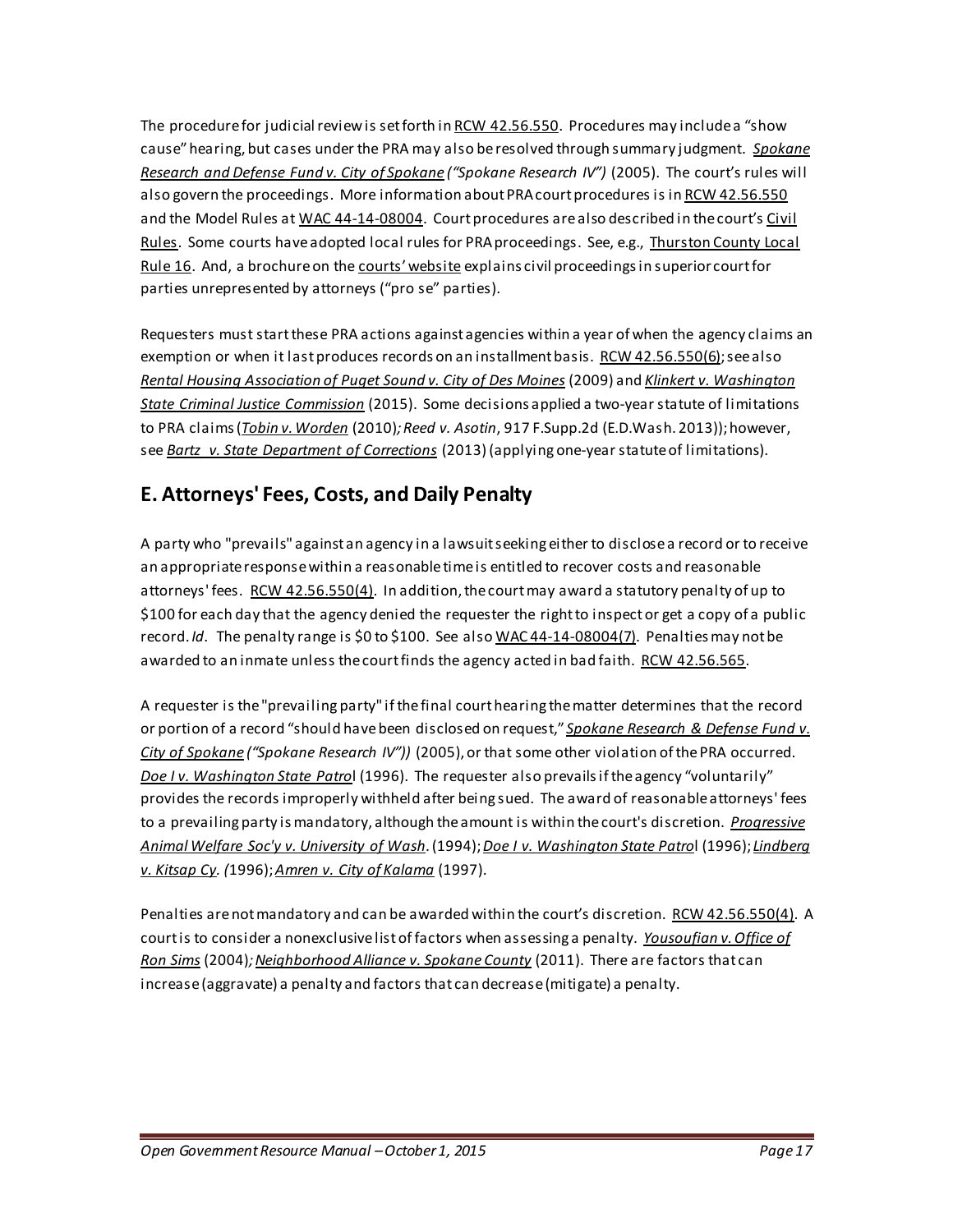The procedure for judicial review is set forth in RCW 42.56.550. Procedures may include a "show cause" hearing, but cases under the PRA may also be resolved through summary judgment. *Spokane Research and Defense Fund v. City of Spokane ("Spokane Research IV")* (2005). The court's rules will also govern the proceedings. More information about PRA court procedures is in RCW 42.56.550 and the Model Rules at WAC 44-14-08004. Court procedures are also described in the court's Civil Rules. Some courts have adopted local rules for PRA proceedings. See, e.g., Thurston County Local Rule 16. And, a brochure on the courts' website explains civil proceedings in superior court for parties unrepresented by attorneys ("pro se" parties).

Requesters must start these PRA actions against agencies within a year of when the agency claims an exemption or when it last produces records on an installment basis. RCW 42.56.550(6); see also *Rental Housing Association of Puget Sound v. City of Des Moines* (2009) and *Klinkert v. Washington State Criminal Justice Commission* (2015). Some decisions applied a two-year statute of limitations to PRA claims (*Tobin v. Worden* (2010); *Reed v. Asotin*, 917 F.Supp.2d (E.D.Wash. 2013)); however, see *Bartz v. State Department of Corrections* (2013) (applying one-year statute of limitations).

## E. Attorneys' Fees, Costs, and Daily Penalty

A party who "prevails" against an agency in a lawsuit seeking either to disclose a record or to receive an appropriate response within a reasonable time is entitled to recover costs and reasonable attorneys' fees. RCW 42.56.550(4). In addition, the court may award a statutory penalty of up to $100 for each day that the agency denied the requester the right to inspect or get a copy of a public record. *Id*. The penalty range is $0 to $100. See also WAC 44-14-08004(7). Penalties may not be awarded to an inmate unless the court finds the agency acted in bad faith. RCW 42.56.565.

A requester is the "prevailing party" if the final court hearing the matter determines that the record or portion of a record "should have been disclosed on request," *Spokane Research & Defense Fund v. City of Spokane ("Spokane Research IV"))* (2005), or that some other violation of the PRA occurred. *Doe I v. Washington State Patrol* (1996). The requester also prevails if the agency "voluntarily" provides the records improperly withheld after being sued. The award of reasonable attorneys' fees to a prevailing party is mandatory, although the amount is within the court's discretion. *Progressive Animal Welfare Soc'y v. University of Wash*. (1994); *Doe I v. Washington State Patrol* (1996); *Lindberg v. Kitsap Cy.* (1996); *Amren v. City of Kalama* (1997).

Penalties are not mandatory and can be awarded within the court's discretion. RCW 42.56.550(4). A court is to consider a nonexclusive list of factors when assessing a penalty. *Yousoufian v. Office of Ron Sims* (2004); *Neighborhood Alliance v. Spokane County* (2011). There are factors that can increase (aggravate) a penalty and factors that can decrease (mitigate) a penalty.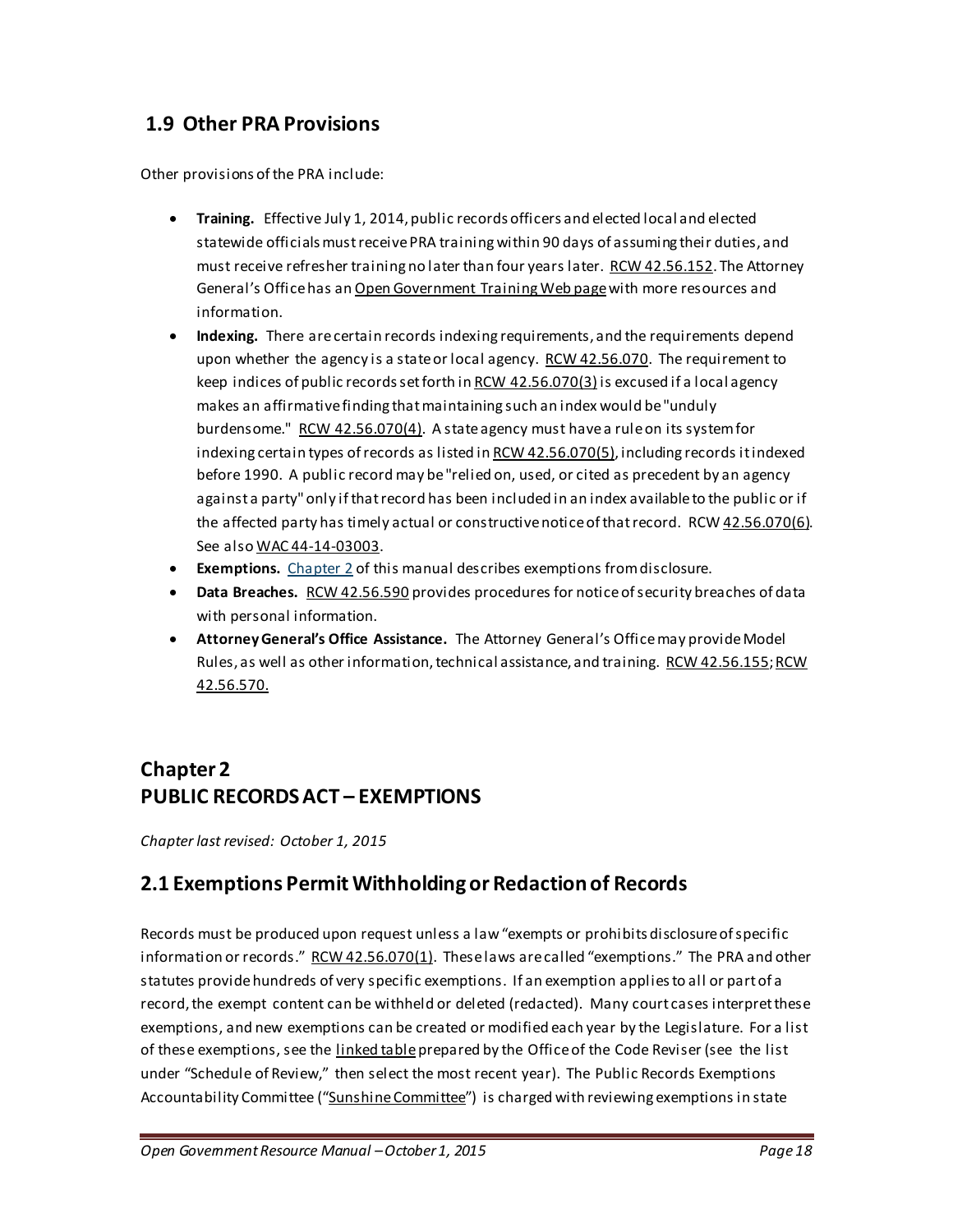## 1.9 Other PRA Provisions

Other provisions of the PRA include:

- **Training.** Effective July 1, 2014, public records officers and elected local and elected statewide officials must receive PRA training within 90 days of assuming their duties, and must receive refresher training no later than four years later. RCW 42.56.152. The Attorney General's Office has an Open Government Training Web page with more resources and information.
- **Indexing.** There are certain records indexing requirements, and the requirements depend upon whether the agency is a state or local agency. RCW 42.56.070. The requirement to keep indices of public records set forth in RCW 42.56.070(3) is excused if a local agency makes an affirmative finding that maintaining such an index would be "unduly burdensome." RCW 42.56.070(4). A state agency must have a rule on its system for indexing certain types of records as listed in RCW 42.56.070(5), including records it indexed before 1990. A public record may be "relied on, used, or cited as precedent by an agency against a party" only if that record has been included in an index available to the public or if the affected party has timely actual or constructive notice of that record. RCW 42.56.070(6). See also WAC 44-14-03003.
- **Exemptions.** Chapter 2 of this manual describes exemptions from disclosure.
- **Data Breaches.** RCW 42.56.590 provides procedures for notice of security breaches of data with personal information.
- **Attorney General's Office Assistance.** The Attorney General's Office may provide Model Rules, as well as other information, technical assistance, and training. RCW 42.56.155; RCW 42.56.570.

# Chapter 2
# PUBLIC RECORDS ACT – EXEMPTIONS

*Chapter last revised: October 1, 2015*

## 2.1 Exemptions Permit Withholding or Redaction of Records

Records must be produced upon request unless a law "exempts or prohibits disclosure of specific information or records." RCW 42.56.070(1). These laws are called "exemptions." The PRA and other statutes provide hundreds of very specific exemptions. If an exemption applies to all or part of a record, the exempt content can be withheld or deleted (redacted). Many court cases interpret these exemptions, and new exemptions can be created or modified each year by the Legislature. For a list of these exemptions, see the linked table prepared by the Office of the Code Reviser (see the list under "Schedule of Review," then select the most recent year). The Public Records Exemptions Accountability Committee ("Sunshine Committee") is charged with reviewing exemptions in state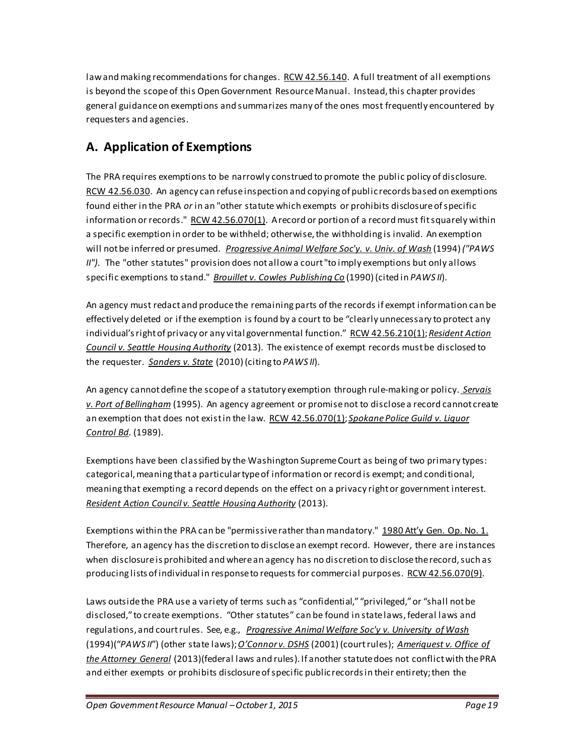law and making recommendations for changes. RCW 42.56.140. A full treatment of all exemptions is beyond the scope of this Open Government Resource Manual. Instead, this chapter provides general guidance on exemptions and summarizes many of the ones most frequently encountered by requesters and agencies.

## A. Application of Exemptions

The PRA requires exemptions to be narrowly construed to promote the public policy of disclosure. RCW 42.56.030. An agency can refuse inspection and copying of public records based on exemptions found either in the PRA *or* in an "other statute which exempts or prohibits disclosure of specific information or records." RCW 42.56.070(1). A record or portion of a record must fit squarely within a specific exemption in order to be withheld; otherwise, the withholding is invalid. An exemption will not be inferred or presumed. ***Progressive Animal Welfare Soc'y. v. Univ. of Wash*** (1994) *("PAWS II")*. The "other statutes" provision does not allow a court "to imply exemptions but only allows specific exemptions to stand." ***Brouillet v. Cowles Publishing Co*** (1990) (cited in *PAWS II*).

An agency must redact and produce the remaining parts of the records if exempt information can be effectively deleted or if the exemption is found by a court to be "clearly unnecessary to protect any individual's right of privacy or any vital governmental function." RCW 42.56.210(1); ***Resident Action Council v. Seattle Housing Authority*** (2013). The existence of exempt records must be disclosed to the requester. ***Sanders v. State*** (2010) (citing to *PAWS II*).

An agency cannot define the scope of a statutory exemption through rule-making or policy. ***Servais v. Port of Bellingham*** (1995). An agency agreement or promise not to disclose a record cannot create an exemption that does not exist in the law. RCW 42.56.070(1); ***Spokane Police Guild v. Liquor Control Bd.*** (1989).

Exemptions have been classified by the Washington Supreme Court as being of two primary types: categorical, meaning that a particular type of information or record is exempt; and conditional, meaning that exempting a record depends on the effect on a privacy right or government interest. ***Resident Action Council v. Seattle Housing Authority*** (2013).

Exemptions within the PRA can be "permissive rather than mandatory." 1980 Att'y Gen. Op. No. 1. Therefore, an agency has the discretion to disclose an exempt record. However, there are instances when disclosure is prohibited and where an agency has no discretion to disclose the record, such as producing lists of individual in response to requests for commercial purposes. RCW 42.56.070(9).

Laws outside the PRA use a variety of terms such as "confidential," "privileged," or "shall not be disclosed," to create exemptions. "Other statutes" can be found in state laws, federal laws and regulations, and court rules. See, e.g., ***Progressive Animal Welfare Soc'y v. University of Wash*** (1994)("*PAWS II*") (other state laws); ***O'Connor v. DSHS*** (2001) (court rules); ***Ameriquest v. Office of the Attorney General*** (2013)(federal laws and rules). If another statute does not conflict with the PRA and either exempts or prohibits disclosure of specific public records in their entirety; then the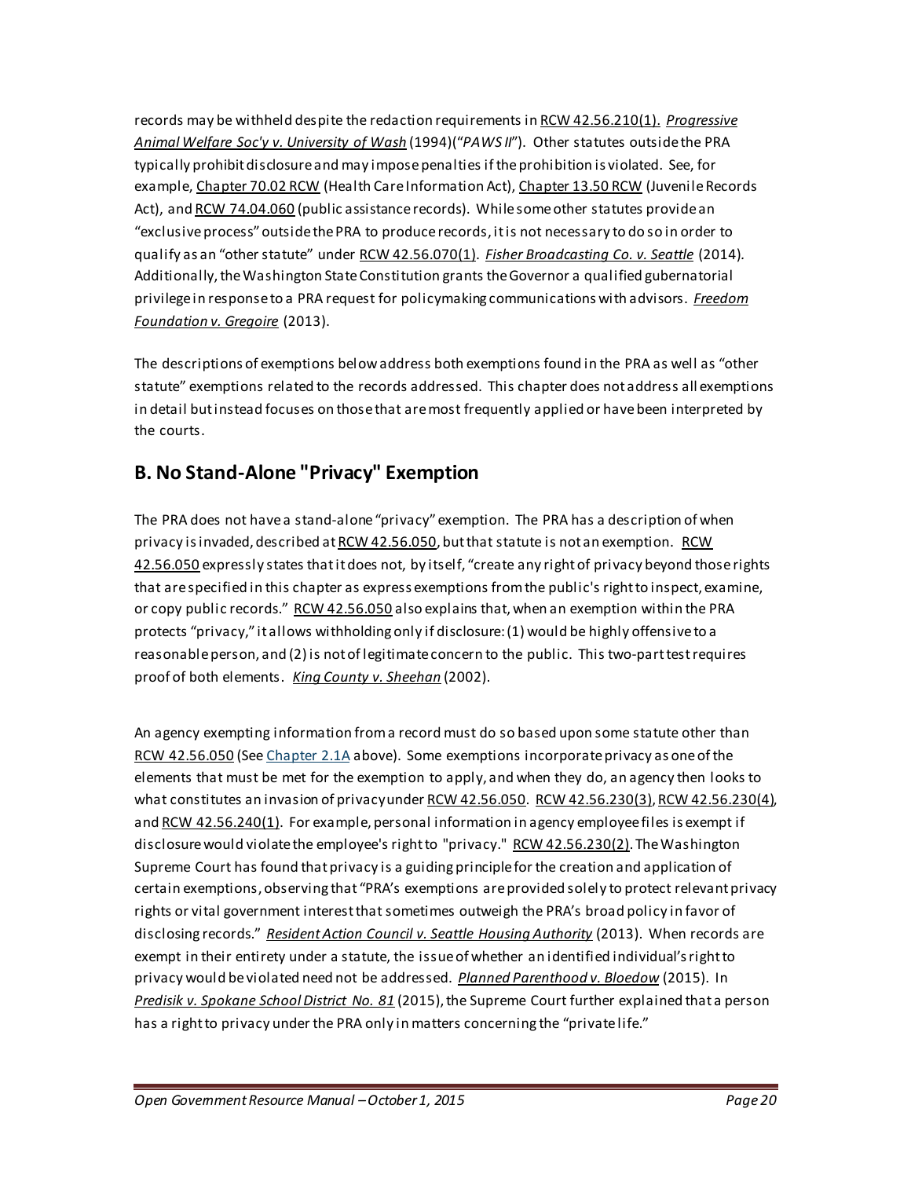records may be withheld despite the redaction requirements in RCW 42.56.210(1). *Progressive Animal Welfare Soc'y v. University of Wash* (1994)("*PAWS II*"). Other statutes outside the PRA typically prohibit disclosure and may impose penalties if the prohibition is violated. See, for example, Chapter 70.02 RCW (Health Care Information Act), Chapter 13.50 RCW (Juvenile Records Act), and RCW 74.04.060 (public assistance records). While some other statutes provide an "exclusive process" outside the PRA to produce records, it is not necessary to do so in order to qualify as an "other statute" under RCW 42.56.070(1). *Fisher Broadcasting Co. v. Seattle* (2014). Additionally, the Washington State Constitution grants the Governor a qualified gubernatorial privilege in response to a PRA request for policymaking communications with advisors. *Freedom Foundation v. Gregoire* (2013).

The descriptions of exemptions below address both exemptions found in the PRA as well as "other statute" exemptions related to the records addressed. This chapter does not address all exemptions in detail but instead focuses on those that are most frequently applied or have been interpreted by the courts.

## B. No Stand-Alone "Privacy" Exemption

The PRA does not have a stand-alone "privacy" exemption. The PRA has a description of when privacy is invaded, described at RCW 42.56.050, but that statute is not an exemption. RCW 42.56.050 expressly states that it does not, by itself, "create any right of privacy beyond those rights that are specified in this chapter as express exemptions from the public's right to inspect, examine, or copy public records." RCW 42.56.050 also explains that, when an exemption within the PRA protects "privacy," it allows withholding only if disclosure: (1) would be highly offensive to a reasonable person, and (2) is not of legitimate concern to the public. This two-part test requires proof of both elements. *King County v. Sheehan* (2002).

An agency exempting information from a record must do so based upon some statute other than RCW 42.56.050 (See Chapter 2.1A above). Some exemptions incorporate privacy as one of the elements that must be met for the exemption to apply, and when they do, an agency then looks to what constitutes an invasion of privacy under RCW 42.56.050. RCW 42.56.230(3), RCW 42.56.230(4), and RCW 42.56.240(1). For example, personal information in agency employee files is exempt if disclosure would violate the employee's right to "privacy." RCW 42.56.230(2). The Washington Supreme Court has found that privacy is a guiding principle for the creation and application of certain exemptions, observing that "PRA's exemptions are provided solely to protect relevant privacy rights or vital government interest that sometimes outweigh the PRA's broad policy in favor of disclosing records." *Resident Action Council v. Seattle Housing Authority* (2013). When records are exempt in their entirety under a statute, the issue of whether an identified individual's right to privacy would be violated need not be addressed. *Planned Parenthood v. Bloedow* (2015). In *Predisik v. Spokane School District No. 81* (2015), the Supreme Court further explained that a person has a right to privacy under the PRA only in matters concerning the "private life."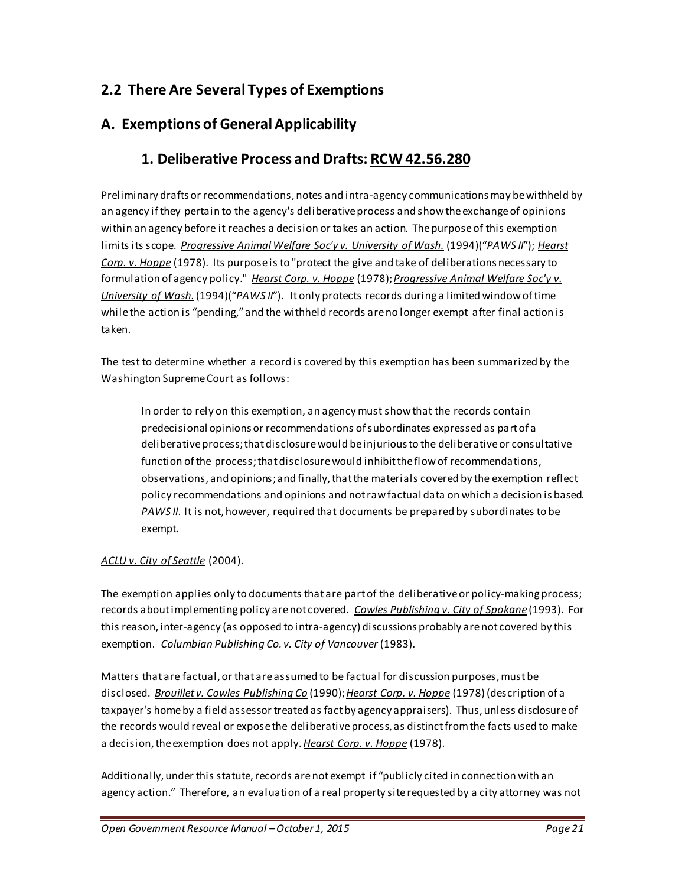## 2.2 There Are Several Types of Exemptions

## A. Exemptions of General Applicability

### 1. Deliberative Process and Drafts: RCW 42.56.280

Preliminary drafts or recommendations, notes and intra-agency communications may be withheld by an agency if they pertain to the agency's deliberative process and show the exchange of opinions within an agency before it reaches a decision or takes an action. The purpose of this exemption limits its scope. *Progressive Animal Welfare Soc'y v. University of Wash.* (1994)("*PAWS II*"); *Hearst Corp. v. Hoppe* (1978). Its purpose is to "protect the give and take of deliberations necessary to formulation of agency policy." *Hearst Corp. v. Hoppe* (1978); *Progressive Animal Welfare Soc'y v. University of Wash.* (1994)("*PAWS II*"). It only protects records during a limited window of time while the action is "pending," and the withheld records are no longer exempt after final action is taken.

The test to determine whether a record is covered by this exemption has been summarized by the Washington Supreme Court as follows:

> In order to rely on this exemption, an agency must show that the records contain predecisional opinions or recommendations of subordinates expressed as part of a deliberative process; that disclosure would be injurious to the deliberative or consultative function of the process; that disclosure would inhibit the flow of recommendations, observations, and opinions; and finally, that the materials covered by the exemption reflect policy recommendations and opinions and not raw factual data on which a decision is based. *PAWS II*. It is not, however, required that documents be prepared by subordinates to be exempt.

*ACLU v. City of Seattle* (2004).

The exemption applies only to documents that are part of the deliberative or policy-making process; records about implementing policy are not covered. *Cowles Publishing v. City of Spokane* (1993). For this reason, inter-agency (as opposed to intra-agency) discussions probably are not covered by this exemption. *Columbian Publishing Co. v. City of Vancouver* (1983).

Matters that are factual, or that are assumed to be factual for discussion purposes, must be disclosed. *Brouillet v. Cowles Publishing Co* (1990); *Hearst Corp. v. Hoppe* (1978) (description of a taxpayer's home by a field assessor treated as fact by agency appraisers). Thus, unless disclosure of the records would reveal or expose the deliberative process, as distinct from the facts used to make a decision, the exemption does not apply. *Hearst Corp. v. Hoppe* (1978).

Additionally, under this statute, records are not exempt if "publicly cited in connection with an agency action." Therefore, an evaluation of a real property site requested by a city attorney was not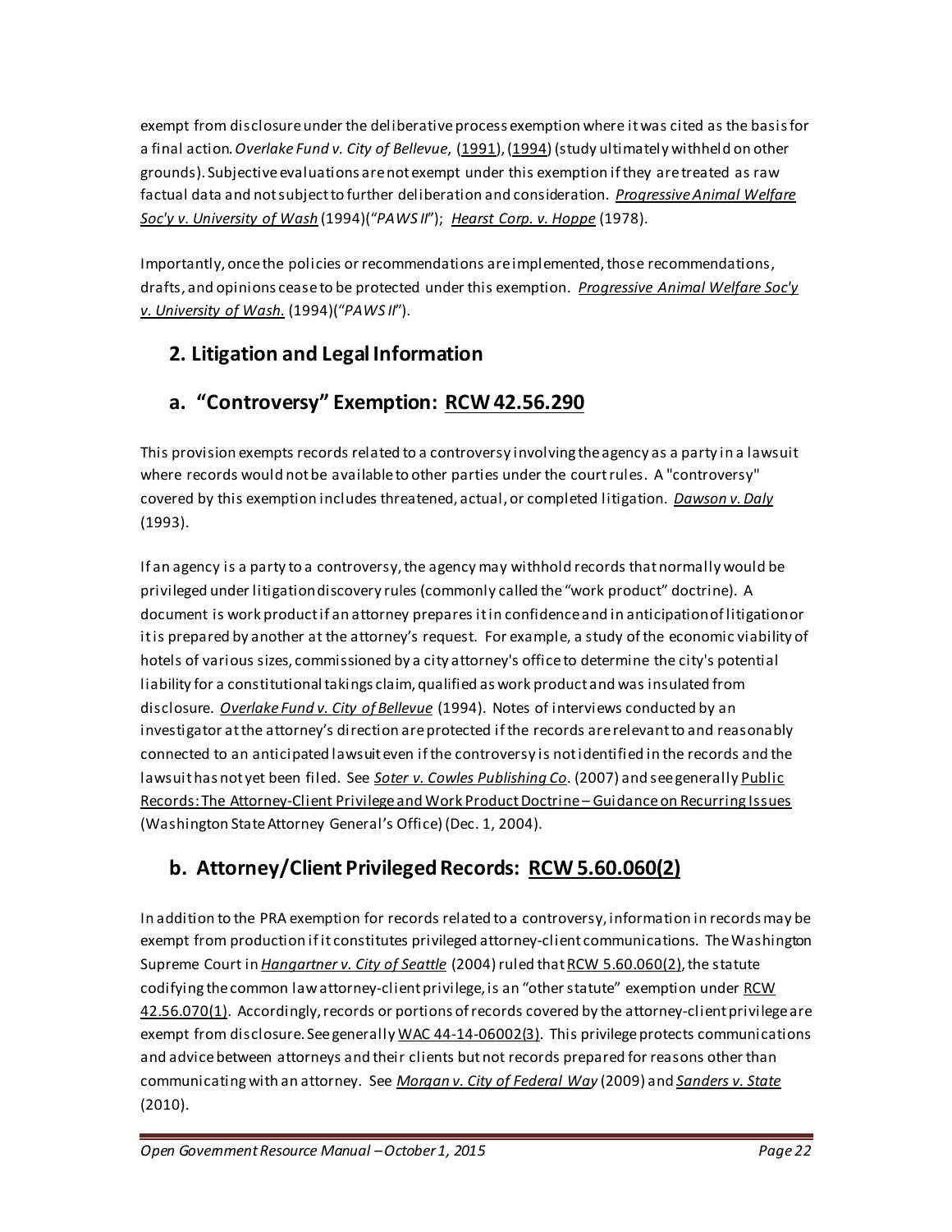exempt from disclosure under the deliberative process exemption where it was cited as the basis for a final action. *Overlake Fund v. City of Bellevue*, (1991), (1994) (study ultimately withheld on other grounds). Subjective evaluations are not exempt under this exemption if they are treated as raw factual data and not subject to further deliberation and consideration. ***Progressive Animal Welfare Soc'y v. University of Wash*** (1994)("*PAWS II*"); ***Hearst Corp. v. Hoppe*** (1978).

Importantly, once the policies or recommendations are implemented, those recommendations, drafts, and opinions cease to be protected under this exemption. ***Progressive Animal Welfare Soc'y v. University of Wash.*** (1994)("*PAWS II*").

## 2. Litigation and Legal Information

## a. "Controversy" Exemption: RCW 42.56.290

This provision exempts records related to a controversy involving the agency as a party in a lawsuit where records would not be available to other parties under the court rules. A "controversy" covered by this exemption includes threatened, actual, or completed litigation. ***Dawson v. Daly*** (1993).

If an agency is a party to a controversy, the agency may withhold records that normally would be privileged under litigation discovery rules (commonly called the "work product" doctrine). A document is work product if an attorney prepares it in confidence and in anticipation of litigation or it is prepared by another at the attorney's request. For example, a study of the economic viability of hotels of various sizes, commissioned by a city attorney's office to determine the city's potential liability for a constitutional takings claim, qualified as work product and was insulated from disclosure. ***Overlake Fund v. City of Bellevue*** (1994). Notes of interviews conducted by an investigator at the attorney's direction are protected if the records are relevant to and reasonably connected to an anticipated lawsuit even if the controversy is not identified in the records and the lawsuit has not yet been filed. See ***Soter v. Cowles Publishing Co***. (2007) and see generally Public Records: The Attorney-Client Privilege and Work Product Doctrine – Guidance on Recurring Issues (Washington State Attorney General's Office) (Dec. 1, 2004).

## b. Attorney/Client Privileged Records: RCW 5.60.060(2)

In addition to the PRA exemption for records related to a controversy, information in records may be exempt from production if it constitutes privileged attorney-client communications. The Washington Supreme Court in ***Hangartner v. City of Seattle*** (2004) ruled that RCW 5.60.060(2), the statute codifying the common law attorney-client privilege, is an "other statute" exemption under RCW 42.56.070(1). Accordingly, records or portions of records covered by the attorney-client privilege are exempt from disclosure. See generally WAC 44-14-06002(3). This privilege protects communications and advice between attorneys and their clients but not records prepared for reasons other than communicating with an attorney. See ***Morgan v. City of Federal Way*** (2009) and ***Sanders v. State*** (2010).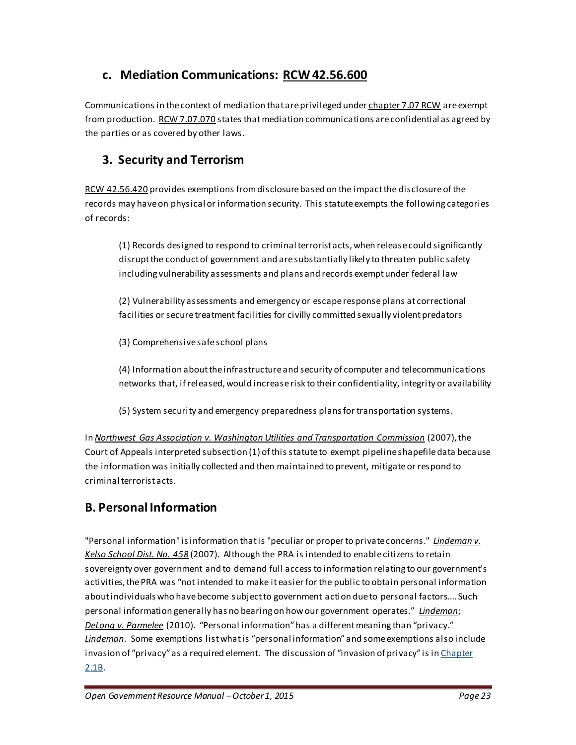### c. Mediation Communications: RCW 42.56.600

Communications in the context of mediation that are privileged under chapter 7.07 RCW are exempt from production. RCW 7.07.070 states that mediation communications are confidential as agreed by the parties or as covered by other laws.

## 3. Security and Terrorism

RCW 42.56.420 provides exemptions from disclosure based on the impact the disclosure of the records may have on physical or information security. This statute exempts the following categories of records:

> (1) Records designed to respond to criminal terrorist acts, when release could significantly disrupt the conduct of government and are substantially likely to threaten public safety including vulnerability assessments and plans and records exempt under federal law
>
> (2) Vulnerability assessments and emergency or escape response plans at correctional facilities or secure treatment facilities for civilly committed sexually violent predators
>
> (3) Comprehensive safe school plans
>
> (4) Information about the infrastructure and security of computer and telecommunications networks that, if released, would increase risk to their confidentiality, integrity or availability
>
> (5) System security and emergency preparedness plans for transportation systems.

In ***Northwest Gas Association v. Washington Utilities and Transportation Commission*** (2007), the Court of Appeals interpreted subsection (1) of this statute to exempt pipeline shapefile data because the information was initially collected and then maintained to prevent, mitigate or respond to criminal terrorist acts.

## B. Personal Information

"Personal information" is information that is "peculiar or proper to private concerns." ***Lindeman v. Kelso School Dist. No. 458*** (2007). Although the PRA is intended to enable citizens to retain sovereignty over government and to demand full access to information relating to our government's activities, the PRA was "not intended to make it easier for the public to obtain personal information about individuals who have become subject to government action due to personal factors…. Such personal information generally has no bearing on how our government operates." ***Lindeman***; ***DeLong v. Parmelee*** (2010). "Personal information" has a different meaning than "privacy." ***Lindeman***. Some exemptions list what is "personal information" and some exemptions also include invasion of "privacy" as a required element. The discussion of "invasion of privacy" is in Chapter 2.1B.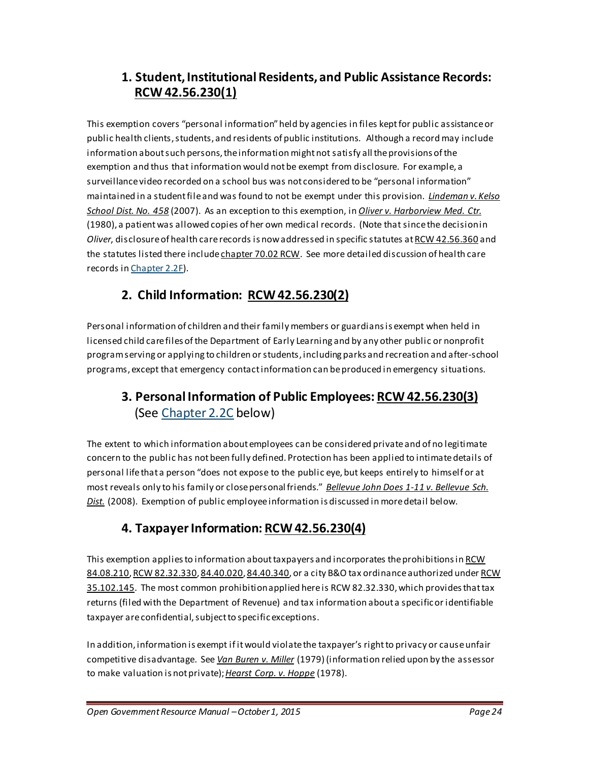## 1. Student, Institutional Residents, and Public Assistance Records: RCW 42.56.230(1)

This exemption covers "personal information" held by agencies in files kept for public assistance or public health clients, students, and residents of public institutions. Although a record may include information about such persons, the information might not satisfy all the provisions of the exemption and thus that information would not be exempt from disclosure. For example, a surveillance video recorded on a school bus was not considered to be "personal information" maintained in a student file and was found to not be exempt under this provision. *Lindeman v. Kelso School Dist. No. 458* (2007). As an exception to this exemption, in *Oliver v. Harborview Med. Ctr.* (1980), a patient was allowed copies of her own medical records. (Note that since the decision in *Oliver*, disclosure of health care records is now addressed in specific statutes at RCW 42.56.360 and the statutes listed there include chapter 70.02 RCW. See more detailed discussion of health care records in Chapter 2.2F).

## 2. Child Information: RCW 42.56.230(2)

Personal information of children and their family members or guardians is exempt when held in licensed child care files of the Department of Early Learning and by any other public or nonprofit program serving or applying to children or students, including parks and recreation and after-school programs, except that emergency contact information can be produced in emergency situations.

## 3. Personal Information of Public Employees: RCW 42.56.230(3) (See Chapter 2.2C below)

The extent to which information about employees can be considered private and of no legitimate concern to the public has not been fully defined. Protection has been applied to intimate details of personal life that a person "does not expose to the public eye, but keeps entirely to himself or at most reveals only to his family or close personal friends." *Bellevue John Does 1-11 v. Bellevue Sch. Dist.* (2008). Exemption of public employee information is discussed in more detail below.

## 4. Taxpayer Information: RCW 42.56.230(4)

This exemption applies to information about taxpayers and incorporates the prohibitions in RCW 84.08.210, RCW 82.32.330, 84.40.020, 84.40.340, or a city B&O tax ordinance authorized under RCW 35.102.145. The most common prohibition applied here is RCW 82.32.330, which provides that tax returns (filed with the Department of Revenue) and tax information about a specific or identifiable taxpayer are confidential, subject to specific exceptions.

In addition, information is exempt if it would violate the taxpayer's right to privacy or cause unfair competitive disadvantage. See *Van Buren v. Miller* (1979) (information relied upon by the assessor to make valuation is not private); *Hearst Corp. v. Hoppe* (1978).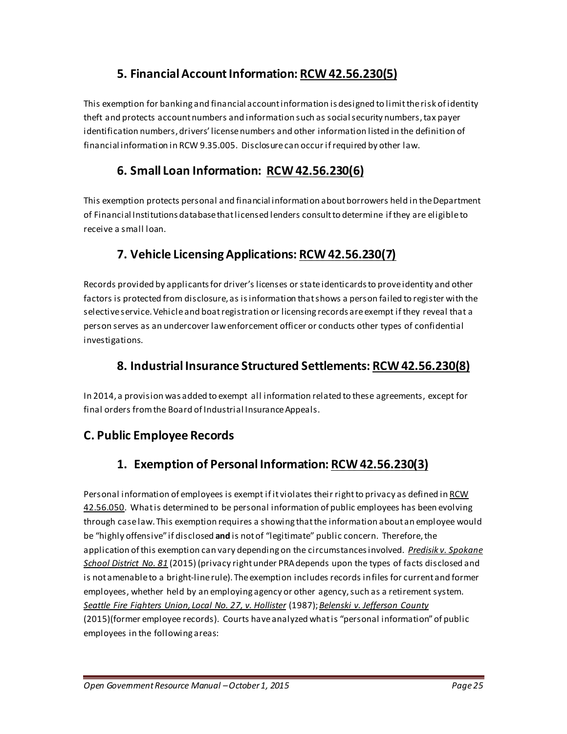### 5. Financial Account Information: RCW 42.56.230(5)

This exemption for banking and financial account information is designed to limit the risk of identity theft and protects account numbers and information such as social security numbers, tax payer identification numbers, drivers' license numbers and other information listed in the definition of financial information in RCW 9.35.005. Disclosure can occur if required by other law.

### 6. Small Loan Information: RCW 42.56.230(6)

This exemption protects personal and financial information about borrowers held in the Department of Financial Institutions database that licensed lenders consult to determine if they are eligible to receive a small loan.

### 7. Vehicle Licensing Applications: RCW 42.56.230(7)

Records provided by applicants for driver's licenses or state identicards to prove identity and other factors is protected from disclosure, as is information that shows a person failed to register with the selective service. Vehicle and boat registration or licensing records are exempt if they reveal that a person serves as an undercover law enforcement officer or conducts other types of confidential investigations.

### 8. Industrial Insurance Structured Settlements: RCW 42.56.230(8)

In 2014, a provision was added to exempt all information related to these agreements, except for final orders from the Board of Industrial Insurance Appeals.

## C. Public Employee Records

### 1. Exemption of Personal Information: RCW 42.56.230(3)

Personal information of employees is exempt if it violates their right to privacy as defined in RCW 42.56.050. What is determined to be personal information of public employees has been evolving through case law. This exemption requires a showing that the information about an employee would be "highly offensive" if disclosed **and** is not of "legitimate" public concern. Therefore, the application of this exemption can vary depending on the circumstances involved. *Predisik v. Spokane School District No. 81* (2015) (privacy right under PRA depends upon the types of facts disclosed and is not amenable to a bright-line rule). The exemption includes records in files for current and former employees, whether held by an employing agency or other agency, such as a retirement system. *Seattle Fire Fighters Union, Local No. 27, v. Hollister* (1987); *Belenski v. Jefferson County* (2015)(former employee records). Courts have analyzed what is "personal information" of public employees in the following areas: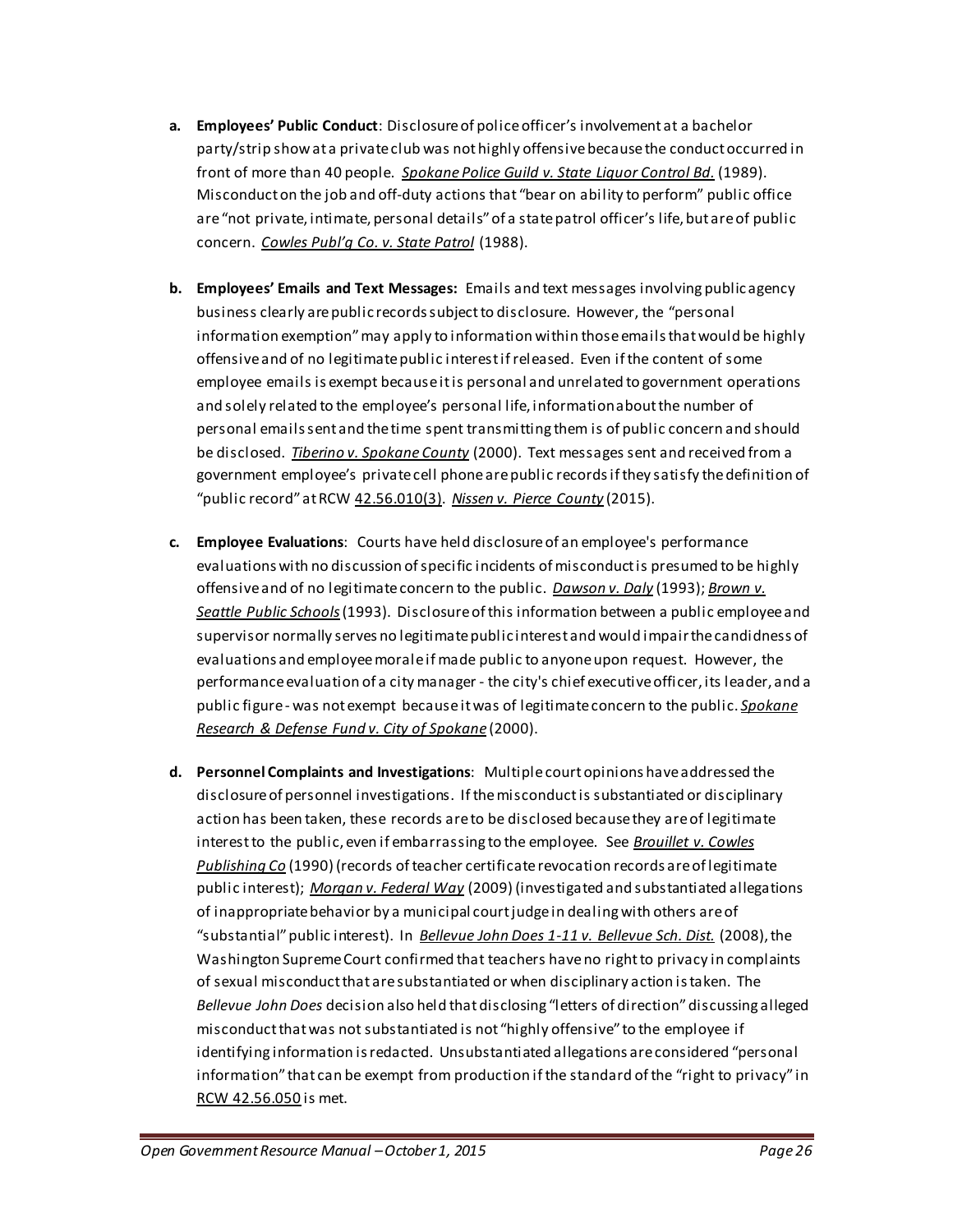a. **Employees' Public Conduct**: Disclosure of police officer's involvement at a bachelor party/strip show at a private club was not highly offensive because the conduct occurred in front of more than 40 people. ***Spokane Police Guild v. State Liquor Control Bd.*** (1989). Misconduct on the job and off-duty actions that "bear on ability to perform" public office are "not private, intimate, personal details" of a state patrol officer's life, but are of public concern. ***Cowles Publ'g Co. v. State Patrol*** (1988).

b. **Employees' Emails and Text Messages:** Emails and text messages involving public agency business clearly are public records subject to disclosure. However, the "personal information exemption" may apply to information within those emails that would be highly offensive and of no legitimate public interest if released. Even if the content of some employee emails is exempt because it is personal and unrelated to government operations and solely related to the employee's personal life, information about the number of personal emails sent and the time spent transmitting them is of public concern and should be disclosed. ***Tiberino v. Spokane County*** (2000). Text messages sent and received from a government employee's private cell phone are public records if they satisfy the definition of "public record" at RCW 42.56.010(3). ***Nissen v. Pierce County*** (2015).

c. **Employee Evaluations**: Courts have held disclosure of an employee's performance evaluations with no discussion of specific incidents of misconduct is presumed to be highly offensive and of no legitimate concern to the public. ***Dawson v. Daly*** (1993); ***Brown v. Seattle Public Schools*** (1993). Disclosure of this information between a public employee and supervisor normally serves no legitimate public interest and would impair the candidness of evaluations and employee morale if made public to anyone upon request. However, the performance evaluation of a city manager - the city's chief executive officer, its leader, and a public figure - was not exempt because it was of legitimate concern to the public. ***Spokane Research & Defense Fund v. City of Spokane*** (2000).

d. **Personnel Complaints and Investigations**: Multiple court opinions have addressed the disclosure of personnel investigations. If the misconduct is substantiated or disciplinary action has been taken, these records are to be disclosed because they are of legitimate interest to the public, even if embarrassing to the employee. See ***Brouillet v. Cowles Publishing Co*** (1990) (records of teacher certificate revocation records are of legitimate public interest); ***Morgan v. Federal Way*** (2009) (investigated and substantiated allegations of inappropriate behavior by a municipal court judge in dealing with others are of "substantial" public interest). In ***Bellevue John Does 1-11 v. Bellevue Sch. Dist.*** (2008), the Washington Supreme Court confirmed that teachers have no right to privacy in complaints of sexual misconduct that are substantiated or when disciplinary action is taken. The *Bellevue John Does* decision also held that disclosing "letters of direction" discussing alleged misconduct that was not substantiated is not "highly offensive" to the employee if identifying information is redacted. Unsubstantiated allegations are considered "personal information" that can be exempt from production if the standard of the "right to privacy" in RCW 42.56.050 is met.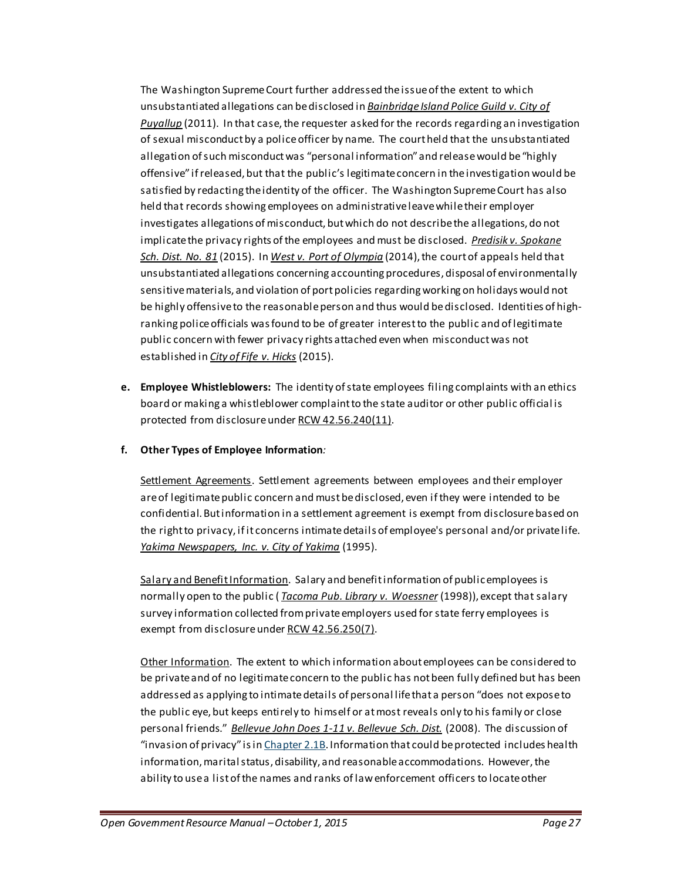The Washington Supreme Court further addressed the issue of the extent to which unsubstantiated allegations can be disclosed in *Bainbridge Island Police Guild v. City of Puyallup* (2011). In that case, the requester asked for the records regarding an investigation of sexual misconduct by a police officer by name. The court held that the unsubstantiated allegation of such misconduct was "personal information" and release would be "highly offensive" if released, but that the public's legitimate concern in the investigation would be satisfied by redacting the identity of the officer. The Washington Supreme Court has also held that records showing employees on administrative leave while their employer investigates allegations of misconduct, but which do not describe the allegations, do not implicate the privacy rights of the employees and must be disclosed. *Predisik v. Spokane Sch. Dist. No. 81* (2015). In *West v. Port of Olympia* (2014), the court of appeals held that unsubstantiated allegations concerning accounting procedures, disposal of environmentally sensitive materials, and violation of port policies regarding working on holidays would not be highly offensive to the reasonable person and thus would be disclosed. Identities of high-ranking police officials was found to be of greater interest to the public and of legitimate public concern with fewer privacy rights attached even when misconduct was not established in *City of Fife v. Hicks* (2015).

**e. Employee Whistleblowers:** The identity of state employees filing complaints with an ethics board or making a whistleblower complaint to the state auditor or other public official is protected from disclosure under RCW 42.56.240(11).

**f. Other Types of Employee Information***:*

Settlement Agreements. Settlement agreements between employees and their employer are of legitimate public concern and must be disclosed, even if they were intended to be confidential. But information in a settlement agreement is exempt from disclosure based on the right to privacy, if it concerns intimate details of employee's personal and/or private life. *Yakima Newspapers, Inc. v. City of Yakima* (1995).

Salary and Benefit Information. Salary and benefit information of public employees is normally open to the public (*Tacoma Pub. Library v. Woessner* (1998)), except that salary survey information collected from private employers used for state ferry employees is exempt from disclosure under RCW 42.56.250(7).

Other Information. The extent to which information about employees can be considered to be private and of no legitimate concern to the public has not been fully defined but has been addressed as applying to intimate details of personal life that a person "does not expose to the public eye, but keeps entirely to himself or at most reveals only to his family or close personal friends." *Bellevue John Does 1-11 v. Bellevue Sch. Dist.* (2008). The discussion of "invasion of privacy" is in Chapter 2.1B. Information that could be protected includes health information, marital status, disability, and reasonable accommodations. However, the ability to use a list of the names and ranks of law enforcement officers to locate other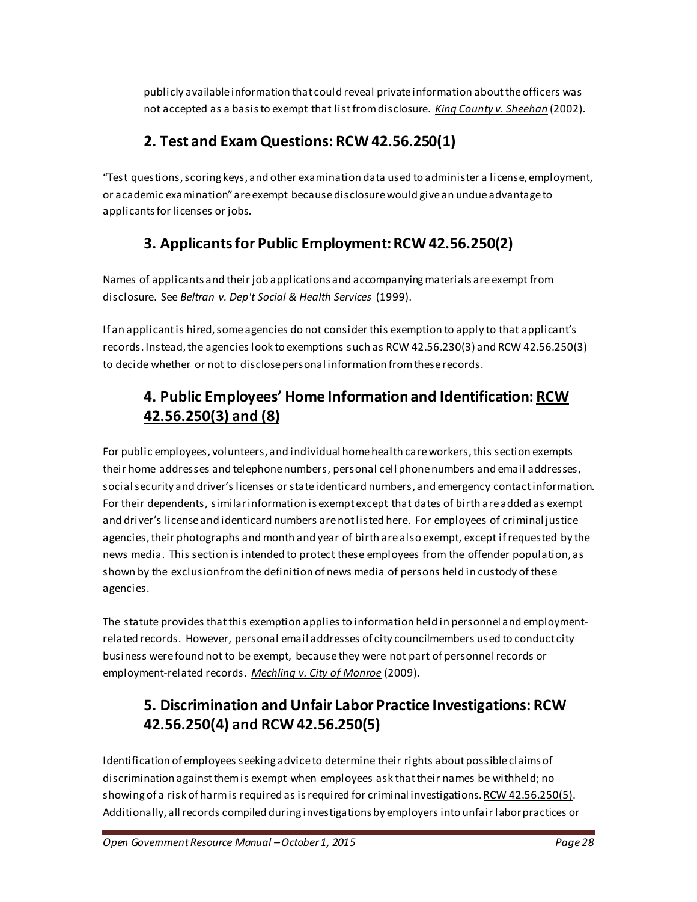publicly available information that could reveal private information about the officers was not accepted as a basis to exempt that list from disclosure. *King County v. Sheehan* (2002).

## 2. Test and Exam Questions: RCW 42.56.250(1)

"Test questions, scoring keys, and other examination data used to administer a license, employment, or academic examination" are exempt because disclosure would give an undue advantage to applicants for licenses or jobs.

## 3. Applicants for Public Employment: RCW 42.56.250(2)

Names of applicants and their job applications and accompanying materials are exempt from disclosure. See *Beltran v. Dep't Social & Health Services* (1999).

If an applicant is hired, some agencies do not consider this exemption to apply to that applicant's records. Instead, the agencies look to exemptions such as RCW 42.56.230(3) and RCW 42.56.250(3) to decide whether or not to disclose personal information from these records.

## 4. Public Employees' Home Information and Identification: RCW 42.56.250(3) and (8)

For public employees, volunteers, and individual home health care workers, this section exempts their home addresses and telephone numbers, personal cell phone numbers and email addresses, social security and driver's licenses or state identicard numbers, and emergency contact information. For their dependents, similar information is exempt except that dates of birth are added as exempt and driver's license and identicard numbers are not listed here. For employees of criminal justice agencies, their photographs and month and year of birth are also exempt, except if requested by the news media. This section is intended to protect these employees from the offender population, as shown by the exclusion from the definition of news media of persons held in custody of these agencies.

The statute provides that this exemption applies to information held in personnel and employment-related records. However, personal email addresses of city councilmembers used to conduct city business were found not to be exempt, because they were not part of personnel records or employment-related records. *Mechling v. City of Monroe* (2009).

## 5. Discrimination and Unfair Labor Practice Investigations: RCW 42.56.250(4) and RCW 42.56.250(5)

Identification of employees seeking advice to determine their rights about possible claims of discrimination against them is exempt when employees ask that their names be withheld; no showing of a risk of harm is required as is required for criminal investigations. RCW 42.56.250(5). Additionally, all records compiled during investigations by employers into unfair labor practices or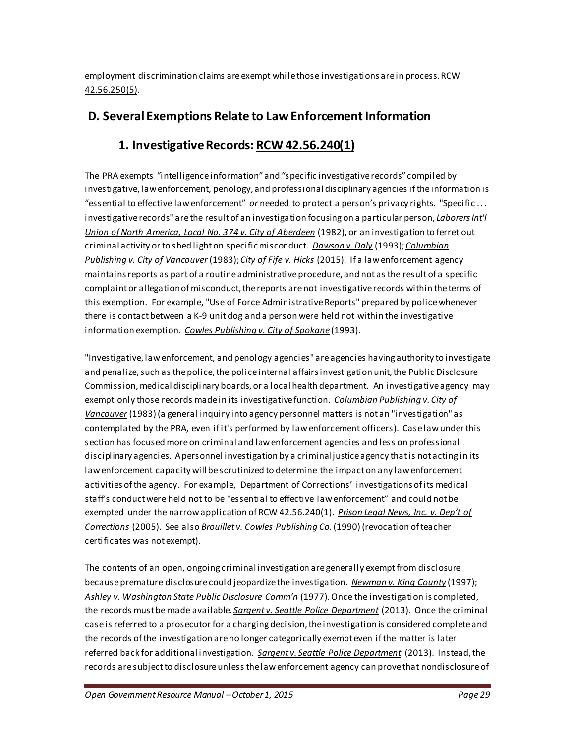employment discrimination claims are exempt while those investigations are in process. RCW 42.56.250(5).

## D. Several Exemptions Relate to Law Enforcement Information

### 1. Investigative Records: RCW 42.56.240(1)

The PRA exempts "intelligence information" and "specific investigative records" compiled by investigative, law enforcement, penology, and professional disciplinary agencies if the information is "essential to effective law enforcement" *or* needed to protect a person's privacy rights. "Specific . . . investigative records" are the result of an investigation focusing on a particular person, *Laborers Int'l Union of North America, Local No. 374 v. City of Aberdeen* (1982), or an investigation to ferret out criminal activity or to shed light on specific misconduct. *Dawson v. Daly* (1993); *Columbian Publishing v. City of Vancouver* (1983); *City of Fife v. Hicks* (2015). If a law enforcement agency maintains reports as part of a routine administrative procedure, and not as the result of a specific complaint or allegation of misconduct, the reports are not investigative records within the terms of this exemption. For example, "Use of Force Administrative Reports" prepared by police whenever there is contact between a K-9 unit dog and a person were held not within the investigative information exemption. *Cowles Publishing v. City of Spokane* (1993).

"Investigative, law enforcement, and penology agencies" are agencies having authority to investigate and penalize, such as the police, the police internal affairs investigation unit, the Public Disclosure Commission, medical disciplinary boards, or a local health department. An investigative agency may exempt only those records made in its investigative function. *Columbian Publishing v. City of Vancouver* (1983) (a general inquiry into agency personnel matters is not an "investigation" as contemplated by the PRA, even if it's performed by law enforcement officers). Case law under this section has focused more on criminal and law enforcement agencies and less on professional disciplinary agencies. A personnel investigation by a criminal justice agency that is not acting in its law enforcement capacity will be scrutinized to determine the impact on any law enforcement activities of the agency. For example, Department of Corrections' investigations of its medical staff's conduct were held not to be "essential to effective law enforcement" and could not be exempted under the narrow application of RCW 42.56.240(1). *Prison Legal News, Inc. v. Dep't of Corrections* (2005). See also *Brouillet v. Cowles Publishing Co.* (1990) (revocation of teacher certificates was not exempt).

The contents of an open, ongoing criminal investigation are generally exempt from disclosure because premature disclosure could jeopardize the investigation. *Newman v. King County* (1997); *Ashley v. Washington State Public Disclosure Comm'n* (1977). Once the investigation is completed, the records must be made available. *Sargent v. Seattle Police Department* (2013). Once the criminal case is referred to a prosecutor for a charging decision, the investigation is considered complete and the records of the investigation are no longer categorically exempt even if the matter is later referred back for additional investigation. *Sargent v. Seattle Police Department* (2013). Instead, the records are subject to disclosure unless the law enforcement agency can prove that nondisclosure of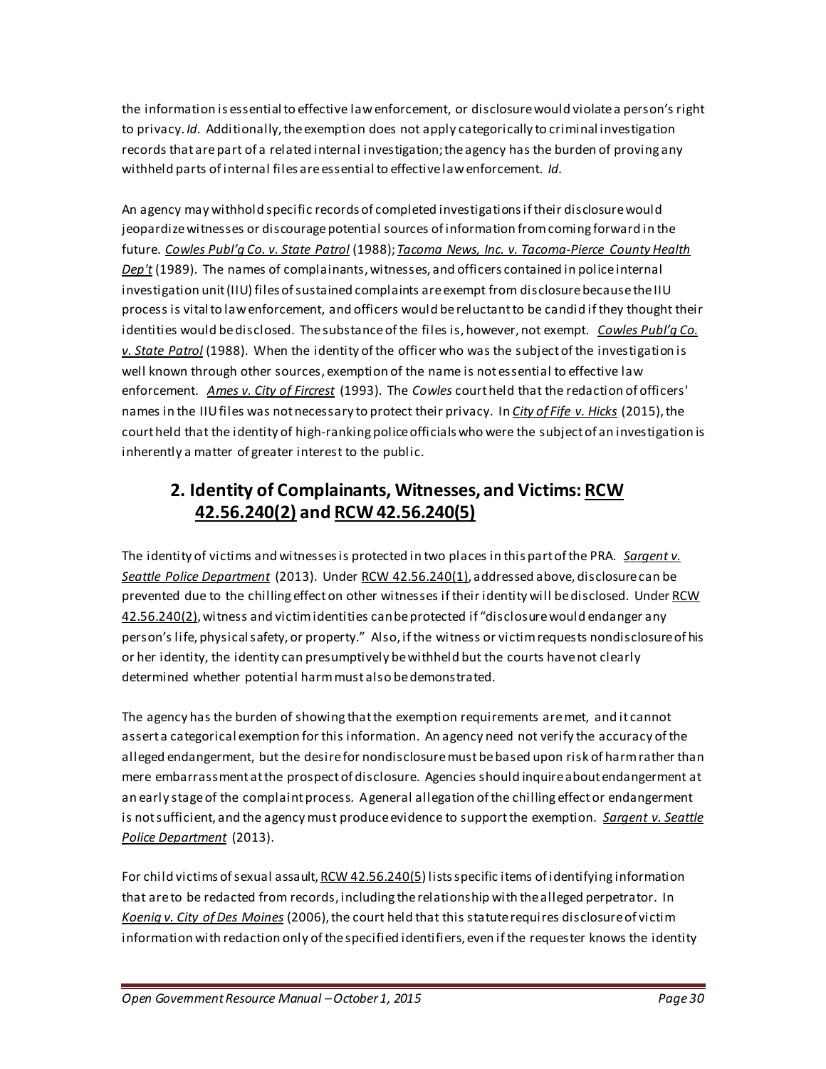the information is essential to effective law enforcement, or disclosure would violate a person's right to privacy. *Id.* Additionally, the exemption does not apply categorically to criminal investigation records that are part of a related internal investigation; the agency has the burden of proving any withheld parts of internal files are essential to effective law enforcement. *Id*.

An agency may withhold specific records of completed investigations if their disclosure would jeopardize witnesses or discourage potential sources of information from coming forward in the future. ***Cowles Publ'g Co. v. State Patrol*** (1988); ***Tacoma News, Inc. v. Tacoma-Pierce County Health Dep't*** (1989). The names of complainants, witnesses, and officers contained in police internal investigation unit (IIU) files of sustained complaints are exempt from disclosure because the IIU process is vital to law enforcement, and officers would be reluctant to be candid if they thought their identities would be disclosed. The substance of the files is, however, not exempt. ***Cowles Publ'g Co. v. State Patrol*** (1988). When the identity of the officer who was the subject of the investigation is well known through other sources, exemption of the name is not essential to effective law enforcement. ***Ames v. City of Fircrest*** (1993). The *Cowles* court held that the redaction of officers' names in the IIU files was not necessary to protect their privacy. In ***City of Fife v. Hicks*** (2015), the court held that the identity of high-ranking police officials who were the subject of an investigation is inherently a matter of greater interest to the public.

## 2. Identity of Complainants, Witnesses, and Victims: RCW 42.56.240(2) and RCW 42.56.240(5)

The identity of victims and witnesses is protected in two places in this part of the PRA. ***Sargent v. Seattle Police Department*** (2013). Under RCW 42.56.240(1), addressed above, disclosure can be prevented due to the chilling effect on other witnesses if their identity will be disclosed. Under RCW 42.56.240(2), witness and victim identities can be protected if "disclosure would endanger any person's life, physical safety, or property." Also, if the witness or victim requests nondisclosure of his or her identity, the identity can presumptively be withheld but the courts have not clearly determined whether potential harm must also be demonstrated.

The agency has the burden of showing that the exemption requirements are met, and it cannot assert a categorical exemption for this information. An agency need not verify the accuracy of the alleged endangerment, but the desire for nondisclosure must be based upon risk of harm rather than mere embarrassment at the prospect of disclosure. Agencies should inquire about endangerment at an early stage of the complaint process. A general allegation of the chilling effect or endangerment is not sufficient, and the agency must produce evidence to support the exemption. ***Sargent v. Seattle Police Department*** (2013).

For child victims of sexual assault, RCW 42.56.240(5) lists specific items of identifying information that are to be redacted from records, including the relationship with the alleged perpetrator. In ***Koenig v. City of Des Moines*** (2006), the court held that this statute requires disclosure of victim information with redaction only of the specified identifiers, even if the requester knows the identity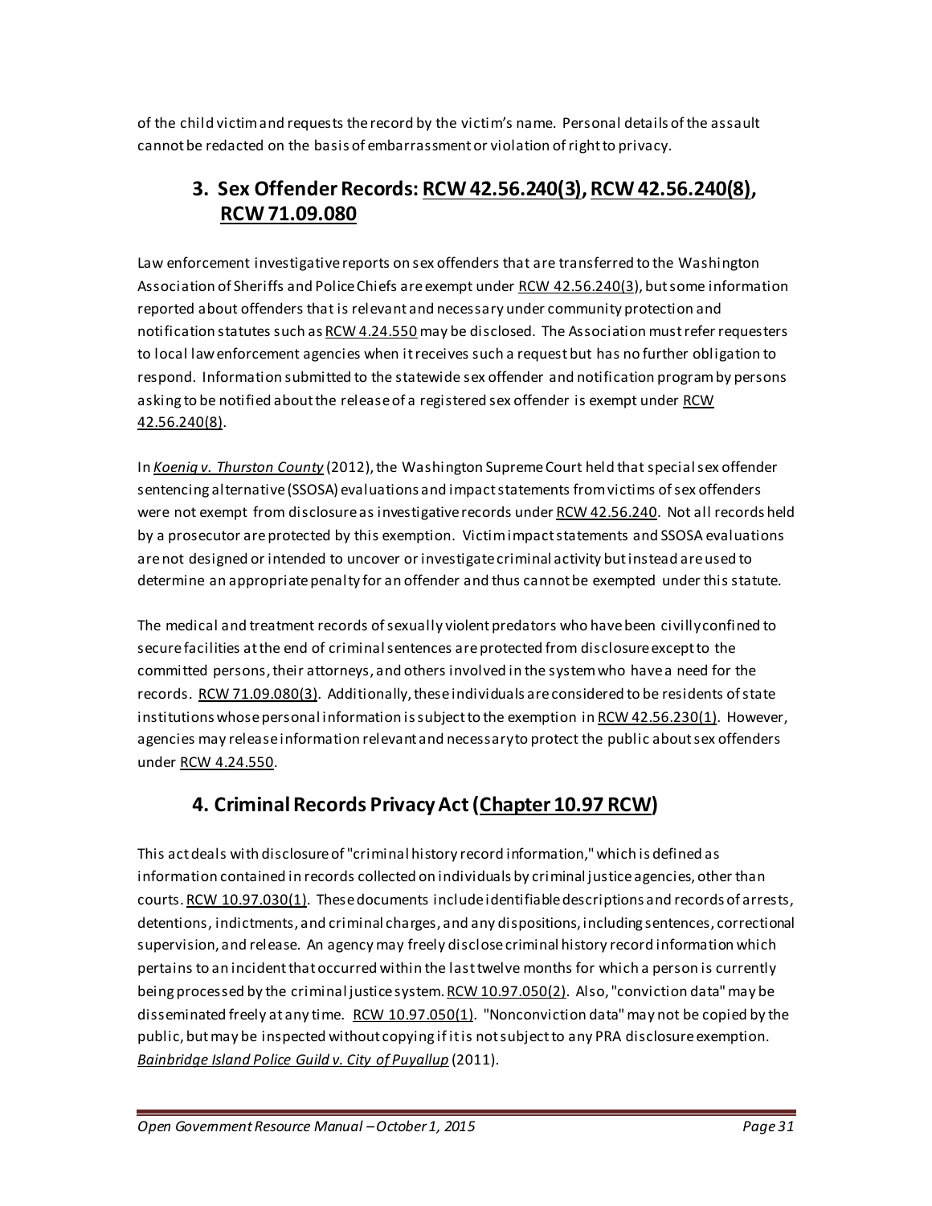of the child victim and requests the record by the victim's name. Personal details of the assault cannot be redacted on the basis of embarrassment or violation of right to privacy.

## 3. Sex Offender Records: RCW 42.56.240(3), RCW 42.56.240(8), RCW 71.09.080

Law enforcement investigative reports on sex offenders that are transferred to the Washington Association of Sheriffs and Police Chiefs are exempt under RCW 42.56.240(3), but some information reported about offenders that is relevant and necessary under community protection and notification statutes such as RCW 4.24.550 may be disclosed. The Association must refer requesters to local law enforcement agencies when it receives such a request but has no further obligation to respond. Information submitted to the statewide sex offender and notification program by persons asking to be notified about the release of a registered sex offender is exempt under RCW 42.56.240(8).

In *Koenig v. Thurston County* (2012), the Washington Supreme Court held that special sex offender sentencing alternative (SSOSA) evaluations and impact statements from victims of sex offenders were not exempt from disclosure as investigative records under RCW 42.56.240. Not all records held by a prosecutor are protected by this exemption. Victim impact statements and SSOSA evaluations are not designed or intended to uncover or investigate criminal activity but instead are used to determine an appropriate penalty for an offender and thus cannot be exempted under this statute.

The medical and treatment records of sexually violent predators who have been civilly confined to secure facilities at the end of criminal sentences are protected from disclosure except to the committed persons, their attorneys, and others involved in the system who have a need for the records. RCW 71.09.080(3). Additionally, these individuals are considered to be residents of state institutions whose personal information is subject to the exemption in RCW 42.56.230(1). However, agencies may release information relevant and necessary to protect the public about sex offenders under RCW 4.24.550.

## 4. Criminal Records Privacy Act (Chapter 10.97 RCW)

This act deals with disclosure of "criminal history record information," which is defined as information contained in records collected on individuals by criminal justice agencies, other than courts. RCW 10.97.030(1). These documents include identifiable descriptions and records of arrests, detentions, indictments, and criminal charges, and any dispositions, including sentences, correctional supervision, and release. An agency may freely disclose criminal history record information which pertains to an incident that occurred within the last twelve months for which a person is currently being processed by the criminal justice system. RCW 10.97.050(2). Also, "conviction data" may be disseminated freely at any time. RCW 10.97.050(1). "Nonconviction data" may not be copied by the public, but may be inspected without copying if it is not subject to any PRA disclosure exemption. *Bainbridge Island Police Guild v. City of Puyallup* (2011).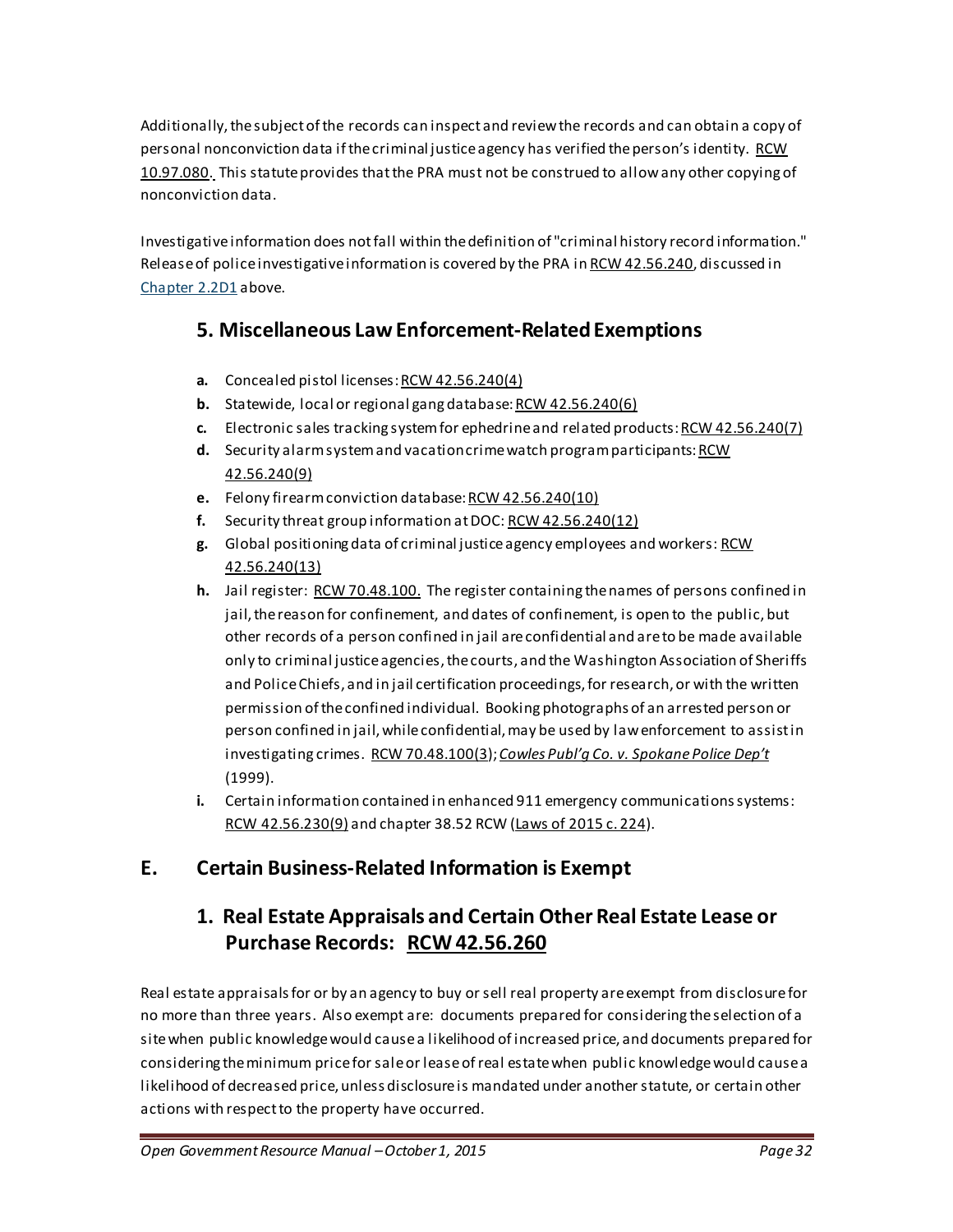Additionally, the subject of the records can inspect and review the records and can obtain a copy of personal nonconviction data if the criminal justice agency has verified the person's identity. RCW 10.97.080. This statute provides that the PRA must not be construed to allow any other copying of nonconviction data.

Investigative information does not fall within the definition of "criminal history record information." Release of police investigative information is covered by the PRA in RCW 42.56.240, discussed in Chapter 2.2D1 above.

### 5. Miscellaneous Law Enforcement-Related Exemptions

- **a.** Concealed pistol licenses: RCW 42.56.240(4)
- **b.** Statewide, local or regional gang database: RCW 42.56.240(6)
- **c.** Electronic sales tracking system for ephedrine and related products: RCW 42.56.240(7)
- **d.** Security alarm system and vacation crime watch program participants: RCW 42.56.240(9)
- **e.** Felony firearm conviction database: RCW 42.56.240(10)
- **f.** Security threat group information at DOC: RCW 42.56.240(12)
- **g.** Global positioning data of criminal justice agency employees and workers: RCW 42.56.240(13)
- **h.** Jail register: RCW 70.48.100. The register containing the names of persons confined in jail, the reason for confinement, and dates of confinement, is open to the public, but other records of a person confined in jail are confidential and are to be made available only to criminal justice agencies, the courts, and the Washington Association of Sheriffs and Police Chiefs, and in jail certification proceedings, for research, or with the written permission of the confined individual. Booking photographs of an arrested person or person confined in jail, while confidential, may be used by law enforcement to assist in investigating crimes. RCW 70.48.100(3); *Cowles Publ'g Co. v. Spokane Police Dep't* (1999).
- **i.** Certain information contained in enhanced 911 emergency communications systems: RCW 42.56.230(9) and chapter 38.52 RCW (Laws of 2015 c. 224).

## E. Certain Business-Related Information is Exempt

### 1. Real Estate Appraisals and Certain Other Real Estate Lease or Purchase Records: RCW 42.56.260

Real estate appraisals for or by an agency to buy or sell real property are exempt from disclosure for no more than three years. Also exempt are: documents prepared for considering the selection of a site when public knowledge would cause a likelihood of increased price, and documents prepared for considering the minimum price for sale or lease of real estate when public knowledge would cause a likelihood of decreased price, unless disclosure is mandated under another statute, or certain other actions with respect to the property have occurred.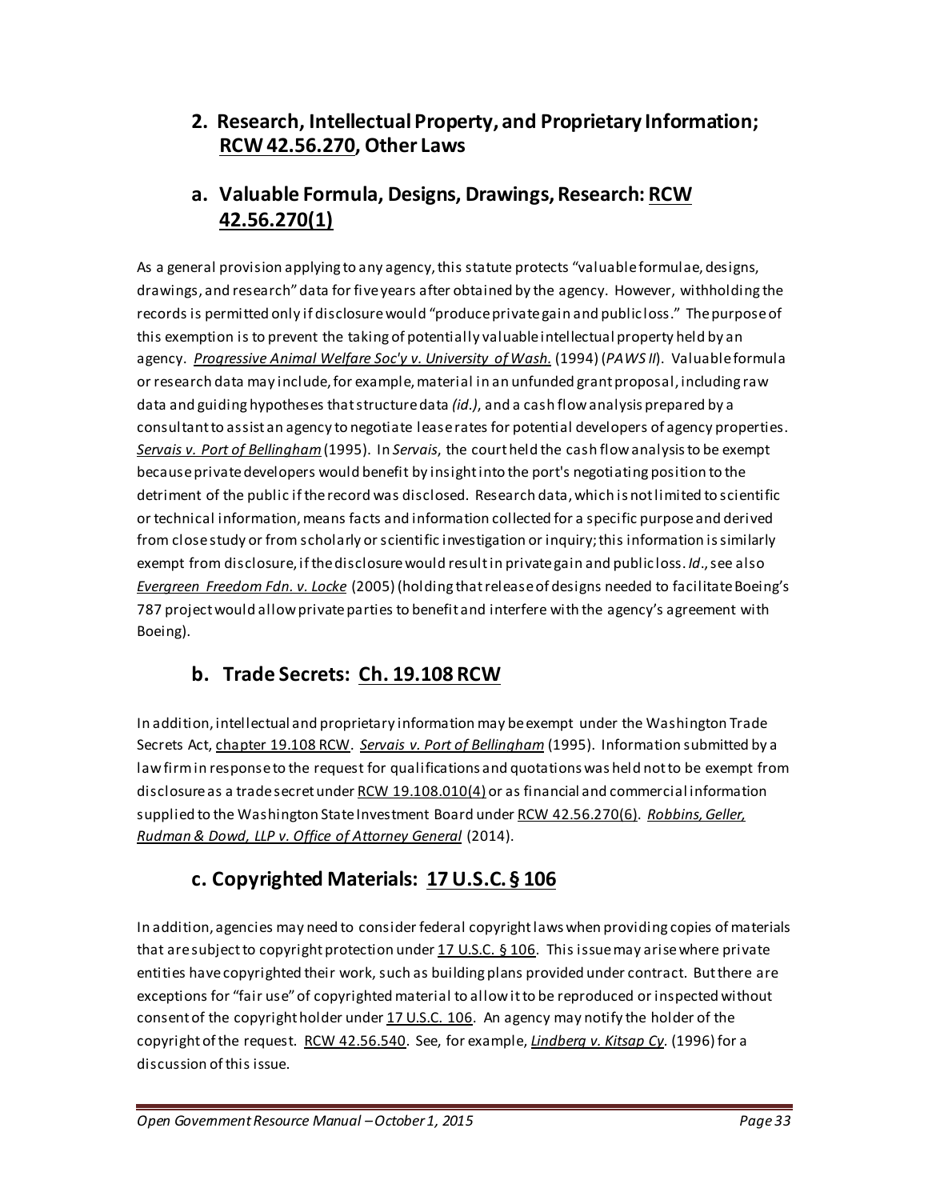## 2. Research, Intellectual Property, and Proprietary Information; RCW 42.56.270, Other Laws

### a. Valuable Formula, Designs, Drawings, Research: RCW 42.56.270(1)

As a general provision applying to any agency, this statute protects "valuable formulae, designs, drawings, and research" data for five years after obtained by the agency. However, withholding the records is permitted only if disclosure would "produce private gain and public loss." The purpose of this exemption is to prevent the taking of potentially valuable intellectual property held by an agency. *Progressive Animal Welfare Soc'y v. University of Wash.* (1994) (*PAWS II*). Valuable formula or research data may include, for example, material in an unfunded grant proposal, including raw data and guiding hypotheses that structure data *(id.)*, and a cash flow analysis prepared by a consultant to assist an agency to negotiate lease rates for potential developers of agency properties. *Servais v. Port of Bellingham* (1995). In *Servais*, the court held the cash flow analysis to be exempt because private developers would benefit by insight into the port's negotiating position to the detriment of the public if the record was disclosed. Research data, which is not limited to scientific or technical information, means facts and information collected for a specific purpose and derived from close study or from scholarly or scientific investigation or inquiry; this information is similarly exempt from disclosure, if the disclosure would result in private gain and public loss. *Id*., see also *Evergreen Freedom Fdn. v. Locke* (2005) (holding that release of designs needed to facilitate Boeing's 787 project would allow private parties to benefit and interfere with the agency's agreement with Boeing).

### b. Trade Secrets: Ch. 19.108 RCW

In addition, intellectual and proprietary information may be exempt under the Washington Trade Secrets Act, chapter 19.108 RCW. *Servais v. Port of Bellingham* (1995). Information submitted by a law firm in response to the request for qualifications and quotations was held not to be exempt from disclosure as a trade secret under RCW 19.108.010(4) or as financial and commercial information supplied to the Washington State Investment Board under RCW 42.56.270(6). *Robbins, Geller, Rudman & Dowd, LLP v. Office of Attorney General* (2014).

### c. Copyrighted Materials: 17 U.S.C. § 106

In addition, agencies may need to consider federal copyright laws when providing copies of materials that are subject to copyright protection under 17 U.S.C. § 106. This issue may arise where private entities have copyrighted their work, such as building plans provided under contract. But there are exceptions for "fair use" of copyrighted material to allow it to be reproduced or inspected without consent of the copyright holder under 17 U.S.C. 106. An agency may notify the holder of the copyright of the request. RCW 42.56.540. See, for example, *Lindberg v. Kitsap Cy*. (1996) for a discussion of this issue.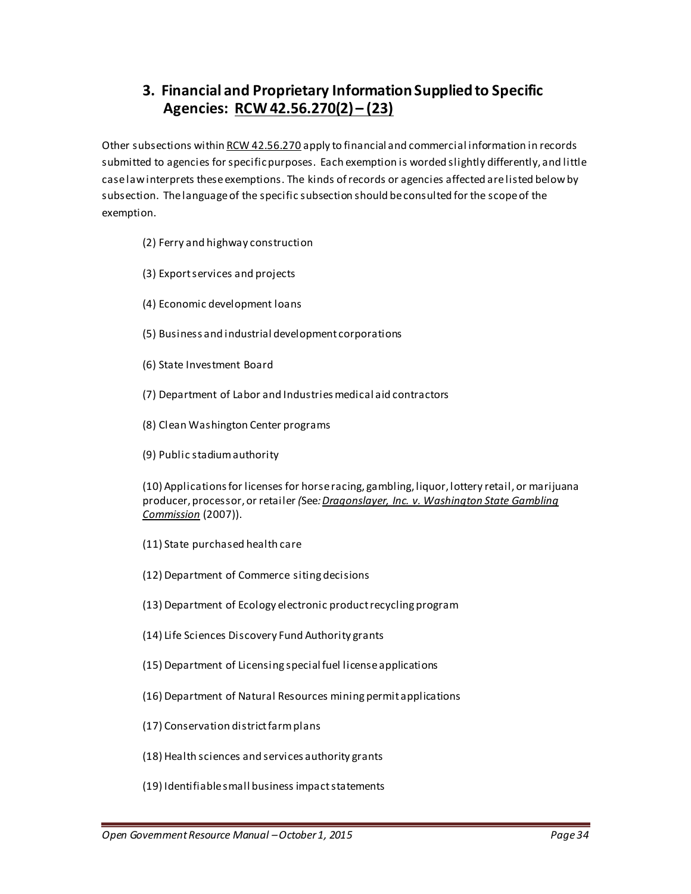## 3. Financial and Proprietary Information Supplied to Specific Agencies: RCW 42.56.270(2) – (23)

Other subsections within RCW 42.56.270 apply to financial and commercial information in records submitted to agencies for specific purposes. Each exemption is worded slightly differently, and little case law interprets these exemptions. The kinds of records or agencies affected are listed below by subsection. The language of the specific subsection should be consulted for the scope of the exemption.

(2) Ferry and highway construction

(3) Export services and projects

(4) Economic development loans

(5) Business and industrial development corporations

(6) State Investment Board

(7) Department of Labor and Industries medical aid contractors

(8) Clean Washington Center programs

(9) Public stadium authority

(10) Applications for licenses for horse racing, gambling, liquor, lottery retail, or marijuana producer, processor, or retailer *(*See*: **Dragonslayer, Inc. v. Washington State Gambling Commission*** (2007)).

(11) State purchased health care

(12) Department of Commerce siting decisions

(13) Department of Ecology electronic product recycling program

(14) Life Sciences Discovery Fund Authority grants

(15) Department of Licensing special fuel license applications

(16) Department of Natural Resources mining permit applications

(17) Conservation district farm plans

(18) Health sciences and services authority grants

(19) Identifiable small business impact statements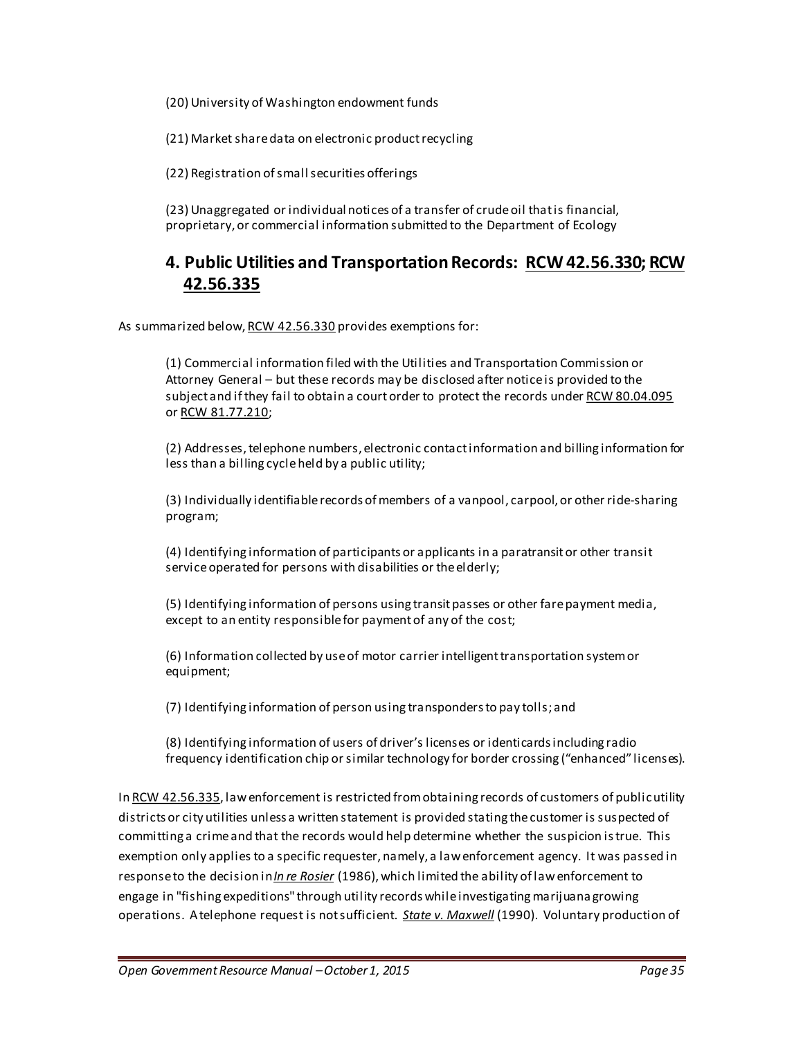(20) University of Washington endowment funds

(21) Market share data on electronic product recycling

(22) Registration of small securities offerings

(23) Unaggregated or individual notices of a transfer of crude oil that is financial, proprietary, or commercial information submitted to the Department of Ecology

## 4. Public Utilities and Transportation Records: RCW 42.56.330; RCW 42.56.335

As summarized below, RCW 42.56.330 provides exemptions for:

(1) Commercial information filed with the Utilities and Transportation Commission or Attorney General – but these records may be disclosed after notice is provided to the subject and if they fail to obtain a court order to protect the records under RCW 80.04.095 or RCW 81.77.210;

(2) Addresses, telephone numbers, electronic contact information and billing information for less than a billing cycle held by a public utility;

(3) Individually identifiable records of members of a vanpool, carpool, or other ride-sharing program;

(4) Identifying information of participants or applicants in a paratransit or other transit service operated for persons with disabilities or the elderly;

(5) Identifying information of persons using transit passes or other fare payment media, except to an entity responsible for payment of any of the cost;

(6) Information collected by use of motor carrier intelligent transportation system or equipment;

(7) Identifying information of person using transponders to pay tolls; and

(8) Identifying information of users of driver's licenses or identicards including radio frequency identification chip or similar technology for border crossing ("enhanced" licenses).

In RCW 42.56.335, law enforcement is restricted from obtaining records of customers of public utility districts or city utilities unless a written statement is provided stating the customer is suspected of committing a crime and that the records would help determine whether the suspicion is true. This exemption only applies to a specific requester, namely, a law enforcement agency. It was passed in response to the decision in *In re Rosier* (1986), which limited the ability of law enforcement to engage in "fishing expeditions" through utility records while investigating marijuana growing operations. A telephone request is not sufficient. *State v. Maxwell* (1990). Voluntary production of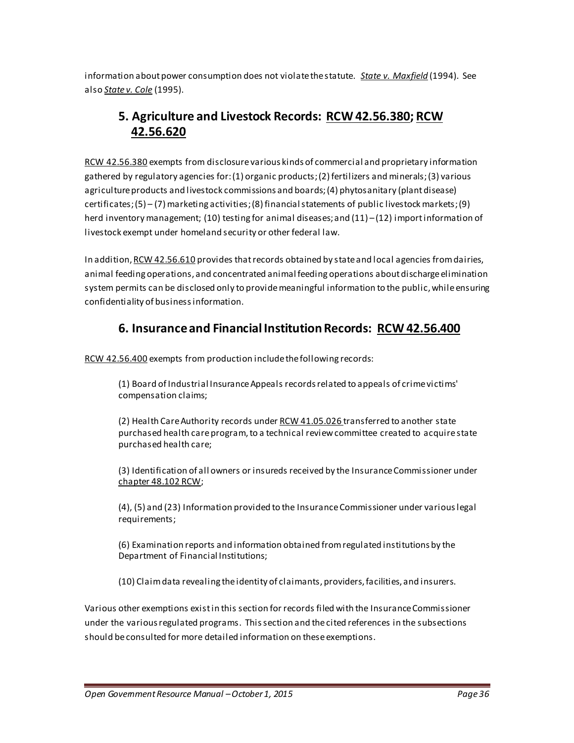information about power consumption does not violate the statute. *State v. Maxfield* (1994). See also *State v. Cole* (1995).

## 5. Agriculture and Livestock Records: RCW 42.56.380; RCW 42.56.620

RCW 42.56.380 exempts from disclosure various kinds of commercial and proprietary information gathered by regulatory agencies for: (1) organic products; (2) fertilizers and minerals; (3) various agriculture products and livestock commissions and boards; (4) phytosanitary (plant disease) certificates; (5) – (7) marketing activities; (8) financial statements of public livestock markets; (9) herd inventory management; (10) testing for animal diseases; and (11) – (12) import information of livestock exempt under homeland security or other federal law.

In addition, RCW 42.56.610 provides that records obtained by state and local agencies from dairies, animal feeding operations, and concentrated animal feeding operations about discharge elimination system permits can be disclosed only to provide meaningful information to the public, while ensuring confidentiality of business information.

## 6. Insurance and Financial Institution Records: RCW 42.56.400

RCW 42.56.400 exempts from production include the following records:

> (1) Board of Industrial Insurance Appeals records related to appeals of crime victims' compensation claims;
>
> (2) Health Care Authority records under RCW 41.05.026 transferred to another state purchased health care program, to a technical review committee created to acquire state purchased health care;
>
> (3) Identification of all owners or insureds received by the Insurance Commissioner under chapter 48.102 RCW;
>
> (4), (5) and (23) Information provided to the Insurance Commissioner under various legal requirements;
>
> (6) Examination reports and information obtained from regulated institutions by the Department of Financial Institutions;
>
> (10) Claim data revealing the identity of claimants, providers, facilities, and insurers.

Various other exemptions exist in this section for records filed with the Insurance Commissioner under the various regulated programs. This section and the cited references in the subsections should be consulted for more detailed information on these exemptions.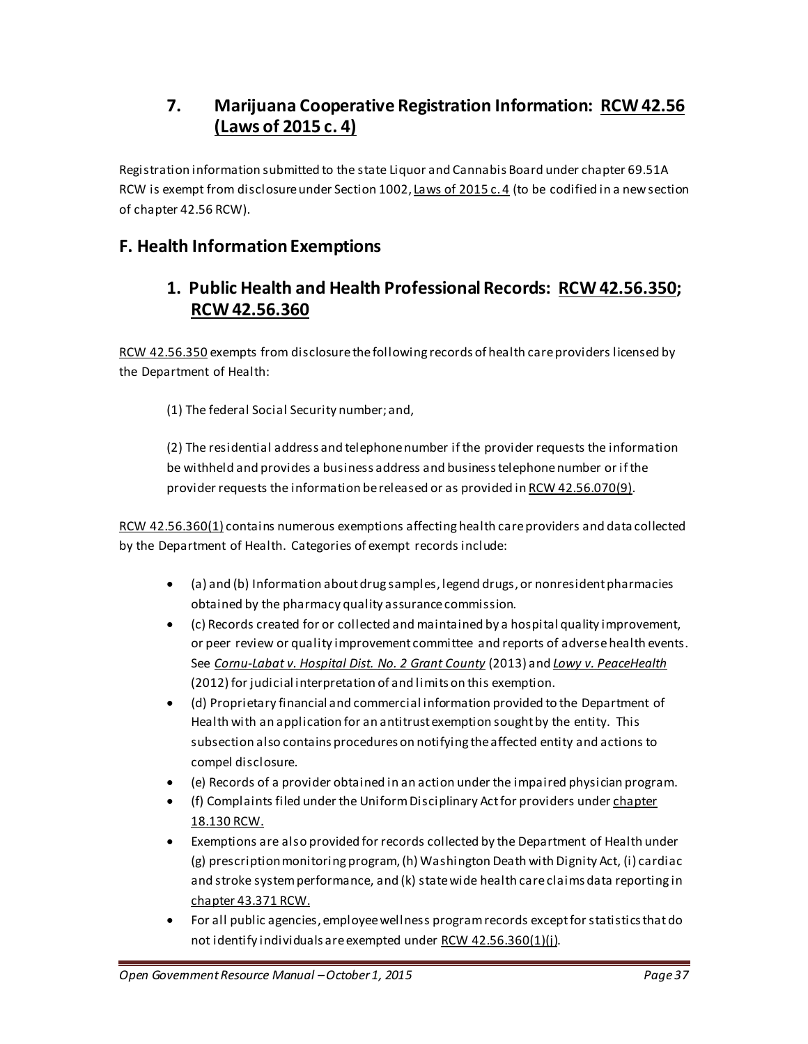## 7. Marijuana Cooperative Registration Information: RCW 42.56 (Laws of 2015 c. 4)

Registration information submitted to the state Liquor and Cannabis Board under chapter 69.51A RCW is exempt from disclosure under Section 1002, Laws of 2015 c. 4 (to be codified in a new section of chapter 42.56 RCW).

# F. Health Information Exemptions

## 1. Public Health and Health Professional Records: RCW 42.56.350; RCW 42.56.360

RCW 42.56.350 exempts from disclosure the following records of health care providers licensed by the Department of Health:

> (1) The federal Social Security number; and,
>
> (2) The residential address and telephone number if the provider requests the information be withheld and provides a business address and business telephone number or if the provider requests the information be released or as provided in RCW 42.56.070(9).

RCW 42.56.360(1) contains numerous exemptions affecting health care providers and data collected by the Department of Health. Categories of exempt records include:

- (a) and (b) Information about drug samples, legend drugs, or nonresident pharmacies obtained by the pharmacy quality assurance commission.
- (c) Records created for or collected and maintained by a hospital quality improvement, or peer review or quality improvement committee and reports of adverse health events. See *Cornu-Labat v. Hospital Dist. No. 2 Grant County* (2013) and *Lowy v. PeaceHealth* (2012) for judicial interpretation of and limits on this exemption.
- (d) Proprietary financial and commercial information provided to the Department of Health with an application for an antitrust exemption sought by the entity. This subsection also contains procedures on notifying the affected entity and actions to compel disclosure.
- (e) Records of a provider obtained in an action under the impaired physician program.
- (f) Complaints filed under the Uniform Disciplinary Act for providers under chapter 18.130 RCW.
- Exemptions are also provided for records collected by the Department of Health under (g) prescription monitoring program, (h) Washington Death with Dignity Act, (i) cardiac and stroke system performance, and (k) statewide health care claims data reporting in chapter 43.371 RCW.
- For all public agencies, employee wellness program records except for statistics that do not identify individuals are exempted under RCW 42.56.360(1)(j).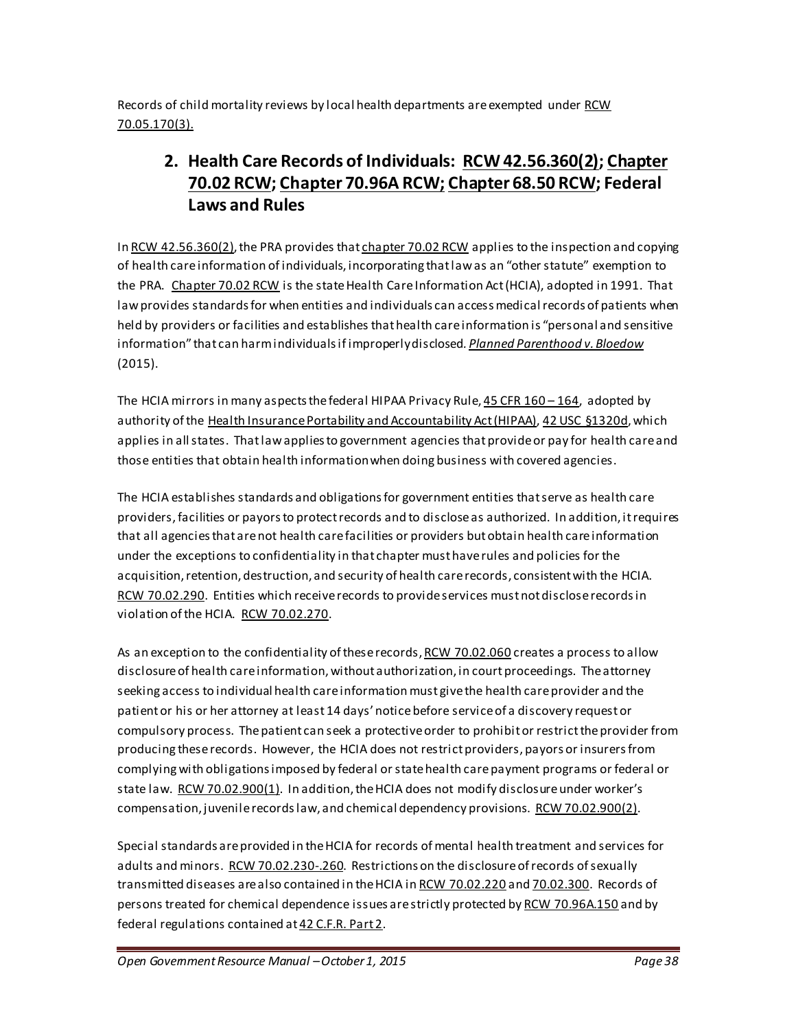Records of child mortality reviews by local health departments are exempted under RCW 70.05.170(3).

## 2. Health Care Records of Individuals: RCW 42.56.360(2); Chapter 70.02 RCW; Chapter 70.96A RCW; Chapter 68.50 RCW; Federal Laws and Rules

In RCW 42.56.360(2), the PRA provides that chapter 70.02 RCW applies to the inspection and copying of health care information of individuals, incorporating that law as an "other statute" exemption to the PRA. Chapter 70.02 RCW is the state Health Care Information Act (HCIA), adopted in 1991. That law provides standards for when entities and individuals can access medical records of patients when held by providers or facilities and establishes that health care information is "personal and sensitive information" that can harm individuals if improperly disclosed. *Planned Parenthood v. Bloedow* (2015).

The HCIA mirrors in many aspects the federal HIPAA Privacy Rule, 45 CFR 160 – 164, adopted by authority of the Health Insurance Portability and Accountability Act (HIPAA), 42 USC §1320d, which applies in all states. That law applies to government agencies that provide or pay for health care and those entities that obtain health information when doing business with covered agencies.

The HCIA establishes standards and obligations for government entities that serve as health care providers, facilities or payors to protect records and to disclose as authorized. In addition, it requires that all agencies that are not health care facilities or providers but obtain health care information under the exceptions to confidentiality in that chapter must have rules and policies for the acquisition, retention, destruction, and security of health care records, consistent with the HCIA. RCW 70.02.290. Entities which receive records to provide services must not disclose records in violation of the HCIA. RCW 70.02.270.

As an exception to the confidentiality of these records, RCW 70.02.060 creates a process to allow disclosure of health care information, without authorization, in court proceedings. The attorney seeking access to individual health care information must give the health care provider and the patient or his or her attorney at least 14 days' notice before service of a discovery request or compulsory process. The patient can seek a protective order to prohibit or restrict the provider from producing these records. However, the HCIA does not restrict providers, payors or insurers from complying with obligations imposed by federal or state health care payment programs or federal or state law. RCW 70.02.900(1). In addition, the HCIA does not modify disclosure under worker's compensation, juvenile records law, and chemical dependency provisions. RCW 70.02.900(2).

Special standards are provided in the HCIA for records of mental health treatment and services for adults and minors. RCW 70.02.230-.260. Restrictions on the disclosure of records of sexually transmitted diseases are also contained in the HCIA in RCW 70.02.220 and 70.02.300. Records of persons treated for chemical dependence issues are strictly protected by RCW 70.96A.150 and by federal regulations contained at 42 C.F.R. Part 2.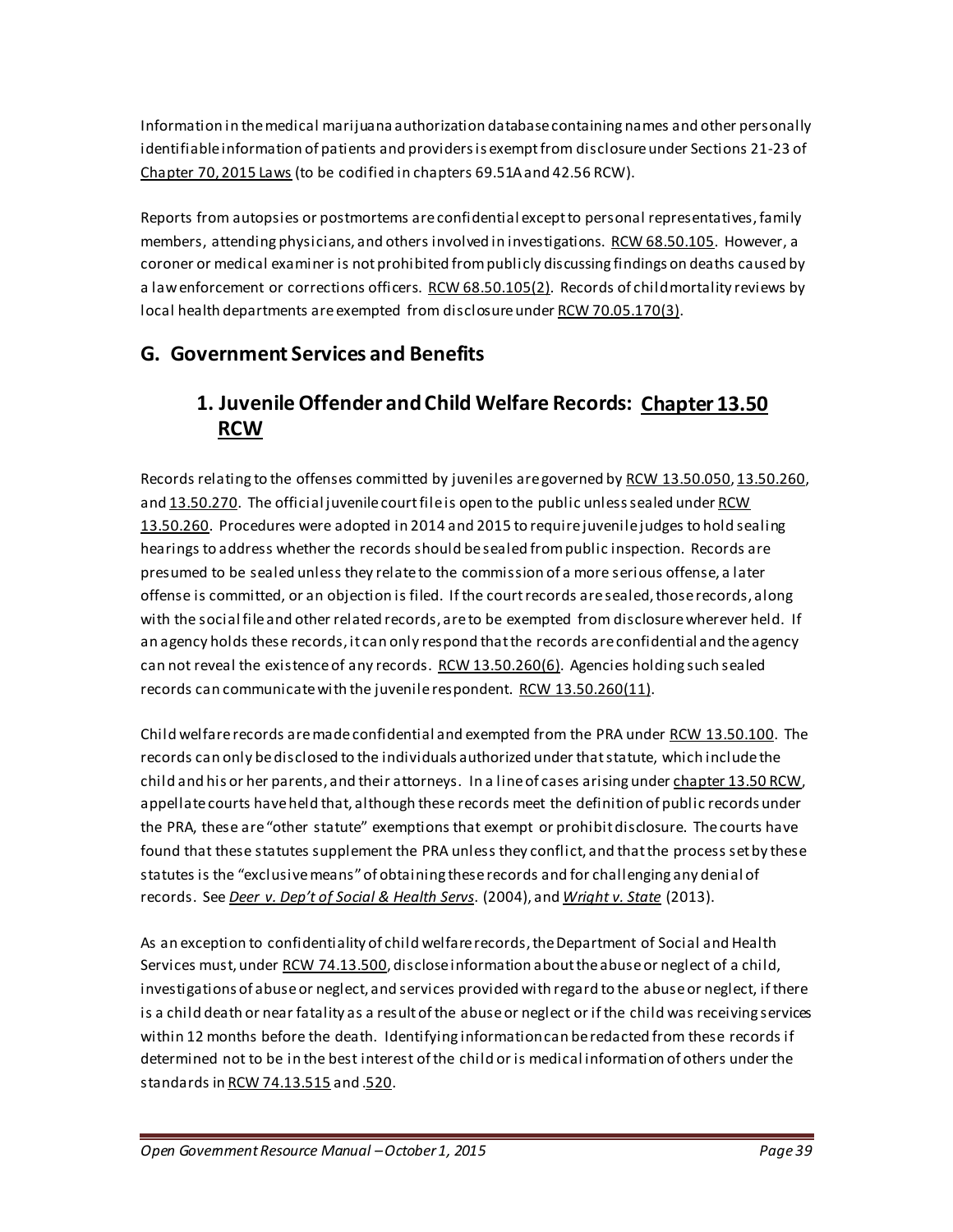Information in the medical marijuana authorization database containing names and other personally identifiable information of patients and providers is exempt from disclosure under Sections 21-23 of Chapter 70, 2015 Laws (to be codified in chapters 69.51A and 42.56 RCW).

Reports from autopsies or postmortems are confidential except to personal representatives, family members, attending physicians, and others involved in investigations. RCW 68.50.105. However, a coroner or medical examiner is not prohibited from publicly discussing findings on deaths caused by a law enforcement or corrections officers. RCW 68.50.105(2). Records of child mortality reviews by local health departments are exempted from disclosure under RCW 70.05.170(3).

## G. Government Services and Benefits

### 1. Juvenile Offender and Child Welfare Records: Chapter 13.50 RCW

Records relating to the offenses committed by juveniles are governed by RCW 13.50.050, 13.50.260, and 13.50.270. The official juvenile court file is open to the public unless sealed under RCW 13.50.260. Procedures were adopted in 2014 and 2015 to require juvenile judges to hold sealing hearings to address whether the records should be sealed from public inspection. Records are presumed to be sealed unless they relate to the commission of a more serious offense, a later offense is committed, or an objection is filed. If the court records are sealed, those records, along with the social file and other related records, are to be exempted from disclosure wherever held. If an agency holds these records, it can only respond that the records are confidential and the agency can not reveal the existence of any records. RCW 13.50.260(6). Agencies holding such sealed records can communicate with the juvenile respondent. RCW 13.50.260(11).

Child welfare records are made confidential and exempted from the PRA under RCW 13.50.100. The records can only be disclosed to the individuals authorized under that statute, which include the child and his or her parents, and their attorneys. In a line of cases arising under chapter 13.50 RCW, appellate courts have held that, although these records meet the definition of public records under the PRA, these are "other statute" exemptions that exempt or prohibit disclosure. The courts have found that these statutes supplement the PRA unless they conflict, and that the process set by these statutes is the "exclusive means" of obtaining these records and for challenging any denial of records. See ***Deer v. Dep't of Social & Health Servs*.** (2004), and ***Wright v. State*** (2013).

As an exception to confidentiality of child welfare records, the Department of Social and Health Services must, under RCW 74.13.500, disclose information about the abuse or neglect of a child, investigations of abuse or neglect, and services provided with regard to the abuse or neglect, if there is a child death or near fatality as a result of the abuse or neglect or if the child was receiving services within 12 months before the death. Identifying information can be redacted from these records if determined not to be in the best interest of the child or is medical information of others under the standards in RCW 74.13.515 and .520.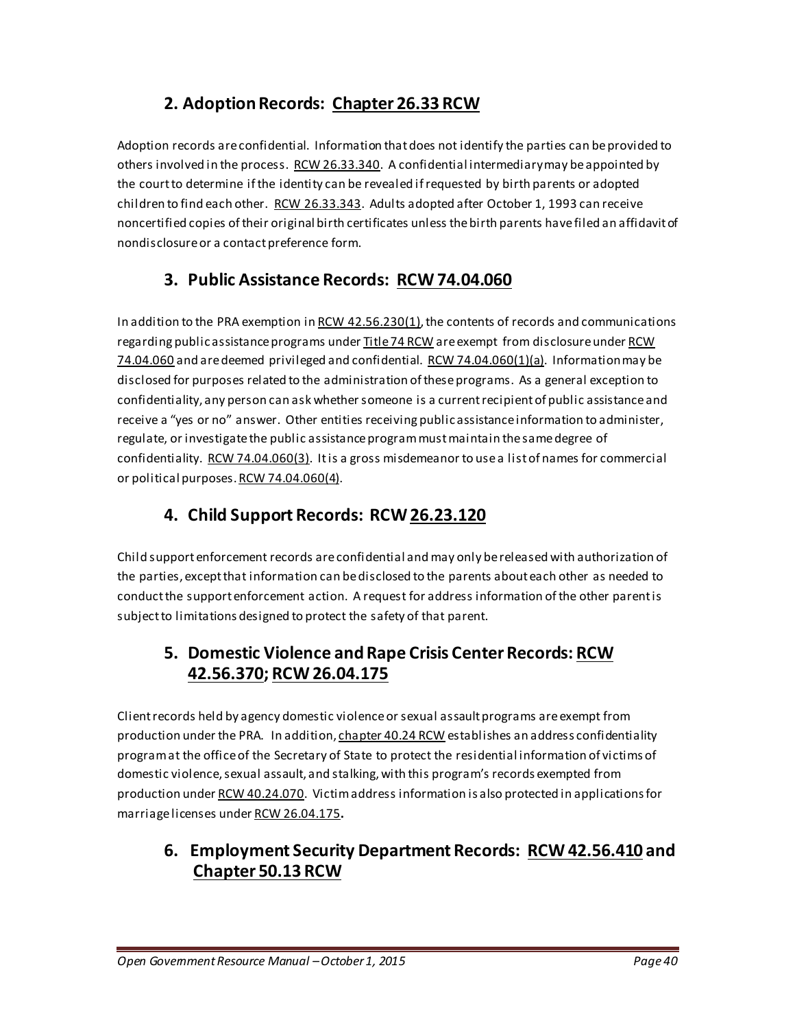## 2. Adoption Records: Chapter 26.33 RCW

Adoption records are confidential. Information that does not identify the parties can be provided to others involved in the process. RCW 26.33.340. A confidential intermediary may be appointed by the court to determine if the identity can be revealed if requested by birth parents or adopted children to find each other. RCW 26.33.343. Adults adopted after October 1, 1993 can receive noncertified copies of their original birth certificates unless the birth parents have filed an affidavit of nondisclosure or a contact preference form.

## 3. Public Assistance Records: RCW 74.04.060

In addition to the PRA exemption in RCW 42.56.230(1), the contents of records and communications regarding public assistance programs under Title 74 RCW are exempt from disclosure under RCW 74.04.060 and are deemed privileged and confidential. RCW 74.04.060(1)(a). Information may be disclosed for purposes related to the administration of these programs. As a general exception to confidentiality, any person can ask whether someone is a current recipient of public assistance and receive a "yes or no" answer. Other entities receiving public assistance information to administer, regulate, or investigate the public assistance program must maintain the same degree of confidentiality. RCW 74.04.060(3). It is a gross misdemeanor to use a list of names for commercial or political purposes. RCW 74.04.060(4).

## 4. Child Support Records: RCW 26.23.120

Child support enforcement records are confidential and may only be released with authorization of the parties, except that information can be disclosed to the parents about each other as needed to conduct the support enforcement action. A request for address information of the other parent is subject to limitations designed to protect the safety of that parent.

## 5. Domestic Violence and Rape Crisis Center Records: RCW 42.56.370; RCW 26.04.175

Client records held by agency domestic violence or sexual assault programs are exempt from production under the PRA. In addition, chapter 40.24 RCW establishes an address confidentiality program at the office of the Secretary of State to protect the residential information of victims of domestic violence, sexual assault, and stalking, with this program's records exempted from production under RCW 40.24.070. Victim address information is also protected in applications for marriage licenses under RCW 26.04.175.

## 6. Employment Security Department Records: RCW 42.56.410 and Chapter 50.13 RCW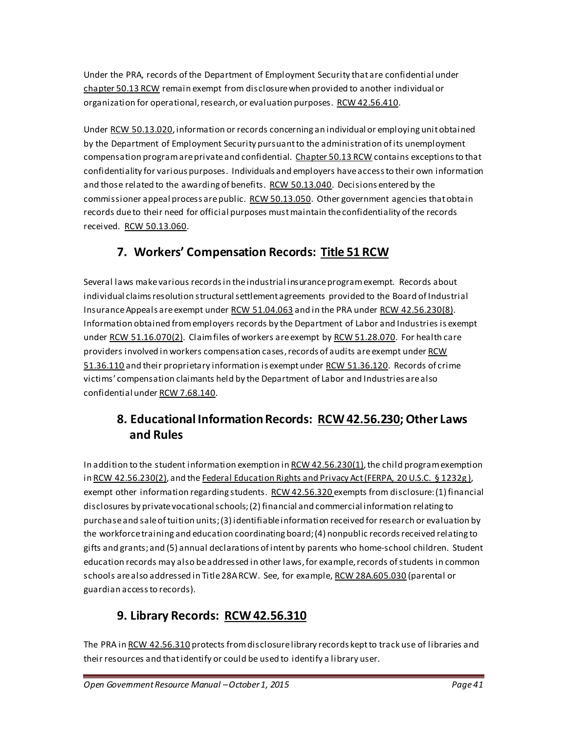Under the PRA, records of the Department of Employment Security that are confidential under chapter 50.13 RCW remain exempt from disclosure when provided to another individual or organization for operational, research, or evaluation purposes. RCW 42.56.410.

Under RCW 50.13.020, information or records concerning an individual or employing unit obtained by the Department of Employment Security pursuant to the administration of its unemployment compensation program are private and confidential. Chapter 50.13 RCW contains exceptions to that confidentiality for various purposes. Individuals and employers have access to their own information and those related to the awarding of benefits. RCW 50.13.040. Decisions entered by the commissioner appeal process are public. RCW 50.13.050. Other government agencies that obtain records due to their need for official purposes must maintain the confidentiality of the records received. RCW 50.13.060.

## 7. Workers' Compensation Records: Title 51 RCW

Several laws make various records in the industrial insurance program exempt. Records about individual claims resolution structural settlement agreements provided to the Board of Industrial Insurance Appeals are exempt under RCW 51.04.063 and in the PRA under RCW 42.56.230(8). Information obtained from employers records by the Department of Labor and Industries is exempt under RCW 51.16.070(2). Claim files of workers are exempt by RCW 51.28.070. For health care providers involved in workers compensation cases, records of audits are exempt under RCW 51.36.110 and their proprietary information is exempt under RCW 51.36.120. Records of crime victims' compensation claimants held by the Department of Labor and Industries are also confidential under RCW 7.68.140.

## 8. Educational Information Records: RCW 42.56.230; Other Laws and Rules

In addition to the student information exemption in RCW 42.56.230(1), the child program exemption in RCW 42.56.230(2), and the Federal Education Rights and Privacy Act (FERPA, 20 U.S.C. § 1232g), exempt other information regarding students. RCW 42.56.320 exempts from disclosure: (1) financial disclosures by private vocational schools; (2) financial and commercial information relating to purchase and sale of tuition units; (3) identifiable information received for research or evaluation by the workforce training and education coordinating board; (4) nonpublic records received relating to gifts and grants; and (5) annual declarations of intent by parents who home-school children. Student education records may also be addressed in other laws, for example, records of students in common schools are also addressed in Title 28A RCW. See, for example, RCW 28A.605.030 (parental or guardian access to records).

## 9. Library Records: RCW 42.56.310

The PRA in RCW 42.56.310 protects from disclosure library records kept to track use of libraries and their resources and that identify or could be used to identify a library user.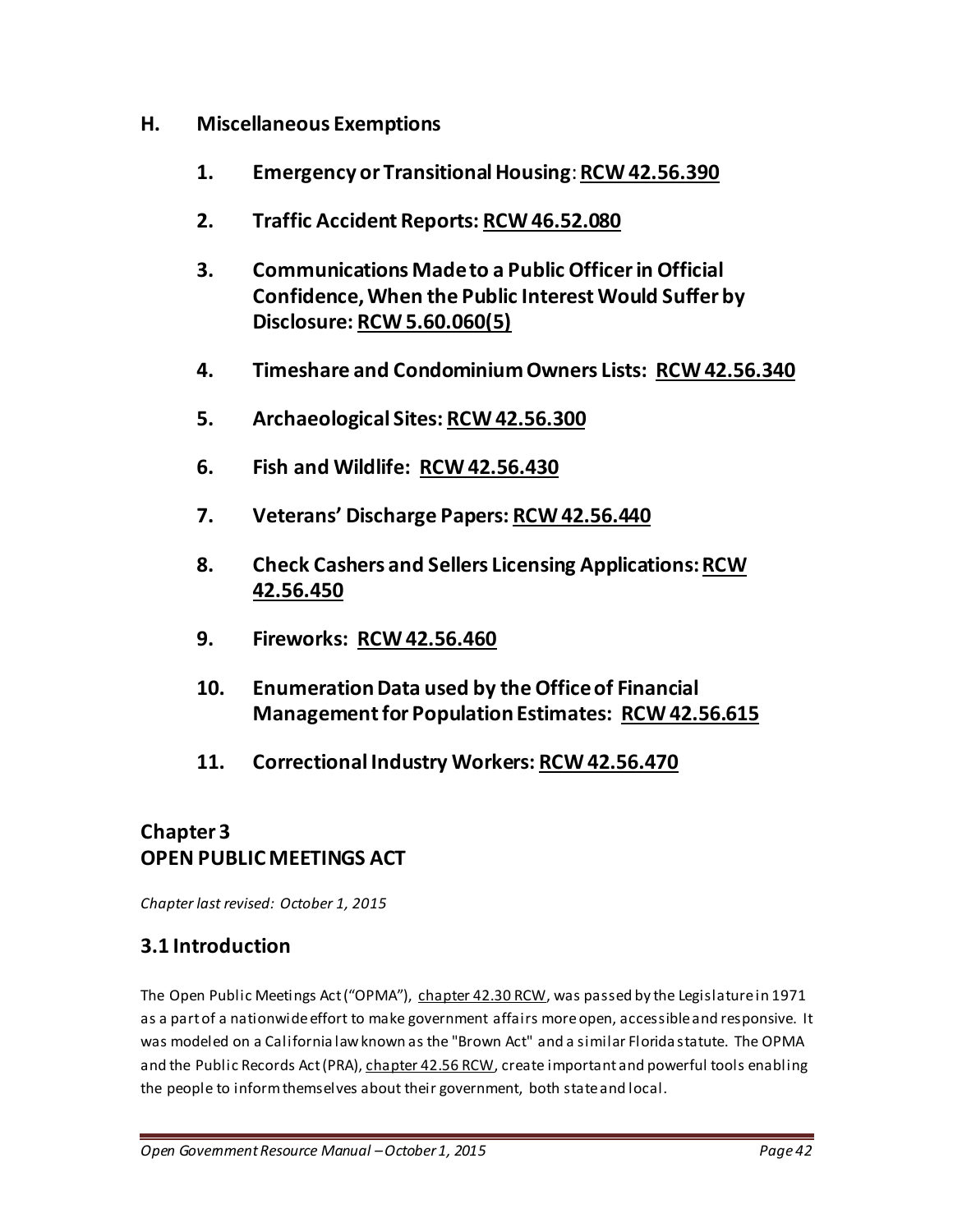### H. Miscellaneous Exemptions

#### 1. Emergency or Transitional Housing: RCW 42.56.390

#### 2. Traffic Accident Reports: RCW 46.52.080

#### 3. Communications Made to a Public Officer in Official Confidence, When the Public Interest Would Suffer by Disclosure: RCW 5.60.060(5)

#### 4. Timeshare and Condominium Owners Lists: RCW 42.56.340

#### 5. Archaeological Sites: RCW 42.56.300

#### 6. Fish and Wildlife: RCW 42.56.430

#### 7. Veterans' Discharge Papers: RCW 42.56.440

#### 8. Check Cashers and Sellers Licensing Applications: RCW 42.56.450

#### 9. Fireworks: RCW 42.56.460

#### 10. Enumeration Data used by the Office of Financial Management for Population Estimates: RCW 42.56.615

#### 11. Correctional Industry Workers: RCW 42.56.470

# Chapter 3
# OPEN PUBLIC MEETINGS ACT

*Chapter last revised: October 1, 2015*

## 3.1 Introduction

The Open Public Meetings Act ("OPMA"), chapter 42.30 RCW, was passed by the Legislature in 1971 as a part of a nationwide effort to make government affairs more open, accessible and responsive. It was modeled on a California law known as the "Brown Act" and a similar Florida statute. The OPMA and the Public Records Act (PRA), chapter 42.56 RCW, create important and powerful tools enabling the people to inform themselves about their government, both state and local.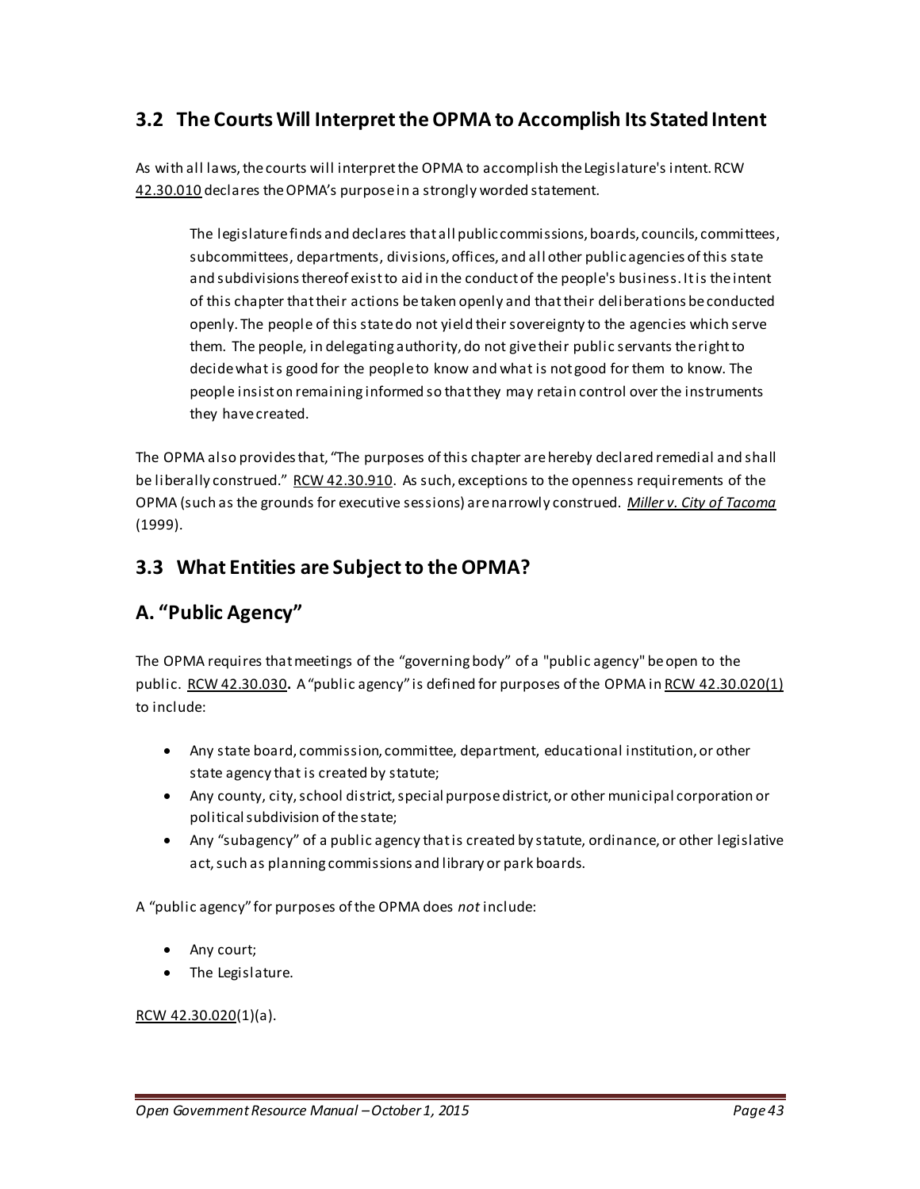## 3.2 The Courts Will Interpret the OPMA to Accomplish Its Stated Intent

As with all laws, the courts will interpret the OPMA to accomplish the Legislature's intent. RCW 42.30.010 declares the OPMA's purpose in a strongly worded statement.

> The legislature finds and declares that all public commissions, boards, councils, committees, subcommittees, departments, divisions, offices, and all other public agencies of this state and subdivisions thereof exist to aid in the conduct of the people's business. It is the intent of this chapter that their actions be taken openly and that their deliberations be conducted openly. The people of this state do not yield their sovereignty to the agencies which serve them. The people, in delegating authority, do not give their public servants the right to decide what is good for the people to know and what is not good for them to know. The people insist on remaining informed so that they may retain control over the instruments they have created.

The OPMA also provides that, "The purposes of this chapter are hereby declared remedial and shall be liberally construed." RCW 42.30.910. As such, exceptions to the openness requirements of the OPMA (such as the grounds for executive sessions) are narrowly construed. *Miller v. City of Tacoma* (1999).

## 3.3 What Entities are Subject to the OPMA?

## A. "Public Agency"

The OPMA requires that meetings of the "governing body" of a "public agency" be open to the public. RCW 42.30.030. A "public agency" is defined for purposes of the OPMA in RCW 42.30.020(1) to include:

- Any state board, commission, committee, department, educational institution, or other state agency that is created by statute;
- Any county, city, school district, special purpose district, or other municipal corporation or political subdivision of the state;
- Any "subagency" of a public agency that is created by statute, ordinance, or other legislative act, such as planning commissions and library or park boards.

A "public agency" for purposes of the OPMA does *not* include:

- Any court;
- The Legislature.

RCW 42.30.020(1)(a).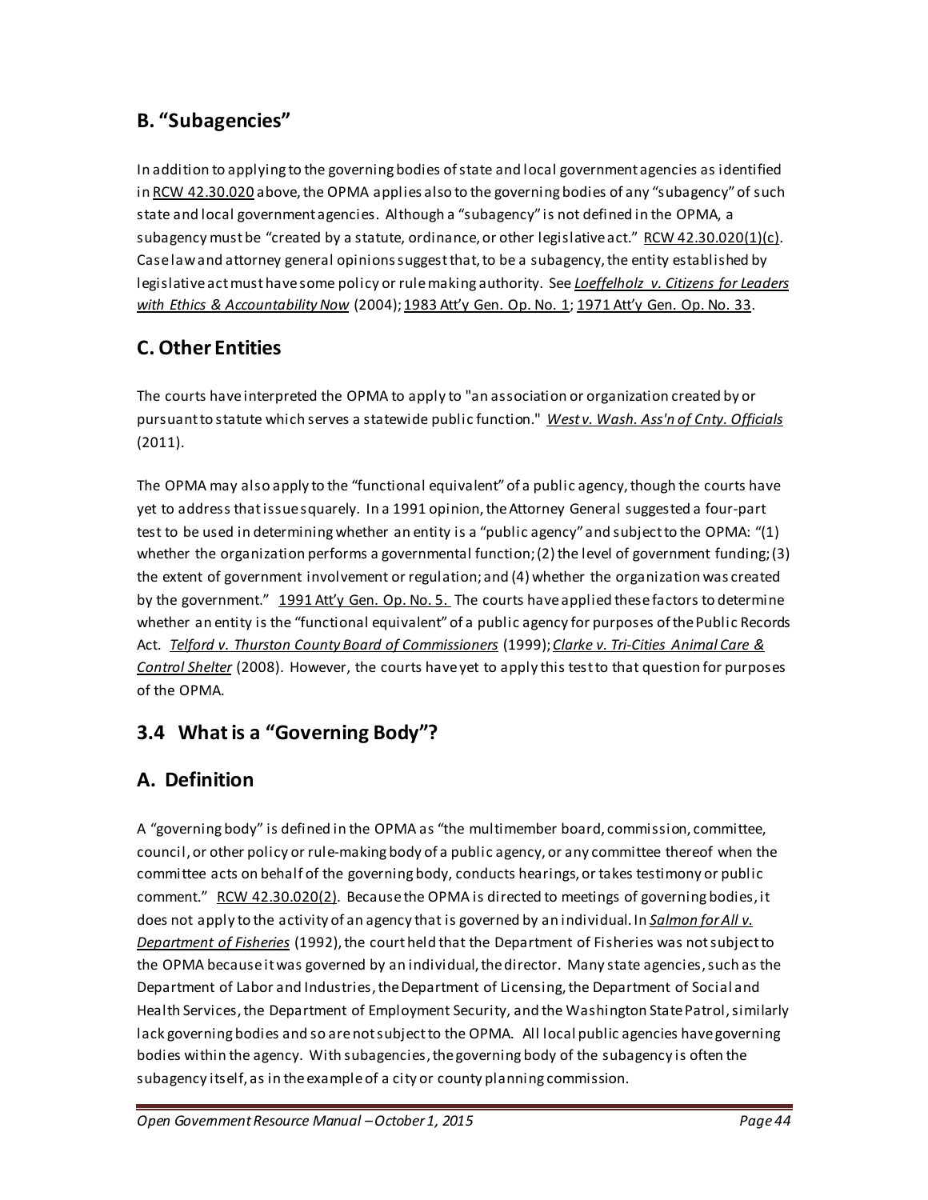## B. "Subagencies"

In addition to applying to the governing bodies of state and local government agencies as identified in RCW 42.30.020 above, the OPMA applies also to the governing bodies of any "subagency" of such state and local government agencies. Although a "subagency" is not defined in the OPMA, a subagency must be "created by a statute, ordinance, or other legislative act." RCW 42.30.020(1)(c). Case law and attorney general opinions suggest that, to be a subagency, the entity established by legislative act must have some policy or rule making authority. See *Loeffelholz v. Citizens for Leaders with Ethics & Accountability Now* (2004); 1983 Att'y Gen. Op. No. 1; 1971 Att'y Gen. Op. No. 33.

## C. Other Entities

The courts have interpreted the OPMA to apply to "an association or organization created by or pursuant to statute which serves a statewide public function." *West v. Wash. Ass'n of Cnty. Officials* (2011).

The OPMA may also apply to the "functional equivalent" of a public agency, though the courts have yet to address that issue squarely. In a 1991 opinion, the Attorney General suggested a four-part test to be used in determining whether an entity is a "public agency" and subject to the OPMA: "(1) whether the organization performs a governmental function; (2) the level of government funding; (3) the extent of government involvement or regulation; and (4) whether the organization was created by the government." 1991 Att'y Gen. Op. No. 5. The courts have applied these factors to determine whether an entity is the "functional equivalent" of a public agency for purposes of the Public Records Act. *Telford v. Thurston County Board of Commissioners* (1999); *Clarke v. Tri-Cities Animal Care & Control Shelter* (2008). However, the courts have yet to apply this test to that question for purposes of the OPMA.

## 3.4 What is a "Governing Body"?

## A. Definition

A "governing body" is defined in the OPMA as "the multimember board, commission, committee, council, or other policy or rule-making body of a public agency, or any committee thereof when the committee acts on behalf of the governing body, conducts hearings, or takes testimony or public comment." RCW 42.30.020(2). Because the OPMA is directed to meetings of governing bodies, it does not apply to the activity of an agency that is governed by an individual. In *Salmon for All v. Department of Fisheries* (1992), the court held that the Department of Fisheries was not subject to the OPMA because it was governed by an individual, the director. Many state agencies, such as the Department of Labor and Industries, the Department of Licensing, the Department of Social and Health Services, the Department of Employment Security, and the Washington State Patrol, similarly lack governing bodies and so are not subject to the OPMA. All local public agencies have governing bodies within the agency. With subagencies, the governing body of the subagency is often the subagency itself, as in the example of a city or county planning commission.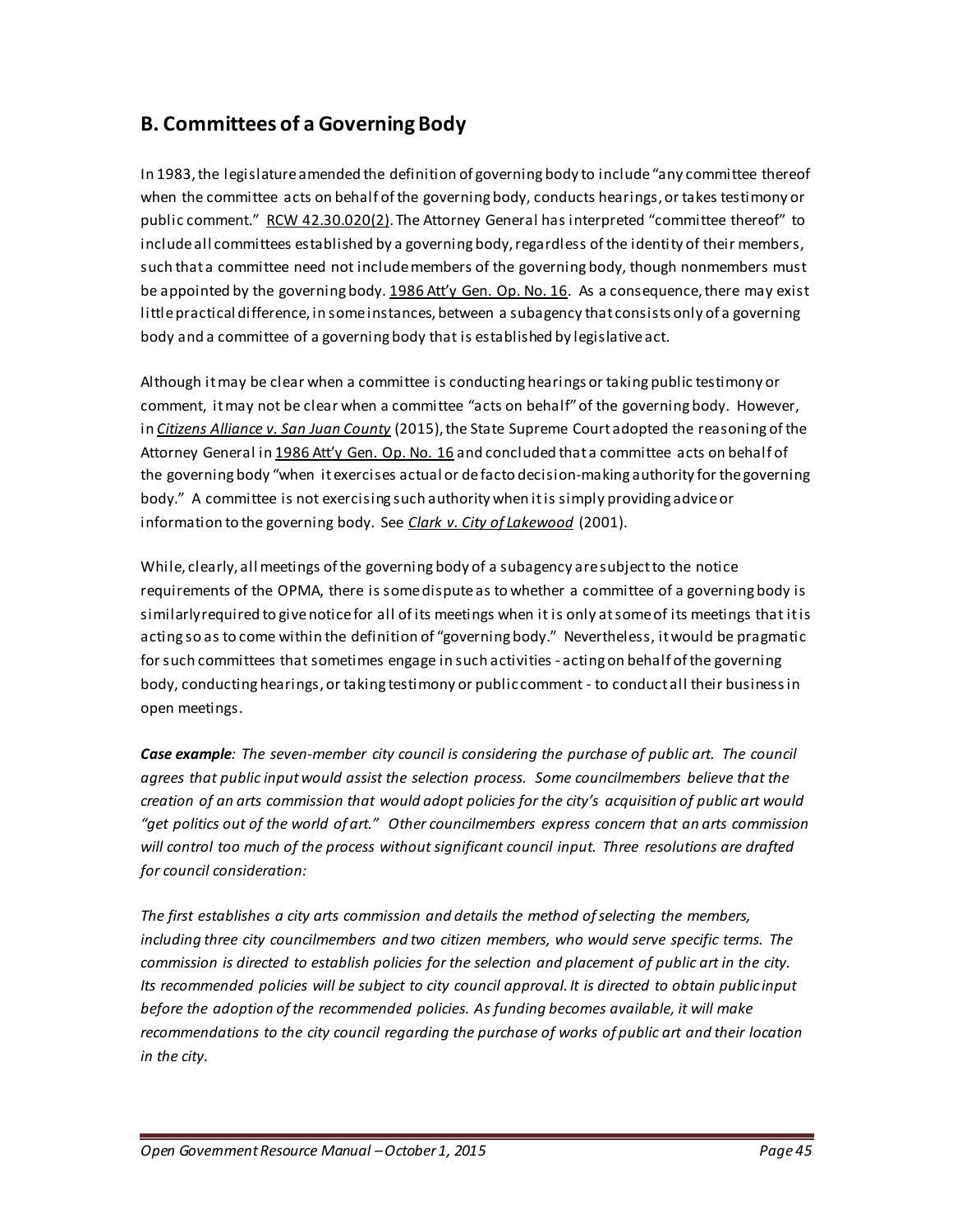## B. Committees of a Governing Body

In 1983, the legislature amended the definition of governing body to include "any committee thereof when the committee acts on behalf of the governing body, conducts hearings, or takes testimony or public comment." RCW 42.30.020(2). The Attorney General has interpreted "committee thereof" to include all committees established by a governing body, regardless of the identity of their members, such that a committee need not include members of the governing body, though nonmembers must be appointed by the governing body. 1986 Att'y Gen. Op. No. 16. As a consequence, there may exist little practical difference, in some instances, between a subagency that consists only of a governing body and a committee of a governing body that is established by legislative act.

Although it may be clear when a committee is conducting hearings or taking public testimony or comment, it may not be clear when a committee "acts on behalf" of the governing body. However, in *Citizens Alliance v. San Juan County* (2015), the State Supreme Court adopted the reasoning of the Attorney General in 1986 Att'y Gen. Op. No. 16 and concluded that a committee acts on behalf of the governing body "when it exercises actual or de facto decision-making authority for the governing body." A committee is not exercising such authority when it is simply providing advice or information to the governing body. See *Clark v. City of Lakewood* (2001).

While, clearly, all meetings of the governing body of a subagency are subject to the notice requirements of the OPMA, there is some dispute as to whether a committee of a governing body is similarly required to give notice for all of its meetings when it is only at some of its meetings that it is acting so as to come within the definition of "governing body." Nevertheless, it would be pragmatic for such committees that sometimes engage in such activities - acting on behalf of the governing body, conducting hearings, or taking testimony or public comment - to conduct all their business in open meetings.

***Case example****: The seven-member city council is considering the purchase of public art. The council agrees that public input would assist the selection process. Some councilmembers believe that the creation of an arts commission that would adopt policies for the city's acquisition of public art would "get politics out of the world of art." Other councilmembers express concern that an arts commission will control too much of the process without significant council input. Three resolutions are drafted for council consideration:*

*The first establishes a city arts commission and details the method of selecting the members, including three city councilmembers and two citizen members, who would serve specific terms. The commission is directed to establish policies for the selection and placement of public art in the city. Its recommended policies will be subject to city council approval. It is directed to obtain public input before the adoption of the recommended policies. As funding becomes available, it will make recommendations to the city council regarding the purchase of works of public art and their location in the city.*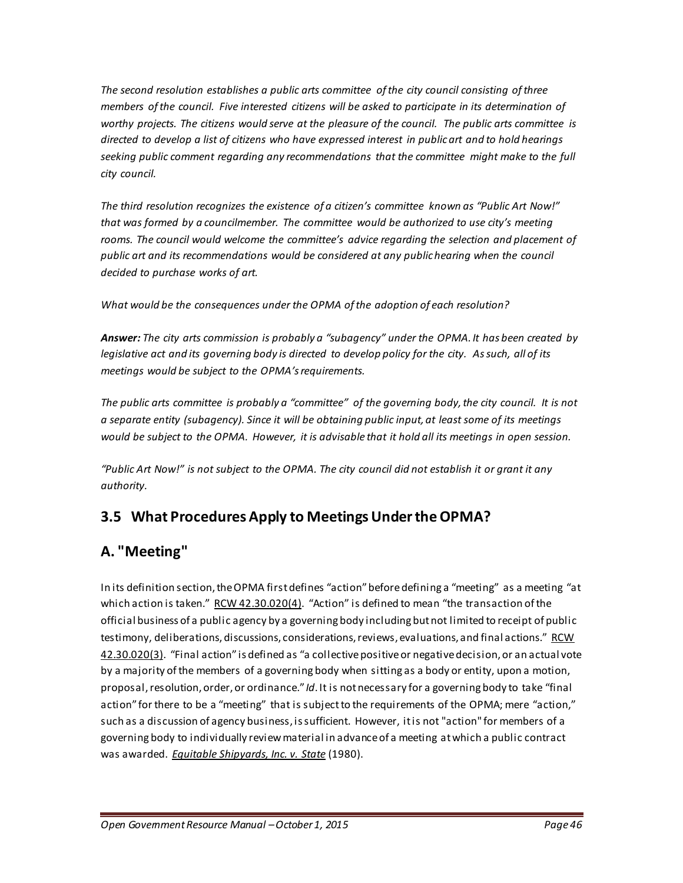*The second resolution establishes a public arts committee of the city council consisting of three members of the council. Five interested citizens will be asked to participate in its determination of worthy projects. The citizens would serve at the pleasure of the council. The public arts committee is directed to develop a list of citizens who have expressed interest in public art and to hold hearings seeking public comment regarding any recommendations that the committee might make to the full city council.*

*The third resolution recognizes the existence of a citizen's committee known as "Public Art Now!" that was formed by a councilmember. The committee would be authorized to use city's meeting rooms. The council would welcome the committee's advice regarding the selection and placement of public art and its recommendations would be considered at any public hearing when the council decided to purchase works of art.*

*What would be the consequences under the OPMA of the adoption of each resolution?*

***Answer:*** *The city arts commission is probably a "subagency" under the OPMA. It has been created by legislative act and its governing body is directed to develop policy for the city. As such, all of its meetings would be subject to the OPMA's requirements.*

*The public arts committee is probably a "committee" of the governing body, the city council. It is not a separate entity (subagency). Since it will be obtaining public input, at least some of its meetings would be subject to the OPMA. However, it is advisable that it hold all its meetings in open session.*

*"Public Art Now!" is not subject to the OPMA. The city council did not establish it or grant it any authority.*

## 3.5 What Procedures Apply to Meetings Under the OPMA?

## A. "Meeting"

In its definition section, the OPMA first defines "action" before defining a "meeting" as a meeting "at which action is taken." RCW 42.30.020(4). "Action" is defined to mean "the transaction of the official business of a public agency by a governing body including but not limited to receipt of public testimony, deliberations, discussions, considerations, reviews, evaluations, and final actions." RCW 42.30.020(3). "Final action" is defined as "a collective positive or negative decision, or an actual vote by a majority of the members of a governing body when sitting as a body or entity, upon a motion, proposal, resolution, order, or ordinance." *Id*. It is not necessary for a governing body to take "final action" for there to be a "meeting" that is subject to the requirements of the OPMA; mere "action," such as a discussion of agency business, is sufficient. However, it is not "action" for members of a governing body to individually review material in advance of a meeting at which a public contract was awarded. ***Equitable Shipyards, Inc. v. State*** (1980).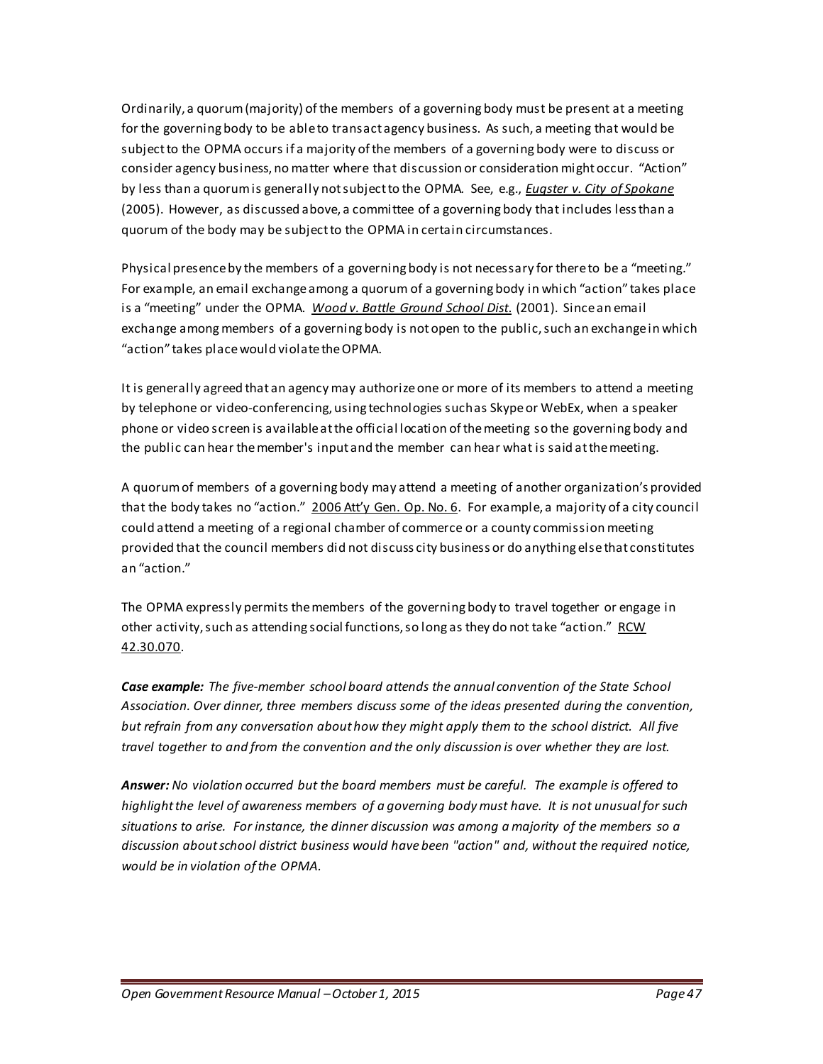Ordinarily, a quorum (majority) of the members of a governing body must be present at a meeting for the governing body to be able to transact agency business. As such, a meeting that would be subject to the OPMA occurs if a majority of the members of a governing body were to discuss or consider agency business, no matter where that discussion or consideration might occur. "Action" by less than a quorum is generally not subject to the OPMA. See, e.g., *Eugster v. City of Spokane* (2005). However, as discussed above, a committee of a governing body that includes less than a quorum of the body may be subject to the OPMA in certain circumstances.

Physical presence by the members of a governing body is not necessary for there to be a "meeting." For example, an email exchange among a quorum of a governing body in which "action" takes place is a "meeting" under the OPMA. *Wood v. Battle Ground School Dist.* (2001). Since an email exchange among members of a governing body is not open to the public, such an exchange in which "action" takes place would violate the OPMA.

It is generally agreed that an agency may authorize one or more of its members to attend a meeting by telephone or video-conferencing, using technologies such as Skype or WebEx, when a speaker phone or video screen is available at the official location of the meeting so the governing body and the public can hear the member's input and the member can hear what is said at the meeting.

A quorum of members of a governing body may attend a meeting of another organization's provided that the body takes no "action." 2006 Att'y Gen. Op. No. 6. For example, a majority of a city council could attend a meeting of a regional chamber of commerce or a county commission meeting provided that the council members did not discuss city business or do anything else that constitutes an "action."

The OPMA expressly permits the members of the governing body to travel together or engage in other activity, such as attending social functions, so long as they do not take "action." RCW 42.30.070.

***Case example:*** *The five-member school board attends the annual convention of the State School Association. Over dinner, three members discuss some of the ideas presented during the convention, but refrain from any conversation about how they might apply them to the school district. All five travel together to and from the convention and the only discussion is over whether they are lost.*

***Answer:*** *No violation occurred but the board members must be careful. The example is offered to highlight the level of awareness members of a governing body must have. It is not unusual for such situations to arise. For instance, the dinner discussion was among a majority of the members so a discussion about school district business would have been "action" and, without the required notice, would be in violation of the OPMA.*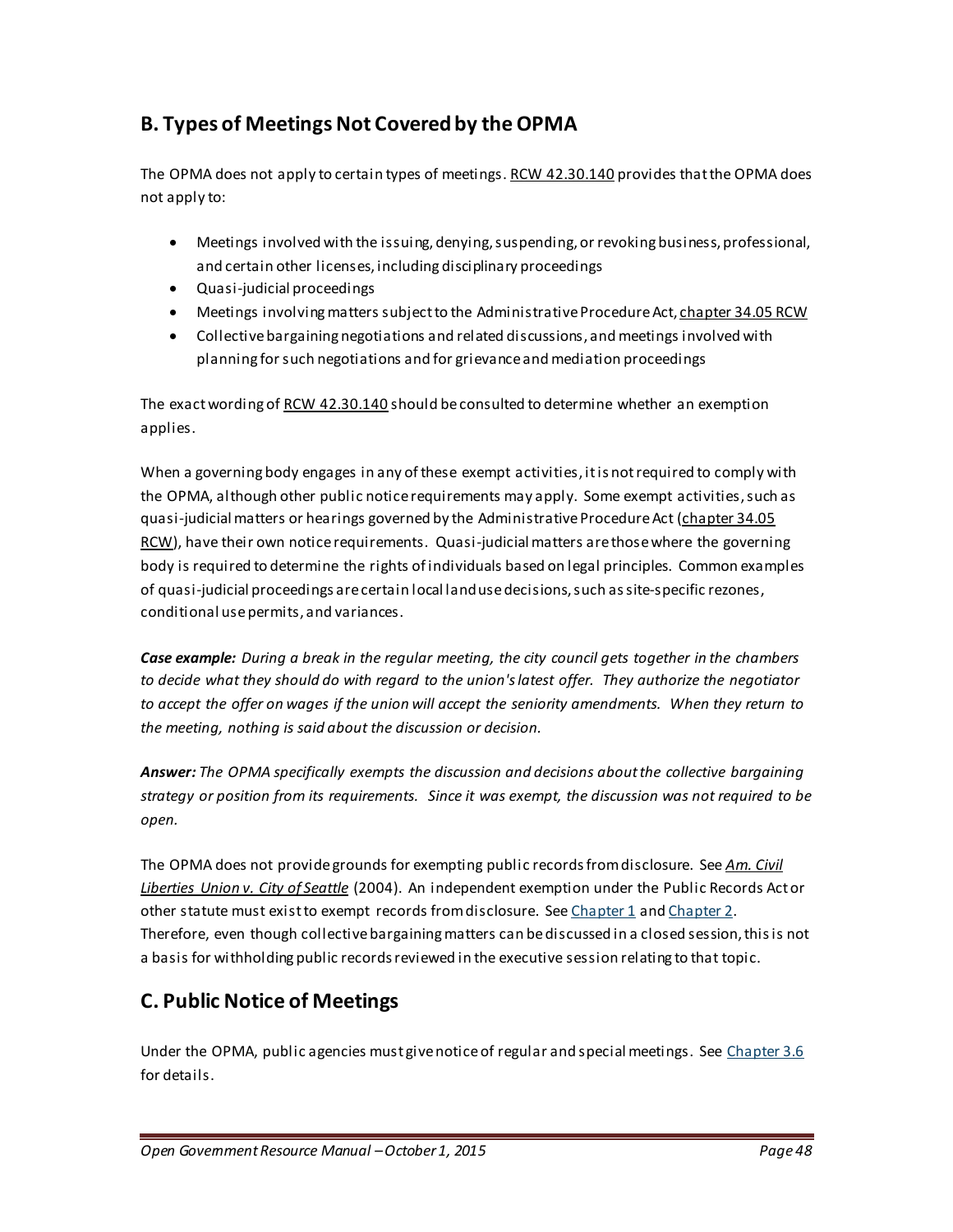## B. Types of Meetings Not Covered by the OPMA

The OPMA does not apply to certain types of meetings. RCW 42.30.140 provides that the OPMA does not apply to:

- Meetings involved with the issuing, denying, suspending, or revoking business, professional, and certain other licenses, including disciplinary proceedings
- Quasi-judicial proceedings
- Meetings involving matters subject to the Administrative Procedure Act, chapter 34.05 RCW
- Collective bargaining negotiations and related discussions, and meetings involved with planning for such negotiations and for grievance and mediation proceedings

The exact wording of RCW 42.30.140 should be consulted to determine whether an exemption applies.

When a governing body engages in any of these exempt activities, it is not required to comply with the OPMA, although other public notice requirements may apply. Some exempt activities, such as quasi-judicial matters or hearings governed by the Administrative Procedure Act (chapter 34.05 RCW), have their own notice requirements. Quasi-judicial matters are those where the governing body is required to determine the rights of individuals based on legal principles. Common examples of quasi-judicial proceedings are certain local land use decisions, such as site-specific rezones, conditional use permits, and variances.

***Case example:*** *During a break in the regular meeting, the city council gets together in the chambers to decide what they should do with regard to the union's latest offer. They authorize the negotiator to accept the offer on wages if the union will accept the seniority amendments. When they return to the meeting, nothing is said about the discussion or decision.*

***Answer:*** *The OPMA specifically exempts the discussion and decisions about the collective bargaining strategy or position from its requirements. Since it was exempt, the discussion was not required to be open.*

The OPMA does not provide grounds for exempting public records from disclosure. See ***Am. Civil Liberties Union v. City of Seattle*** (2004). An independent exemption under the Public Records Act or other statute must exist to exempt records from disclosure. See Chapter 1 and Chapter 2. Therefore, even though collective bargaining matters can be discussed in a closed session, this is not a basis for withholding public records reviewed in the executive session relating to that topic.

## C. Public Notice of Meetings

Under the OPMA, public agencies must give notice of regular and special meetings. See Chapter 3.6 for details.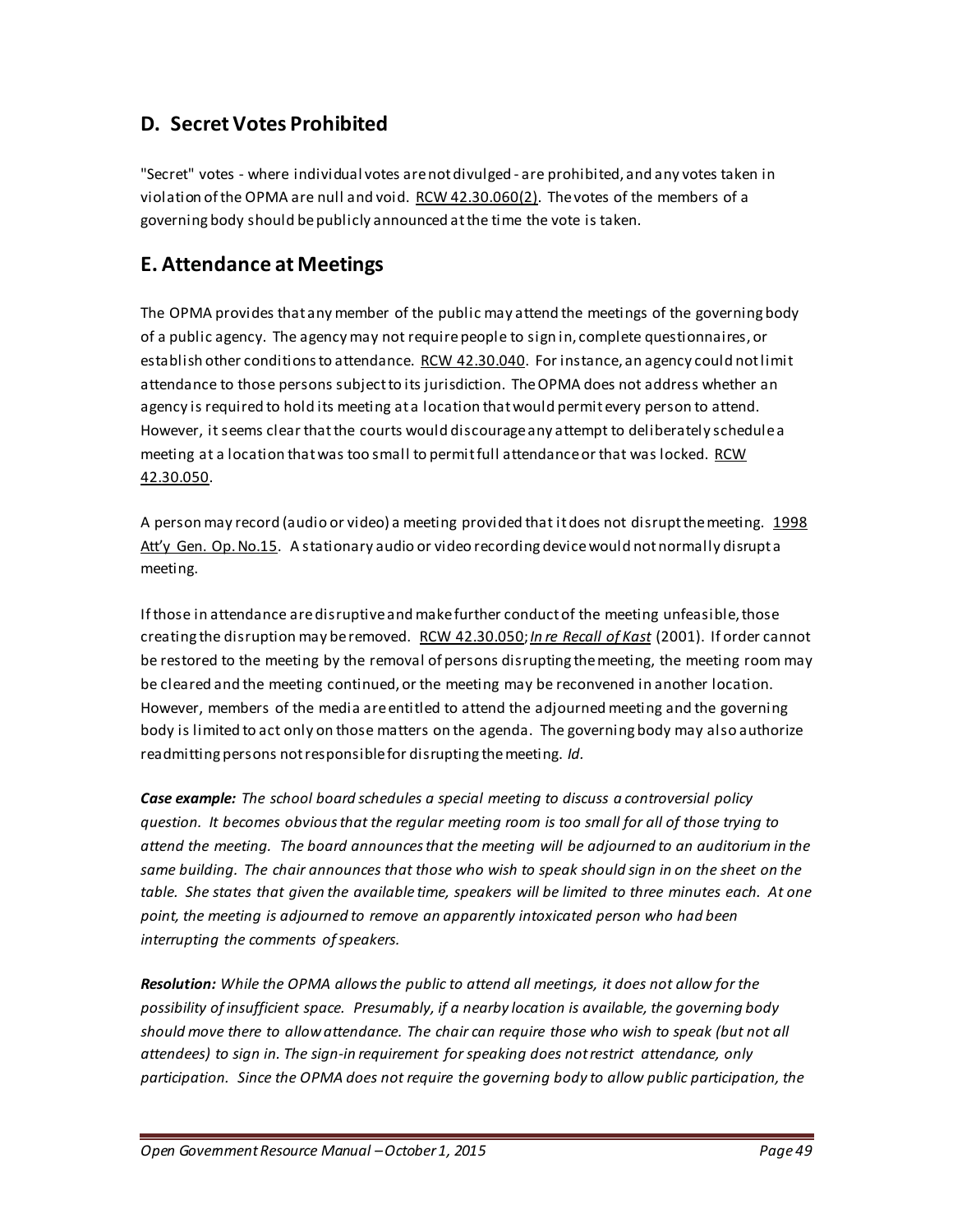## D. Secret Votes Prohibited

"Secret" votes - where individual votes are not divulged - are prohibited, and any votes taken in violation of the OPMA are null and void. RCW 42.30.060(2). The votes of the members of a governing body should be publicly announced at the time the vote is taken.

## E. Attendance at Meetings

The OPMA provides that any member of the public may attend the meetings of the governing body of a public agency. The agency may not require people to sign in, complete questionnaires, or establish other conditions to attendance. RCW 42.30.040. For instance, an agency could not limit attendance to those persons subject to its jurisdiction. The OPMA does not address whether an agency is required to hold its meeting at a location that would permit every person to attend. However, it seems clear that the courts would discourage any attempt to deliberately schedule a meeting at a location that was too small to permit full attendance or that was locked. RCW 42.30.050.

A person may record (audio or video) a meeting provided that it does not disrupt the meeting. 1998 Att'y Gen. Op. No.15. A stationary audio or video recording device would not normally disrupt a meeting.

If those in attendance are disruptive and make further conduct of the meeting unfeasible, those creating the disruption may be removed. RCW 42.30.050; *In re Recall of Kast* (2001). If order cannot be restored to the meeting by the removal of persons disrupting the meeting, the meeting room may be cleared and the meeting continued, or the meeting may be reconvened in another location. However, members of the media are entitled to attend the adjourned meeting and the governing body is limited to act only on those matters on the agenda. The governing body may also authorize readmitting persons not responsible for disrupting the meeting. *Id.*

***Case example:*** *The school board schedules a special meeting to discuss a controversial policy question. It becomes obvious that the regular meeting room is too small for all of those trying to attend the meeting. The board announces that the meeting will be adjourned to an auditorium in the same building. The chair announces that those who wish to speak should sign in on the sheet on the table. She states that given the available time, speakers will be limited to three minutes each. At one point, the meeting is adjourned to remove an apparently intoxicated person who had been interrupting the comments of speakers.*

***Resolution:*** *While the OPMA allows the public to attend all meetings, it does not allow for the possibility of insufficient space. Presumably, if a nearby location is available, the governing body should move there to allow attendance. The chair can require those who wish to speak (but not all attendees) to sign in. The sign-in requirement for speaking does not restrict attendance, only participation. Since the OPMA does not require the governing body to allow public participation, the*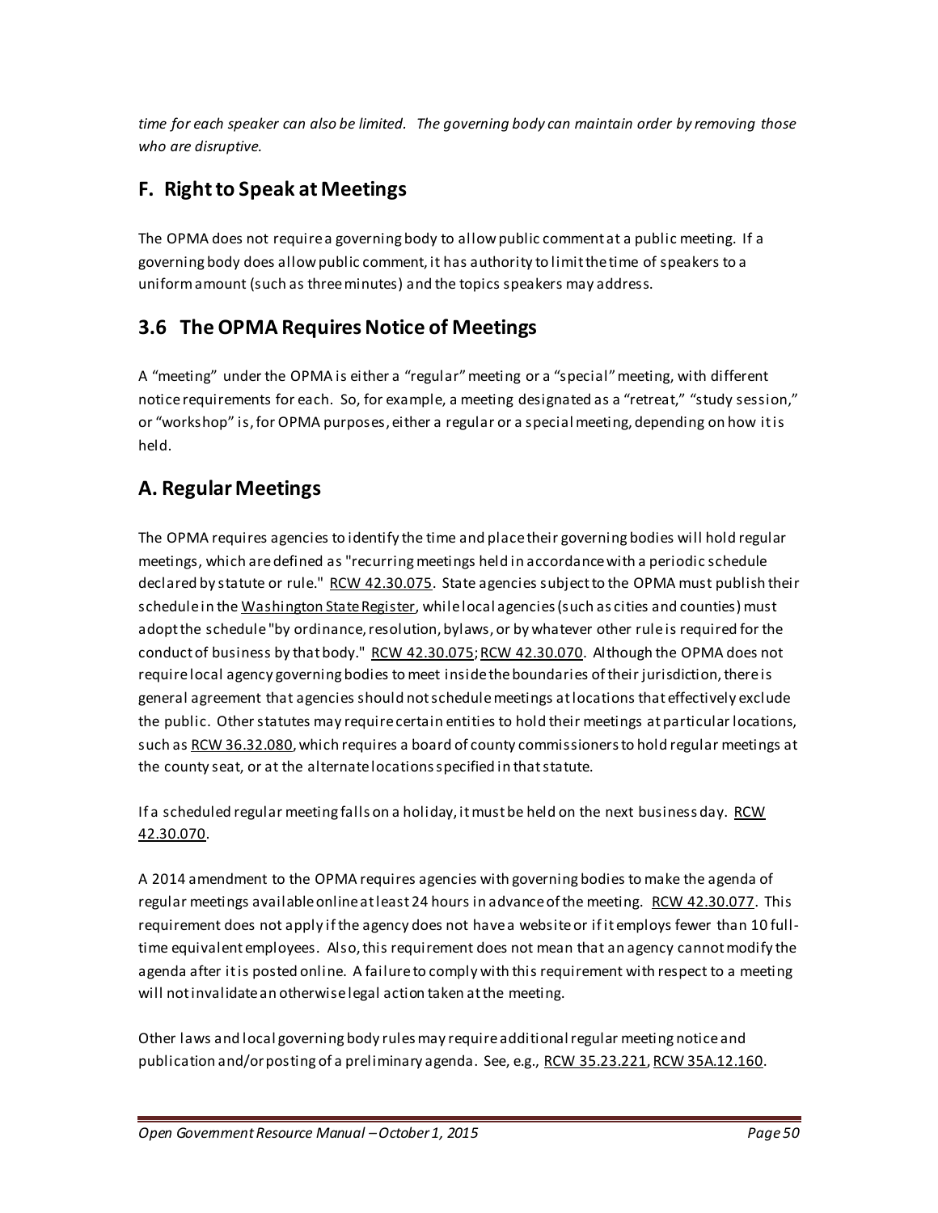*time for each speaker can also be limited. The governing body can maintain order by removing those who are disruptive.*

## F. Right to Speak at Meetings

The OPMA does not require a governing body to allow public comment at a public meeting. If a governing body does allow public comment, it has authority to limit the time of speakers to a uniform amount (such as three minutes) and the topics speakers may address.

## 3.6 The OPMA Requires Notice of Meetings

A "meeting" under the OPMA is either a "regular" meeting or a "special" meeting, with different notice requirements for each. So, for example, a meeting designated as a "retreat," "study session," or "workshop" is, for OPMA purposes, either a regular or a special meeting, depending on how it is held.

## A. Regular Meetings

The OPMA requires agencies to identify the time and place their governing bodies will hold regular meetings, which are defined as "recurring meetings held in accordance with a periodic schedule declared by statute or rule." RCW 42.30.075. State agencies subject to the OPMA must publish their schedule in the Washington State Register, while local agencies (such as cities and counties) must adopt the schedule "by ordinance, resolution, bylaws, or by whatever other rule is required for the conduct of business by that body." RCW 42.30.075; RCW 42.30.070. Although the OPMA does not require local agency governing bodies to meet inside the boundaries of their jurisdiction, there is general agreement that agencies should not schedule meetings at locations that effectively exclude the public. Other statutes may require certain entities to hold their meetings at particular locations, such as RCW 36.32.080, which requires a board of county commissioners to hold regular meetings at the county seat, or at the alternate locations specified in that statute.

If a scheduled regular meeting falls on a holiday, it must be held on the next business day. RCW 42.30.070.

A 2014 amendment to the OPMA requires agencies with governing bodies to make the agenda of regular meetings available online at least 24 hours in advance of the meeting. RCW 42.30.077. This requirement does not apply if the agency does not have a website or if it employs fewer than 10 full-time equivalent employees. Also, this requirement does not mean that an agency cannot modify the agenda after it is posted online. A failure to comply with this requirement with respect to a meeting will not invalidate an otherwise legal action taken at the meeting.

Other laws and local governing body rules may require additional regular meeting notice and publication and/or posting of a preliminary agenda. See, e.g., RCW 35.23.221, RCW 35A.12.160.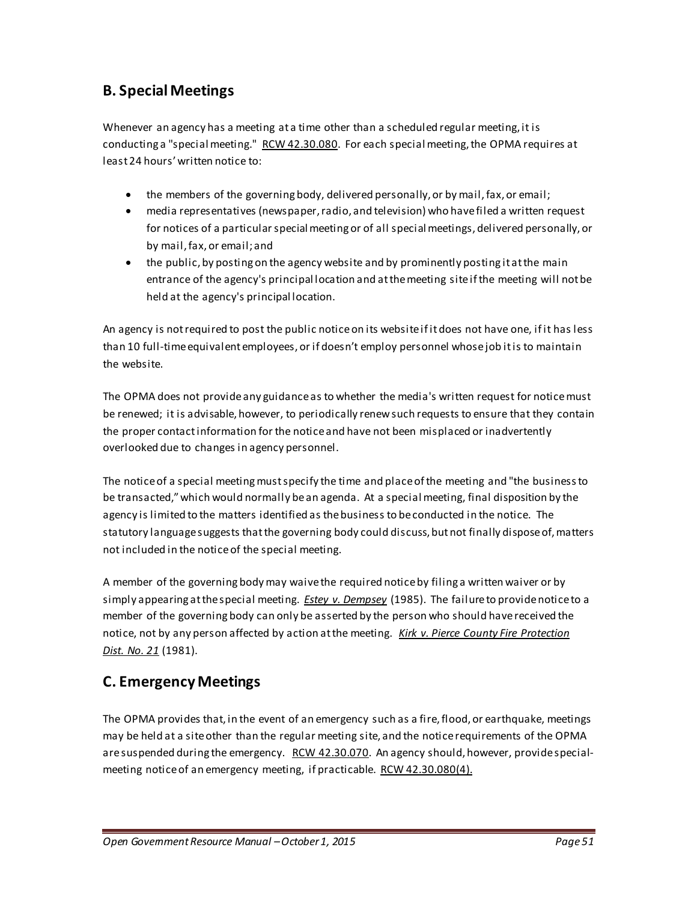## B. Special Meetings

Whenever an agency has a meeting at a time other than a scheduled regular meeting, it is conducting a "special meeting." RCW 42.30.080. For each special meeting, the OPMA requires at least 24 hours' written notice to:

- the members of the governing body, delivered personally, or by mail, fax, or email;
- media representatives (newspaper, radio, and television) who have filed a written request for notices of a particular special meeting or of all special meetings, delivered personally, or by mail, fax, or email; and
- the public, by posting on the agency website and by prominently posting it at the main entrance of the agency's principal location and at the meeting site if the meeting will not be held at the agency's principal location.

An agency is not required to post the public notice on its website if it does not have one, if it has less than 10 full-time equivalent employees, or if doesn't employ personnel whose job it is to maintain the website.

The OPMA does not provide any guidance as to whether the media's written request for notice must be renewed; it is advisable, however, to periodically renew such requests to ensure that they contain the proper contact information for the notice and have not been misplaced or inadvertently overlooked due to changes in agency personnel.

The notice of a special meeting must specify the time and place of the meeting and "the business to be transacted," which would normally be an agenda. At a special meeting, final disposition by the agency is limited to the matters identified as the business to be conducted in the notice. The statutory language suggests that the governing body could discuss, but not finally dispose of, matters not included in the notice of the special meeting.

A member of the governing body may waive the required notice by filing a written waiver or by simply appearing at the special meeting. ***Estey v. Dempsey*** (1985). The failure to provide notice to a member of the governing body can only be asserted by the person who should have received the notice, not by any person affected by action at the meeting. *Kirk v. Pierce County Fire Protection Dist. No. 21* (1981).

## C. Emergency Meetings

The OPMA provides that, in the event of an emergency such as a fire, flood, or earthquake, meetings may be held at a site other than the regular meeting site, and the notice requirements of the OPMA are suspended during the emergency. RCW 42.30.070. An agency should, however, provide special-meeting notice of an emergency meeting, if practicable. RCW 42.30.080(4).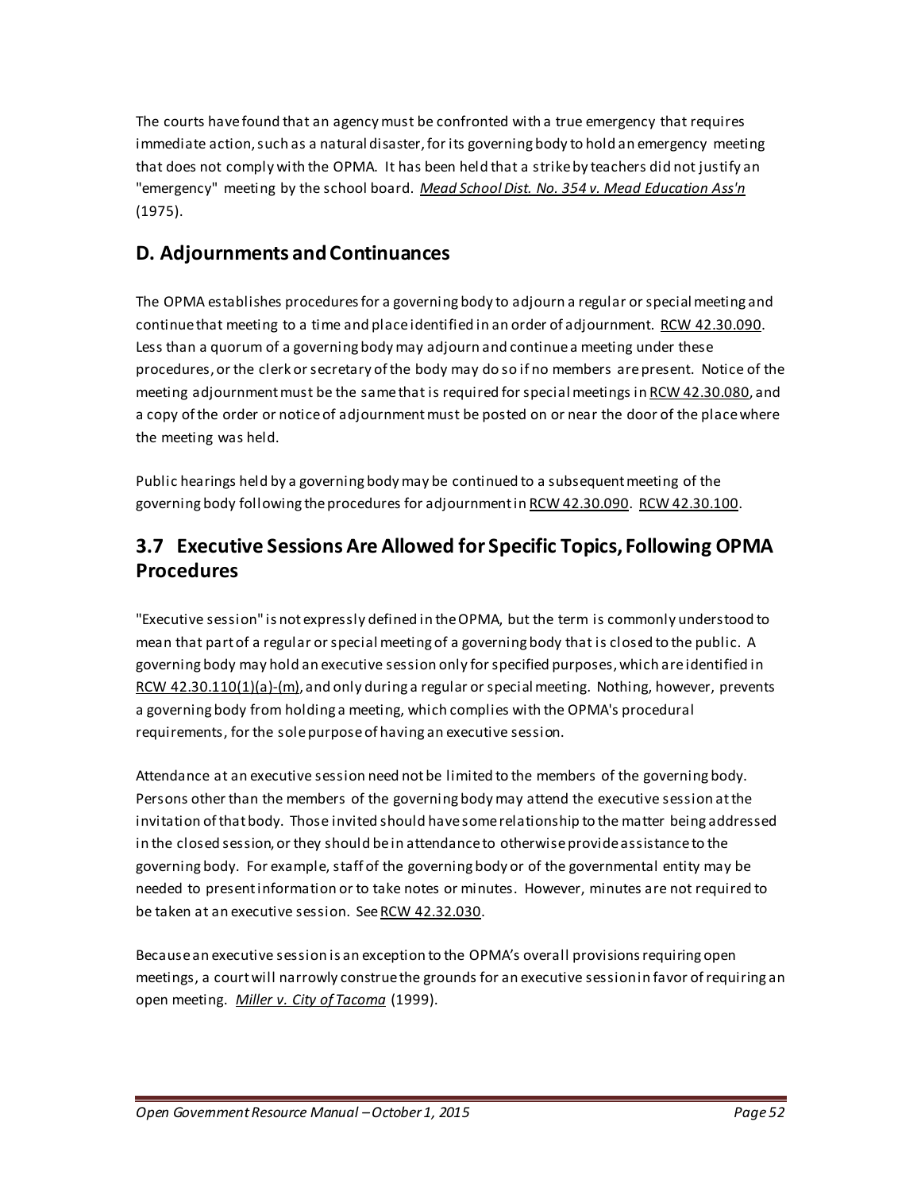The courts have found that an agency must be confronted with a true emergency that requires immediate action, such as a natural disaster, for its governing body to hold an emergency meeting that does not comply with the OPMA. It has been held that a strike by teachers did not justify an "emergency" meeting by the school board. *Mead School Dist. No. 354 v. Mead Education Ass'n* (1975).

## D. Adjournments and Continuances

The OPMA establishes procedures for a governing body to adjourn a regular or special meeting and continue that meeting to a time and place identified in an order of adjournment. RCW 42.30.090. Less than a quorum of a governing body may adjourn and continue a meeting under these procedures, or the clerk or secretary of the body may do so if no members are present. Notice of the meeting adjournment must be the same that is required for special meetings in RCW 42.30.080, and a copy of the order or notice of adjournment must be posted on or near the door of the place where the meeting was held.

Public hearings held by a governing body may be continued to a subsequent meeting of the governing body following the procedures for adjournment in RCW 42.30.090. RCW 42.30.100.

# 3.7 Executive Sessions Are Allowed for Specific Topics, Following OPMA Procedures

"Executive session" is not expressly defined in the OPMA, but the term is commonly understood to mean that part of a regular or special meeting of a governing body that is closed to the public. A governing body may hold an executive session only for specified purposes, which are identified in RCW 42.30.110(1)(a)-(m), and only during a regular or special meeting. Nothing, however, prevents a governing body from holding a meeting, which complies with the OPMA's procedural requirements, for the sole purpose of having an executive session.

Attendance at an executive session need not be limited to the members of the governing body. Persons other than the members of the governing body may attend the executive session at the invitation of that body. Those invited should have some relationship to the matter being addressed in the closed session, or they should be in attendance to otherwise provide assistance to the governing body. For example, staff of the governing body or of the governmental entity may be needed to present information or to take notes or minutes. However, minutes are not required to be taken at an executive session. See RCW 42.32.030.

Because an executive session is an exception to the OPMA's overall provisions requiring open meetings, a court will narrowly construe the grounds for an executive session in favor of requiring an open meeting. *Miller v. City of Tacoma* (1999).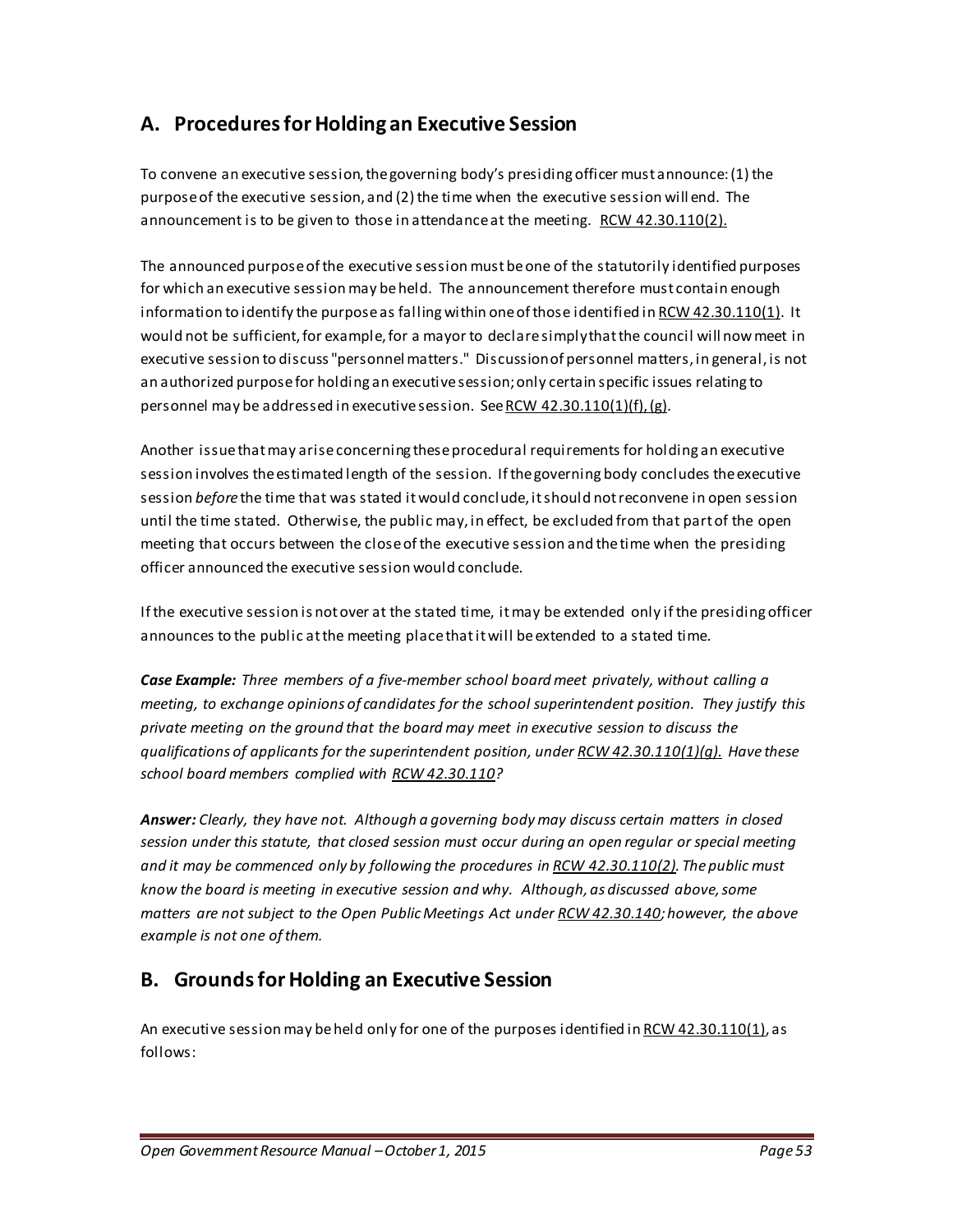## A. Procedures for Holding an Executive Session

To convene an executive session, the governing body's presiding officer must announce: (1) the purpose of the executive session, and (2) the time when the executive session will end. The announcement is to be given to those in attendance at the meeting. RCW 42.30.110(2).

The announced purpose of the executive session must be one of the statutorily identified purposes for which an executive session may be held. The announcement therefore must contain enough information to identify the purpose as falling within one of those identified in RCW 42.30.110(1). It would not be sufficient, for example, for a mayor to declare simply that the council will now meet in executive session to discuss "personnel matters." Discussion of personnel matters, in general, is not an authorized purpose for holding an executive session; only certain specific issues relating to personnel may be addressed in executive session. See RCW 42.30.110(1)(f), (g).

Another issue that may arise concerning these procedural requirements for holding an executive session involves the estimated length of the session. If the governing body concludes the executive session *before* the time that was stated it would conclude, it should not reconvene in open session until the time stated. Otherwise, the public may, in effect, be excluded from that part of the open meeting that occurs between the close of the executive session and the time when the presiding officer announced the executive session would conclude.

If the executive session is not over at the stated time, it may be extended only if the presiding officer announces to the public at the meeting place that it will be extended to a stated time.

***Case Example:*** *Three members of a five-member school board meet privately, without calling a meeting, to exchange opinions of candidates for the school superintendent position. They justify this private meeting on the ground that the board may meet in executive session to discuss the qualifications of applicants for the superintendent position, under RCW 42.30.110(1)(g). Have these school board members complied with RCW 42.30.110?*

***Answer:*** *Clearly, they have not. Although a governing body may discuss certain matters in closed session under this statute, that closed session must occur during an open regular or special meeting and it may be commenced only by following the procedures in RCW 42.30.110(2). The public must know the board is meeting in executive session and why. Although, as discussed above, some matters are not subject to the Open Public Meetings Act under RCW 42.30.140; however, the above example is not one of them.*

## B. Grounds for Holding an Executive Session

An executive session may be held only for one of the purposes identified in RCW 42.30.110(1), as follows: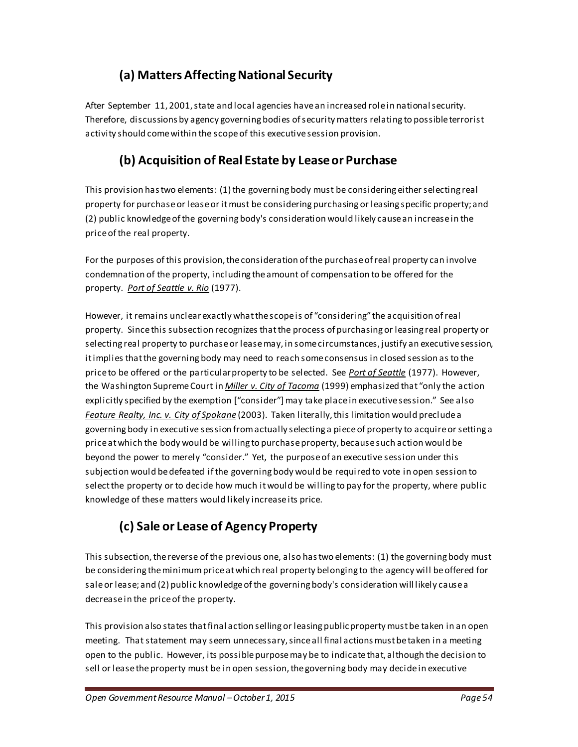## (a) Matters Affecting National Security

After September 11, 2001, state and local agencies have an increased role in national security. Therefore, discussions by agency governing bodies of security matters relating to possible terrorist activity should come within the scope of this executive session provision.

## (b) Acquisition of Real Estate by Lease or Purchase

This provision has two elements: (1) the governing body must be considering either selecting real property for purchase or lease or it must be considering purchasing or leasing specific property; and (2) public knowledge of the governing body's consideration would likely cause an increase in the price of the real property.

For the purposes of this provision, the consideration of the purchase of real property can involve condemnation of the property, including the amount of compensation to be offered for the property. *Port of Seattle v. Rio* (1977).

However, it remains unclear exactly what the scope is of "considering" the acquisition of real property. Since this subsection recognizes that the process of purchasing or leasing real property or selecting real property to purchase or lease may, in some circumstances, justify an executive session, it implies that the governing body may need to reach some consensus in closed session as to the price to be offered or the particular property to be selected. See *Port of Seattle* (1977). However, the Washington Supreme Court in *Miller v. City of Tacoma* (1999) emphasized that "only the action explicitly specified by the exemption ["consider"] may take place in executive session." See also *Feature Realty, Inc. v. City of Spokane* (2003). Taken literally, this limitation would preclude a governing body in executive session from actually selecting a piece of property to acquire or setting a price at which the body would be willing to purchase property, because such action would be beyond the power to merely "consider." Yet, the purpose of an executive session under this subjection would be defeated if the governing body would be required to vote in open session to select the property or to decide how much it would be willing to pay for the property, where public knowledge of these matters would likely increase its price.

## (c) Sale or Lease of Agency Property

This subsection, the reverse of the previous one, also has two elements: (1) the governing body must be considering the minimum price at which real property belonging to the agency will be offered for sale or lease; and (2) public knowledge of the governing body's consideration will likely cause a decrease in the price of the property.

This provision also states that final action selling or leasing public property must be taken in an open meeting. That statement may seem unnecessary, since all final actions must be taken in a meeting open to the public. However, its possible purpose may be to indicate that, although the decision to sell or lease the property must be in open session, the governing body may decide in executive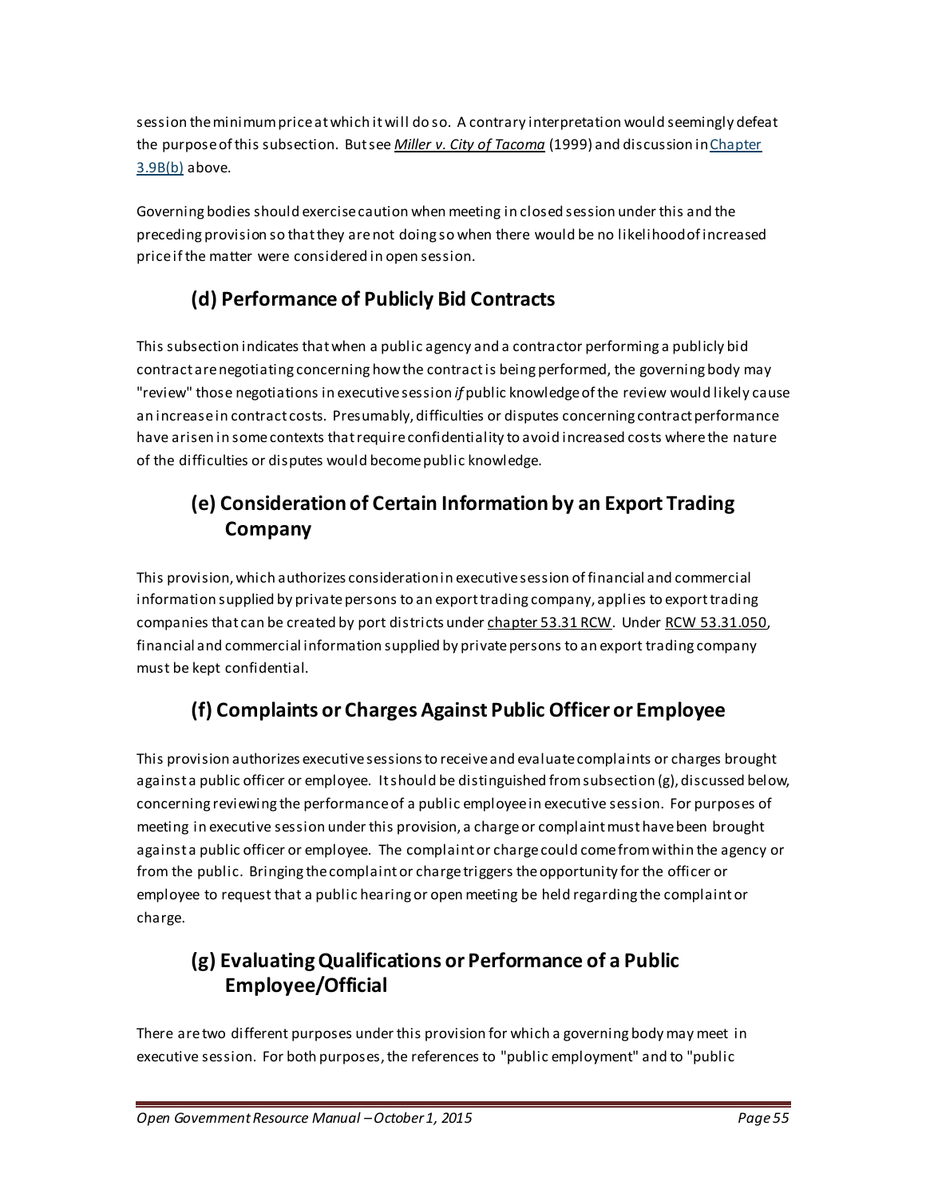session the minimum price at which it will do so. A contrary interpretation would seemingly defeat the purpose of this subsection. But see *Miller v. City of Tacoma* (1999) and discussion in Chapter 3.9B(b) above.

Governing bodies should exercise caution when meeting in closed session under this and the preceding provision so that they are not doing so when there would be no likelihood of increased price if the matter were considered in open session.

### (d) Performance of Publicly Bid Contracts

This subsection indicates that when a public agency and a contractor performing a publicly bid contract are negotiating concerning how the contract is being performed, the governing body may "review" those negotiations in executive session *if* public knowledge of the review would likely cause an increase in contract costs. Presumably, difficulties or disputes concerning contract performance have arisen in some contexts that require confidentiality to avoid increased costs where the nature of the difficulties or disputes would become public knowledge.

### (e) Consideration of Certain Information by an Export Trading Company

This provision, which authorizes consideration in executive session of financial and commercial information supplied by private persons to an export trading company, applies to export trading companies that can be created by port districts under chapter 53.31 RCW. Under RCW 53.31.050, financial and commercial information supplied by private persons to an export trading company must be kept confidential.

### (f) Complaints or Charges Against Public Officer or Employee

This provision authorizes executive sessions to receive and evaluate complaints or charges brought against a public officer or employee. It should be distinguished from subsection (g), discussed below, concerning reviewing the performance of a public employee in executive session. For purposes of meeting in executive session under this provision, a charge or complaint must have been brought against a public officer or employee. The complaint or charge could come from within the agency or from the public. Bringing the complaint or charge triggers the opportunity for the officer or employee to request that a public hearing or open meeting be held regarding the complaint or charge.

### (g) Evaluating Qualifications or Performance of a Public Employee/Official

There are two different purposes under this provision for which a governing body may meet in executive session. For both purposes, the references to "public employment" and to "public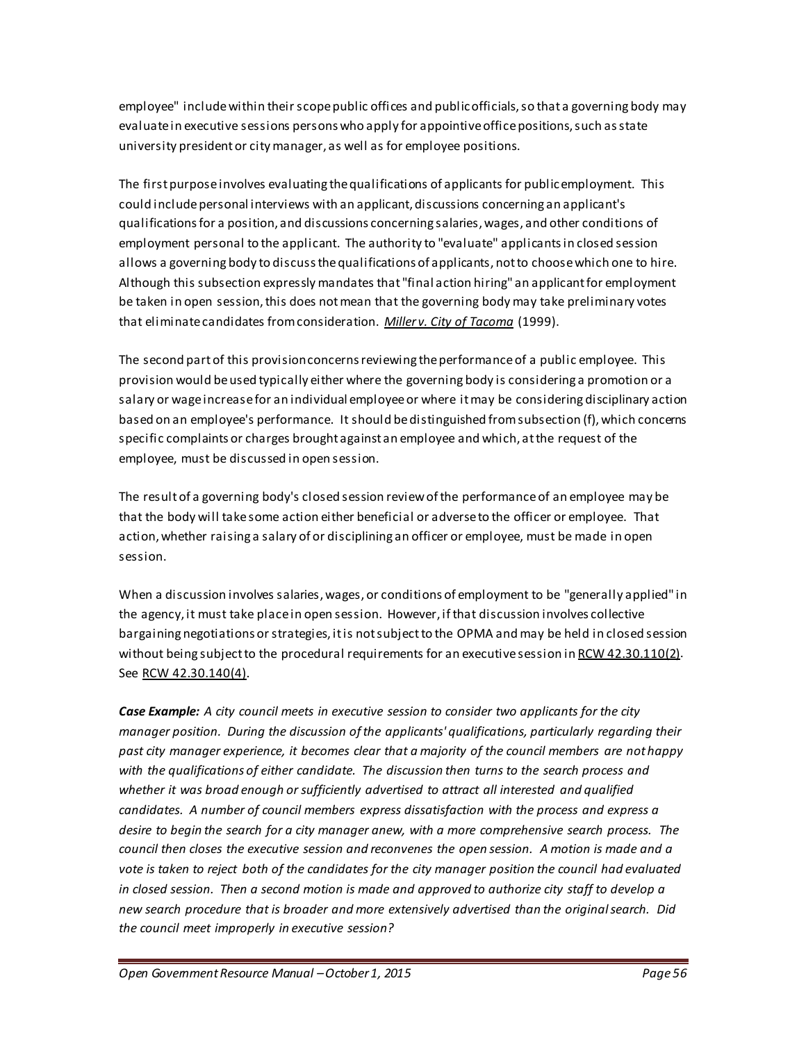employee" include within their scope public offices and public officials, so that a governing body may evaluate in executive sessions persons who apply for appointive office positions, such as state university president or city manager, as well as for employee positions.

The first purpose involves evaluating the qualifications of applicants for public employment. This could include personal interviews with an applicant, discussions concerning an applicant's qualifications for a position, and discussions concerning salaries, wages, and other conditions of employment personal to the applicant. The authority to "evaluate" applicants in closed session allows a governing body to discuss the qualifications of applicants, not to choose which one to hire. Although this subsection expressly mandates that "final action hiring" an applicant for employment be taken in open session, this does not mean that the governing body may take preliminary votes that eliminate candidates from consideration. *Miller v. City of Tacoma* (1999).

The second part of this provision concerns reviewing the performance of a public employee. This provision would be used typically either where the governing body is considering a promotion or a salary or wage increase for an individual employee or where it may be considering disciplinary action based on an employee's performance. It should be distinguished from subsection (f), which concerns specific complaints or charges brought against an employee and which, at the request of the employee, must be discussed in open session.

The result of a governing body's closed session review of the performance of an employee may be that the body will take some action either beneficial or adverse to the officer or employee. That action, whether raising a salary of or disciplining an officer or employee, must be made in open session.

When a discussion involves salaries, wages, or conditions of employment to be "generally applied" in the agency, it must take place in open session. However, if that discussion involves collective bargaining negotiations or strategies, it is not subject to the OPMA and may be held in closed session without being subject to the procedural requirements for an executive session in RCW 42.30.110(2). See RCW 42.30.140(4).

***Case Example:*** *A city council meets in executive session to consider two applicants for the city manager position. During the discussion of the applicants' qualifications, particularly regarding their past city manager experience, it becomes clear that a majority of the council members are not happy with the qualifications of either candidate. The discussion then turns to the search process and whether it was broad enough or sufficiently advertised to attract all interested and qualified candidates. A number of council members express dissatisfaction with the process and express a desire to begin the search for a city manager anew, with a more comprehensive search process. The council then closes the executive session and reconvenes the open session. A motion is made and a vote is taken to reject both of the candidates for the city manager position the council had evaluated in closed session. Then a second motion is made and approved to authorize city staff to develop a new search procedure that is broader and more extensively advertised than the original search. Did the council meet improperly in executive session?*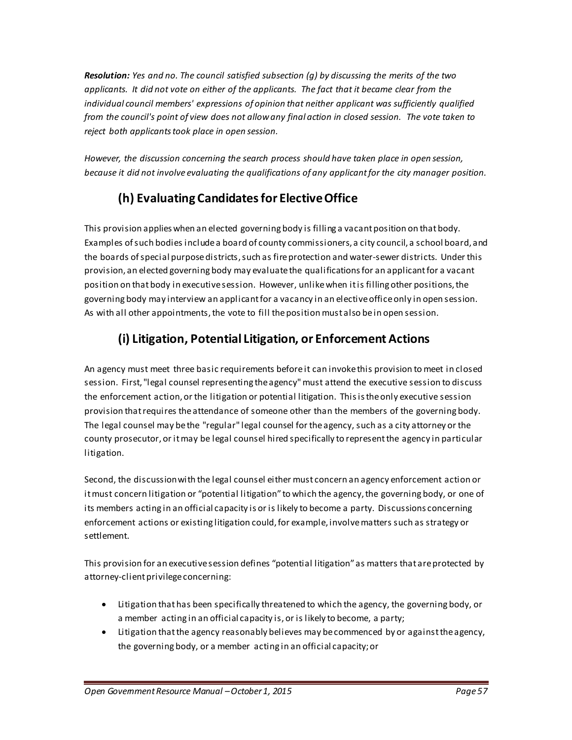***Resolution:*** *Yes and no. The council satisfied subsection (g) by discussing the merits of the two applicants. It did not vote on either of the applicants. The fact that it became clear from the individual council members' expressions of opinion that neither applicant was sufficiently qualified from the council's point of view does not allow any final action in closed session. The vote taken to reject both applicants took place in open session.*

*However, the discussion concerning the search process should have taken place in open session, because it did not involve evaluating the qualifications of any applicant for the city manager position.*

## (h) Evaluating Candidates for Elective Office

This provision applies when an elected governing body is filling a vacant position on that body. Examples of such bodies include a board of county commissioners, a city council, a school board, and the boards of special purpose districts, such as fire protection and water-sewer districts. Under this provision, an elected governing body may evaluate the qualifications for an applicant for a vacant position on that body in executive session. However, unlike when it is filling other positions, the governing body may interview an applicant for a vacancy in an elective office only in open session. As with all other appointments, the vote to fill the position must also be in open session.

## (i) Litigation, Potential Litigation, or Enforcement Actions

An agency must meet three basic requirements before it can invoke this provision to meet in closed session. First, "legal counsel representing the agency" must attend the executive session to discuss the enforcement action, or the litigation or potential litigation. This is the only executive session provision that requires the attendance of someone other than the members of the governing body. The legal counsel may be the "regular" legal counsel for the agency, such as a city attorney or the county prosecutor, or it may be legal counsel hired specifically to represent the agency in particular litigation.

Second, the discussion with the legal counsel either must concern an agency enforcement action or it must concern litigation or "potential litigation" to which the agency, the governing body, or one of its members acting in an official capacity is or is likely to become a party. Discussions concerning enforcement actions or existing litigation could, for example, involve matters such as strategy or settlement.

This provision for an executive session defines "potential litigation" as matters that are protected by attorney-client privilege concerning:

- Litigation that has been specifically threatened to which the agency, the governing body, or a member acting in an official capacity is, or is likely to become, a party;
- Litigation that the agency reasonably believes may be commenced by or against the agency, the governing body, or a member acting in an official capacity; or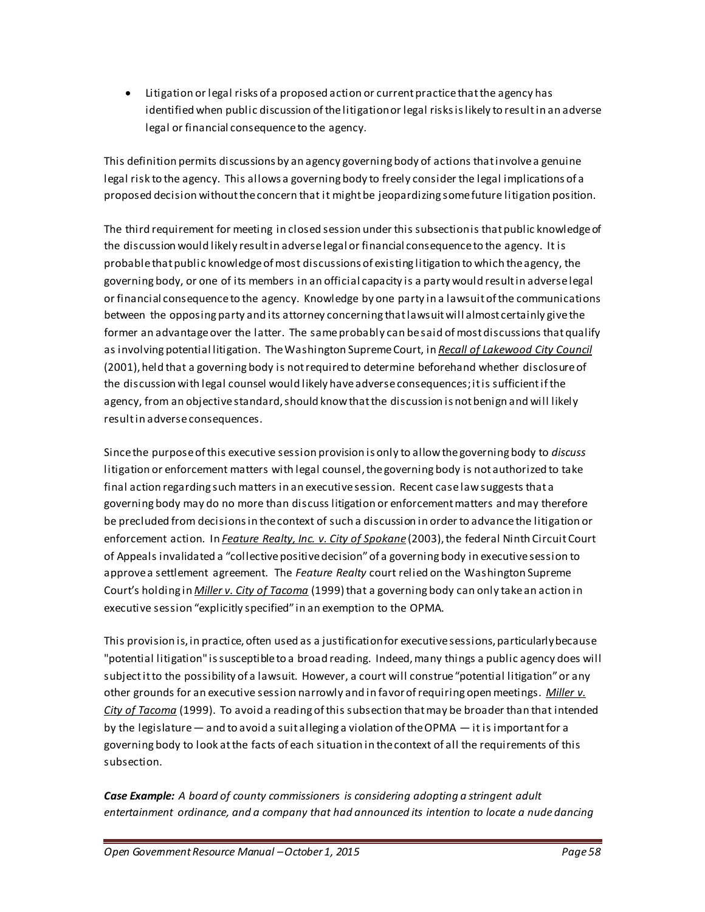- Litigation or legal risks of a proposed action or current practice that the agency has identified when public discussion of the litigation or legal risks is likely to result in an adverse legal or financial consequence to the agency.

This definition permits discussions by an agency governing body of actions that involve a genuine legal risk to the agency. This allows a governing body to freely consider the legal implications of a proposed decision without the concern that it might be jeopardizing some future litigation position.

The third requirement for meeting in closed session under this subsection is that public knowledge of the discussion would likely result in adverse legal or financial consequence to the agency. It is probable that public knowledge of most discussions of existing litigation to which the agency, the governing body, or one of its members in an official capacity is a party would result in adverse legal or financial consequence to the agency. Knowledge by one party in a lawsuit of the communications between the opposing party and its attorney concerning that lawsuit will almost certainly give the former an advantage over the latter. The same probably can be said of most discussions that qualify as involving potential litigation. The Washington Supreme Court, in *Recall of Lakewood City Council* (2001), held that a governing body is not required to determine beforehand whether disclosure of the discussion with legal counsel would likely have adverse consequences; it is sufficient if the agency, from an objective standard, should know that the discussion is not benign and will likely result in adverse consequences.

Since the purpose of this executive session provision is only to allow the governing body to *discuss* litigation or enforcement matters with legal counsel, the governing body is not authorized to take final action regarding such matters in an executive session. Recent case law suggests that a governing body may do no more than discuss litigation or enforcement matters and may therefore be precluded from decisions in the context of such a discussion in order to advance the litigation or enforcement action. In *Feature Realty, Inc. v. City of Spokane* (2003), the federal Ninth Circuit Court of Appeals invalidated a "collective positive decision" of a governing body in executive session to approve a settlement agreement. The *Feature Realty* court relied on the Washington Supreme Court's holding in *Miller v. City of Tacoma* (1999) that a governing body can only take an action in executive session "explicitly specified" in an exemption to the OPMA.

This provision is, in practice, often used as a justification for executive sessions, particularly because "potential litigation" is susceptible to a broad reading. Indeed, many things a public agency does will subject it to the possibility of a lawsuit. However, a court will construe "potential litigation" or any other grounds for an executive session narrowly and in favor of requiring open meetings. *Miller v. City of Tacoma* (1999). To avoid a reading of this subsection that may be broader than that intended by the legislature — and to avoid a suit alleging a violation of the OPMA — it is important for a governing body to look at the facts of each situation in the context of all the requirements of this subsection.

***Case Example:*** *A board of county commissioners is considering adopting a stringent adult entertainment ordinance, and a company that had announced its intention to locate a nude dancing*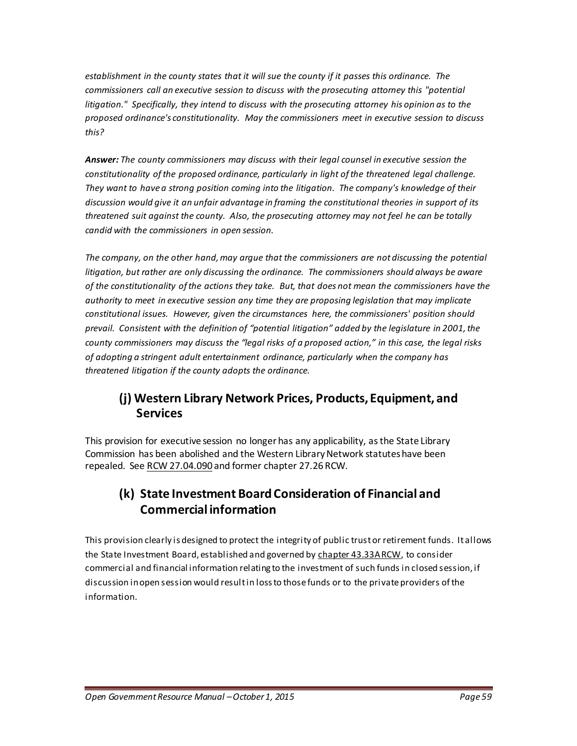*establishment in the county states that it will sue the county if it passes this ordinance. The commissioners call an executive session to discuss with the prosecuting attorney this "potential litigation." Specifically, they intend to discuss with the prosecuting attorney his opinion as to the proposed ordinance's constitutionality. May the commissioners meet in executive session to discuss this?*

***Answer:*** *The county commissioners may discuss with their legal counsel in executive session the constitutionality of the proposed ordinance, particularly in light of the threatened legal challenge. They want to have a strong position coming into the litigation. The company's knowledge of their discussion would give it an unfair advantage in framing the constitutional theories in support of its threatened suit against the county. Also, the prosecuting attorney may not feel he can be totally candid with the commissioners in open session.*

*The company, on the other hand, may argue that the commissioners are not discussing the potential litigation, but rather are only discussing the ordinance. The commissioners should always be aware of the constitutionality of the actions they take. But, that does not mean the commissioners have the authority to meet in executive session any time they are proposing legislation that may implicate constitutional issues. However, given the circumstances here, the commissioners' position should prevail. Consistent with the definition of "potential litigation" added by the legislature in 2001, the county commissioners may discuss the "legal risks of a proposed action," in this case, the legal risks of adopting a stringent adult entertainment ordinance, particularly when the company has threatened litigation if the county adopts the ordinance.*

## (j) Western Library Network Prices, Products, Equipment, and Services

This provision for executive session no longer has any applicability, as the State Library Commission has been abolished and the Western Library Network statutes have been repealed. See RCW 27.04.090 and former chapter 27.26 RCW.

## (k) State Investment Board Consideration of Financial and Commercial information

This provision clearly is designed to protect the integrity of public trust or retirement funds. It allows the State Investment Board, established and governed by chapter 43.33A RCW, to consider commercial and financial information relating to the investment of such funds in closed session, if discussion in open session would result in loss to those funds or to the private providers of the information.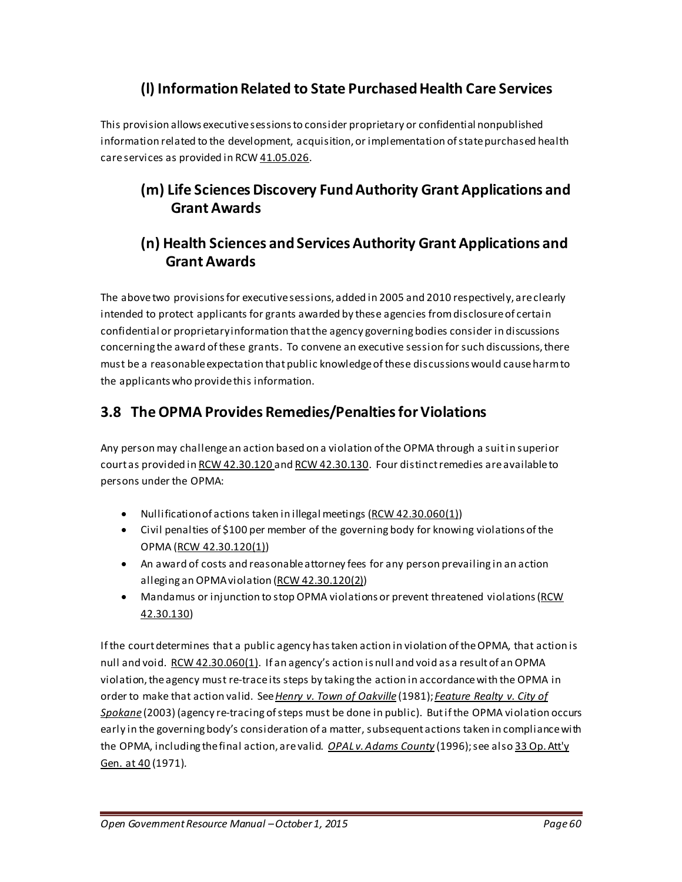## (l) Information Related to State Purchased Health Care Services

This provision allows executive sessions to consider proprietary or confidential nonpublished information related to the development, acquisition, or implementation of state purchased health care services as provided in RCW 41.05.026.

## (m) Life Sciences Discovery Fund Authority Grant Applications and Grant Awards

## (n) Health Sciences and Services Authority Grant Applications and Grant Awards

The above two provisions for executive sessions, added in 2005 and 2010 respectively, are clearly intended to protect applicants for grants awarded by these agencies from disclosure of certain confidential or proprietary information that the agency governing bodies consider in discussions concerning the award of these grants. To convene an executive session for such discussions, there must be a reasonable expectation that public knowledge of these discussions would cause harm to the applicants who provide this information.

# 3.8 The OPMA Provides Remedies/Penalties for Violations

Any person may challenge an action based on a violation of the OPMA through a suit in superior court as provided in RCW 42.30.120 and RCW 42.30.130. Four distinct remedies are available to persons under the OPMA:

- Nullification of actions taken in illegal meetings (RCW 42.30.060(1))
- Civil penalties of $100 per member of the governing body for knowing violations of the OPMA (RCW 42.30.120(1))
- An award of costs and reasonable attorney fees for any person prevailing in an action alleging an OPMA violation (RCW 42.30.120(2))
- Mandamus or injunction to stop OPMA violations or prevent threatened violations (RCW 42.30.130)

If the court determines that a public agency has taken action in violation of the OPMA, that action is null and void. RCW 42.30.060(1). If an agency's action is null and void as a result of an OPMA violation, the agency must re-trace its steps by taking the action in accordance with the OPMA in order to make that action valid. See *Henry v. Town of Oakville* (1981); *Feature Realty v. City of Spokane* (2003) (agency re-tracing of steps must be done in public). But if the OPMA violation occurs early in the governing body's consideration of a matter, subsequent actions taken in compliance with the OPMA, including the final action, are valid. *OPAL v. Adams County* (1996); see also 33 Op. Att'y Gen. at 40 (1971).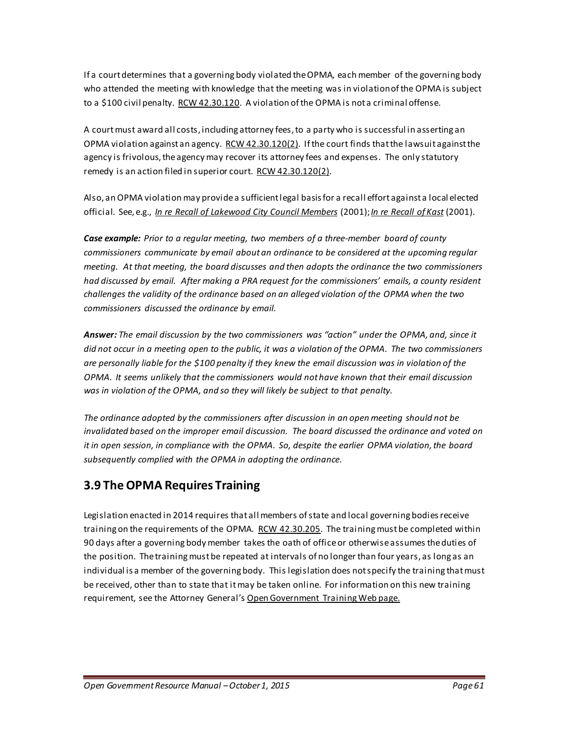If a court determines that a governing body violated the OPMA, each member of the governing body who attended the meeting with knowledge that the meeting was in violation of the OPMA is subject to a $100 civil penalty. RCW 42.30.120. A violation of the OPMA is not a criminal offense.

A court must award all costs, including attorney fees, to a party who is successful in asserting an OPMA violation against an agency. RCW 42.30.120(2). If the court finds that the lawsuit against the agency is frivolous, the agency may recover its attorney fees and expenses. The only statutory remedy is an action filed in superior court. RCW 42.30.120(2).

Also, an OPMA violation may provide a sufficient legal basis for a recall effort against a local elected official. See, e.g., *In re Recall of Lakewood City Council Members* (2001); *In re Recall of Kast* (2001).

***Case example:*** *Prior to a regular meeting, two members of a three-member board of county commissioners communicate by email about an ordinance to be considered at the upcoming regular meeting. At that meeting, the board discusses and then adopts the ordinance the two commissioners had discussed by email. After making a PRA request for the commissioners' emails, a county resident challenges the validity of the ordinance based on an alleged violation of the OPMA when the two commissioners discussed the ordinance by email.*

***Answer:*** *The email discussion by the two commissioners was "action" under the OPMA, and, since it did not occur in a meeting open to the public, it was a violation of the OPMA. The two commissioners are personally liable for the $100 penalty if they knew the email discussion was in violation of the OPMA. It seems unlikely that the commissioners would not have known that their email discussion was in violation of the OPMA, and so they will likely be subject to that penalty.*

*The ordinance adopted by the commissioners after discussion in an open meeting should not be invalidated based on the improper email discussion. The board discussed the ordinance and voted on it in open session, in compliance with the OPMA. So, despite the earlier OPMA violation, the board subsequently complied with the OPMA in adopting the ordinance.*

## 3.9 The OPMA Requires Training

Legislation enacted in 2014 requires that all members of state and local governing bodies receive training on the requirements of the OPMA. RCW 42.30.205. The training must be completed within 90 days after a governing body member takes the oath of office or otherwise assumes the duties of the position. The training must be repeated at intervals of no longer than four years, as long as an individual is a member of the governing body. This legislation does not specify the training that must be received, other than to state that it may be taken online. For information on this new training requirement, see the Attorney General's Open Government Training Web page.